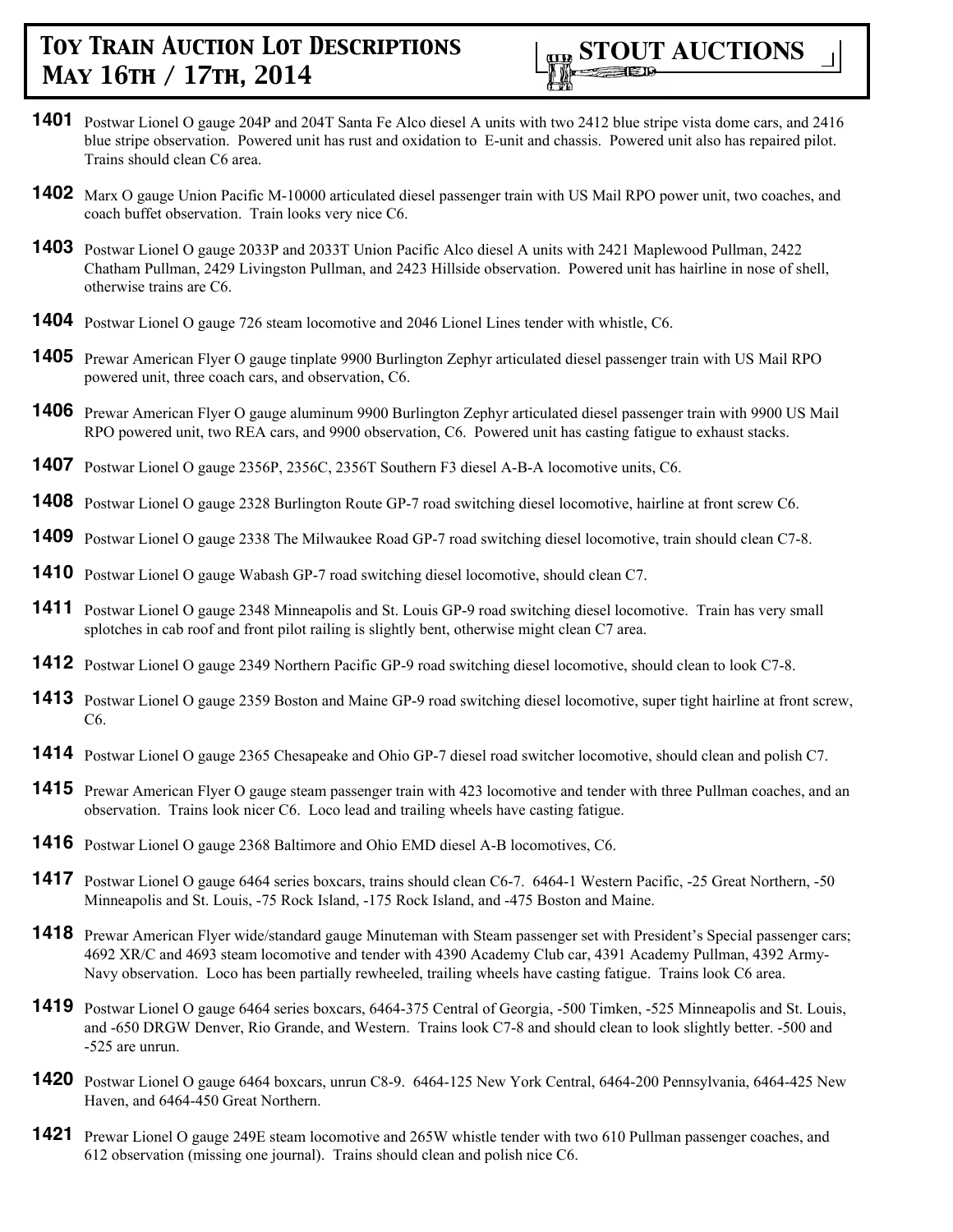# Toy Train Auction Lot Descriptions May 16th / 17th, 2014

## STOUT AUCTIONS

**1401** Postwar Lionel O gauge 204P and 204T Santa Fe Alco diesel A units with two 2412 blue stripe vista dome cars, and 2416 blue stripe observation. Powered unit has rust and oxidation to E-unit and chassis. Powered unit also has repaired pilot. Trains should clean C6 area.

**1402** Marx O gauge Union Pacific M-10000 articulated diesel passenger train with US Mail RPO power unit, two coaches, and coach buffet observation. Train looks very nice C6.

**1403** Postwar Lionel O gauge 2033P and 2033T Union Pacific Alco diesel A units with 2421 Maplewood Pullman, 2422 Chatham Pullman, 2429 Livingston Pullman, and 2423 Hillside observation. Powered unit has hairline in nose of shell, otherwise trains are C6.

**1404** Postwar Lionel O gauge 726 steam locomotive and 2046 Lionel Lines tender with whistle, C6.

**1405** Prewar American Flyer O gauge tinplate 9900 Burlington Zephyr articulated diesel passenger train with US Mail RPO powered unit, three coach cars, and observation, C6.

**1406** Prewar American Flyer O gauge aluminum 9900 Burlington Zephyr articulated diesel passenger train with 9900 US Mail RPO powered unit, two REA cars, and 9900 observation, C6. Powered unit has casting fatigue to exhaust stacks.

**1407** Postwar Lionel O gauge 2356P, 2356C, 2356T Southern F3 diesel A-B-A locomotive units, C6.

**1408** Postwar Lionel O gauge 2328 Burlington Route GP-7 road switching diesel locomotive, hairline at front screw C6.

**1409** Postwar Lionel O gauge 2338 The Milwaukee Road GP-7 road switching diesel locomotive, train should clean C7-8.

**1410** Postwar Lionel O gauge Wabash GP-7 road switching diesel locomotive, should clean C7.

**1411** Postwar Lionel O gauge 2348 Minneapolis and St. Louis GP-9 road switching diesel locomotive. Train has very small splotches in cab roof and front pilot railing is slightly bent, otherwise might clean C7 area.

**1412** Postwar Lionel O gauge 2349 Northern Pacific GP-9 road switching diesel locomotive, should clean to look C7-8.

**1413** Postwar Lionel O gauge 2359 Boston and Maine GP-9 road switching diesel locomotive, super tight hairline at front screw, C6.

**1414** Postwar Lionel O gauge 2365 Chesapeake and Ohio GP-7 diesel road switcher locomotive, should clean and polish C7.

**1415** Prewar American Flyer O gauge steam passenger train with 423 locomotive and tender with three Pullman coaches, and an observation. Trains look nicer C6. Loco lead and trailing wheels have casting fatigue.

**1416** Postwar Lionel O gauge 2368 Baltimore and Ohio EMD diesel A-B locomotives, C6.

**1417** Postwar Lionel O gauge 6464 series boxcars, trains should clean C6-7. 6464-1 Western Pacific, -25 Great Northern, -50 Minneapolis and St. Louis, -75 Rock Island, -175 Rock Island, and -475 Boston and Maine.

**1418** Prewar American Flyer wide/standard gauge Minuteman with Steam passenger set with President's Special passenger cars; 4692 XR/C and 4693 steam locomotive and tender with 4390 Academy Club car, 4391 Academy Pullman, 4392 Army-Navy observation. Loco has been partially rewheeled, trailing wheels have casting fatigue. Trains look C6 area.

**1419** Postwar Lionel O gauge 6464 series boxcars, 6464-375 Central of Georgia, -500 Timken, -525 Minneapolis and St. Louis, and -650 DRGW Denver, Rio Grande, and Western. Trains look C7-8 and should clean to look slightly better. -500 and -525 are unrun.

**1420** Postwar Lionel O gauge 6464 boxcars, unrun C8-9. 6464-125 New York Central, 6464-200 Pennsylvania, 6464-425 New Haven, and 6464-450 Great Northern.

**1421** Prewar Lionel O gauge 249E steam locomotive and 265W whistle tender with two 610 Pullman passenger coaches, and 612 observation (missing one journal). Trains should clean and polish nice C6.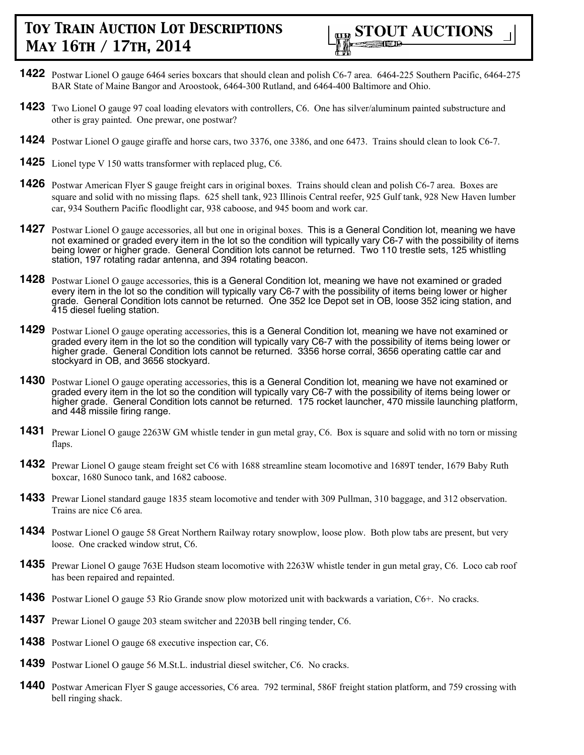**1422** Postwar Lionel O gauge 6464 series boxcars that should clean and polish C6-7 area. 6464-225 Southern Pacific, 6464-275 BAR State of Maine Bangor and Aroostook, 6464-300 Rutland, and 6464-400 Baltimore and Ohio.

**1423** Two Lionel O gauge 97 coal loading elevators with controllers, C6. One has silver/aluminum painted substructure and other is gray painted. One prewar, one postwar?

**1424** Postwar Lionel O gauge giraffe and horse cars, two 3376, one 3386, and one 6473. Trains should clean to look C6-7.

**1425** Lionel type V 150 watts transformer with replaced plug, C6.

**1426** Postwar American Flyer S gauge freight cars in original boxes. Trains should clean and polish C6-7 area. Boxes are square and solid with no missing flaps. 625 shell tank, 923 Illinois Central reefer, 925 Gulf tank, 928 New Haven lumber car, 934 Southern Pacific floodlight car, 938 caboose, and 945 boom and work car.

**1427** Postwar Lionel O gauge accessories, all but one in original boxes. This is a General Condition lot, meaning we have not examined or graded every item in the lot so the condition will typically vary C6-7 with the possibility of items being lower or higher grade. General Condition lots cannot be returned. Two 110 trestle sets, 125 whistling station, 197 rotating radar antenna, and 394 rotating beacon.

**1428** Postwar Lionel O gauge accessories, this is a General Condition lot, meaning we have not examined or graded every item in the lot so the condition will typically vary C6-7 with the possibility of items being lower or higher grade. General Condition lots cannot be returned. One 352 Ice Depot set in OB, loose 352 icing station, and 415 diesel fueling station.

**1429** Postwar Lionel O gauge operating accessories, this is a General Condition lot, meaning we have not examined or graded every item in the lot so the condition will typically vary C6-7 with the possibility of items being lower or higher grade. General Condition lots cannot be returned. 3356 horse corral, 3656 operating cattle car and stockyard in OB, and 3656 stockyard.

**1430** Postwar Lionel O gauge operating accessories, this is a General Condition lot, meaning we have not examined or graded every item in the lot so the condition will typically vary C6-7 with the possibility of items being lower or higher grade. General Condition lots cannot be returned. 175 rocket launcher, 470 missile launching platform, and 448 missile firing range.

**1431** Prewar Lionel O gauge 2263W GM whistle tender in gun metal gray, C6. Box is square and solid with no torn or missing flaps.

**1432** Prewar Lionel O gauge steam freight set C6 with 1688 streamline steam locomotive and 1689T tender, 1679 Baby Ruth boxcar, 1680 Sunoco tank, and 1682 caboose.

**1433** Prewar Lionel standard gauge 1835 steam locomotive and tender with 309 Pullman, 310 baggage, and 312 observation. Trains are nice C6 area.

**1434** Postwar Lionel O gauge 58 Great Northern Railway rotary snowplow, loose plow. Both plow tabs are present, but very loose. One cracked window strut, C6.

**1435** Prewar Lionel O gauge 763E Hudson steam locomotive with 2263W whistle tender in gun metal gray, C6. Loco cab roof has been repaired and repainted.

**1436** Postwar Lionel O gauge 53 Rio Grande snow plow motorized unit with backwards a variation, C6+. No cracks.

**1437** Prewar Lionel O gauge 203 steam switcher and 2203B bell ringing tender, C6.

**1438** Postwar Lionel O gauge 68 executive inspection car, C6.

**1439** Postwar Lionel O gauge 56 M.St.L. industrial diesel switcher, C6. No cracks.

**1440** Postwar American Flyer S gauge accessories, C6 area. 792 terminal, 586F freight station platform, and 759 crossing with bell ringing shack.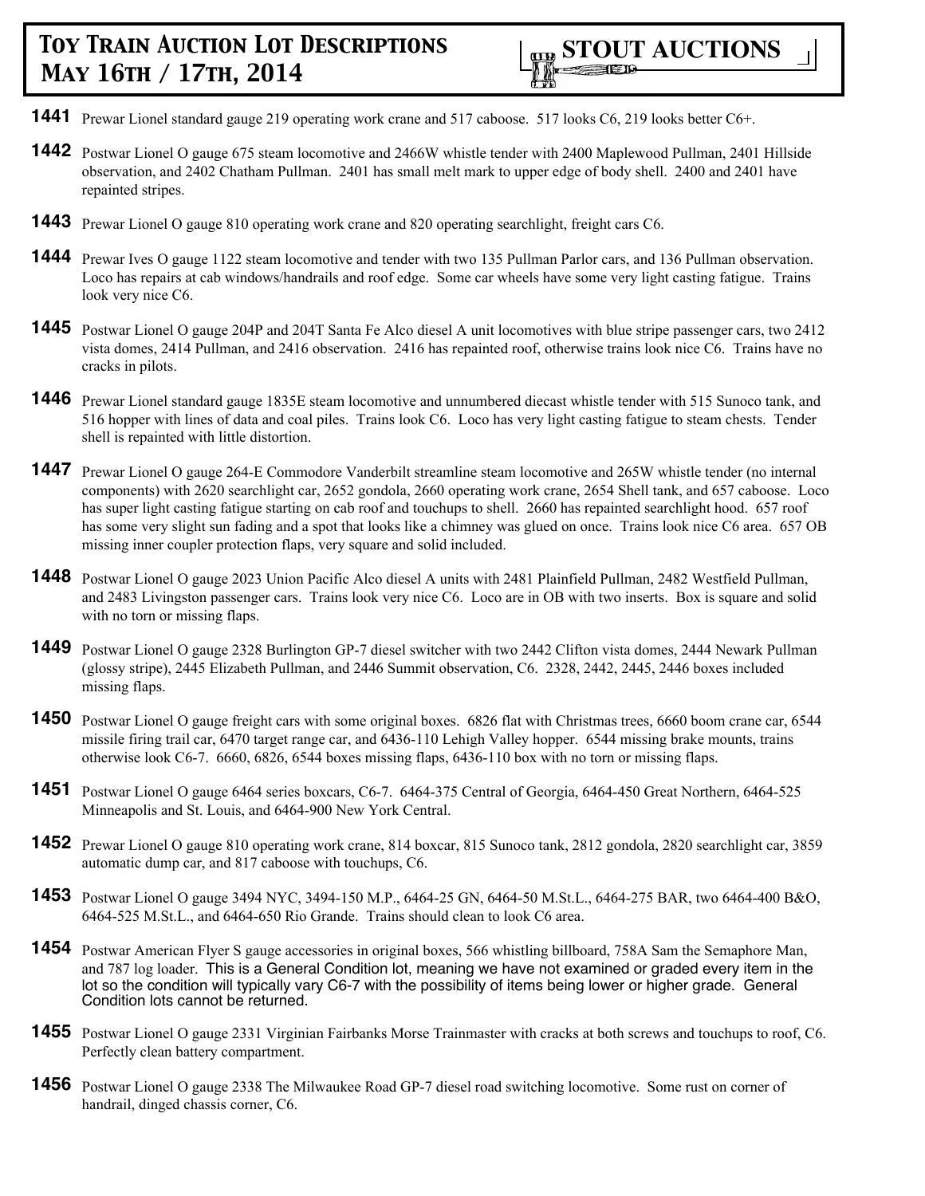**1441** Prewar Lionel standard gauge 219 operating work crane and 517 caboose. 517 looks C6, 219 looks better C6+.

**1442** Postwar Lionel O gauge 675 steam locomotive and 2466W whistle tender with 2400 Maplewood Pullman, 2401 Hillside observation, and 2402 Chatham Pullman. 2401 has small melt mark to upper edge of body shell. 2400 and 2401 have repainted stripes.

**1443** Prewar Lionel O gauge 810 operating work crane and 820 operating searchlight, freight cars C6.

**1444** Prewar Ives O gauge 1122 steam locomotive and tender with two 135 Pullman Parlor cars, and 136 Pullman observation. Loco has repairs at cab windows/handrails and roof edge. Some car wheels have some very light casting fatigue. Trains look very nice C6.

**1445** Postwar Lionel O gauge 204P and 204T Santa Fe Alco diesel A unit locomotives with blue stripe passenger cars, two 2412 vista domes, 2414 Pullman, and 2416 observation. 2416 has repainted roof, otherwise trains look nice C6. Trains have no cracks in pilots.

**1446** Prewar Lionel standard gauge 1835E steam locomotive and unnumbered diecast whistle tender with 515 Sunoco tank, and 516 hopper with lines of data and coal piles. Trains look C6. Loco has very light casting fatigue to steam chests. Tender shell is repainted with little distortion.

**1447** Prewar Lionel O gauge 264-E Commodore Vanderbilt streamline steam locomotive and 265W whistle tender (no internal components) with 2620 searchlight car, 2652 gondola, 2660 operating work crane, 2654 Shell tank, and 657 caboose. Loco has super light casting fatigue starting on cab roof and touchups to shell. 2660 has repainted searchlight hood. 657 roof has some very slight sun fading and a spot that looks like a chimney was glued on once. Trains look nice C6 area. 657 OB missing inner coupler protection flaps, very square and solid included.

**1448** Postwar Lionel O gauge 2023 Union Pacific Alco diesel A units with 2481 Plainfield Pullman, 2482 Westfield Pullman, and 2483 Livingston passenger cars. Trains look very nice C6. Loco are in OB with two inserts. Box is square and solid with no torn or missing flaps.

**1449** Postwar Lionel O gauge 2328 Burlington GP-7 diesel switcher with two 2442 Clifton vista domes, 2444 Newark Pullman (glossy stripe), 2445 Elizabeth Pullman, and 2446 Summit observation, C6. 2328, 2442, 2445, 2446 boxes included missing flaps.

**1450** Postwar Lionel O gauge freight cars with some original boxes. 6826 flat with Christmas trees, 6660 boom crane car, 6544 missile firing trail car, 6470 target range car, and 6436-110 Lehigh Valley hopper. 6544 missing brake mounts, trains otherwise look C6-7. 6660, 6826, 6544 boxes missing flaps, 6436-110 box with no torn or missing flaps.

**1451** Postwar Lionel O gauge 6464 series boxcars, C6-7. 6464-375 Central of Georgia, 6464-450 Great Northern, 6464-525 Minneapolis and St. Louis, and 6464-900 New York Central.

**1452** Prewar Lionel O gauge 810 operating work crane, 814 boxcar, 815 Sunoco tank, 2812 gondola, 2820 searchlight car, 3859 automatic dump car, and 817 caboose with touchups, C6.

**1453** Postwar Lionel O gauge 3494 NYC, 3494-150 M.P., 6464-25 GN, 6464-50 M.St.L., 6464-275 BAR, two 6464-400 B&O, 6464-525 M.St.L., and 6464-650 Rio Grande. Trains should clean to look C6 area.

**1454** Postwar American Flyer S gauge accessories in original boxes, 566 whistling billboard, 758A Sam the Semaphore Man, and 787 log loader. This is a General Condition lot, meaning we have not examined or graded every item in the lot so the condition will typically vary C6-7 with the possibility of items being lower or higher grade. General Condition lots cannot be returned.

**1455** Postwar Lionel O gauge 2331 Virginian Fairbanks Morse Trainmaster with cracks at both screws and touchups to roof, C6. Perfectly clean battery compartment.

**1456** Postwar Lionel O gauge 2338 The Milwaukee Road GP-7 diesel road switching locomotive. Some rust on corner of handrail, dinged chassis corner, C6.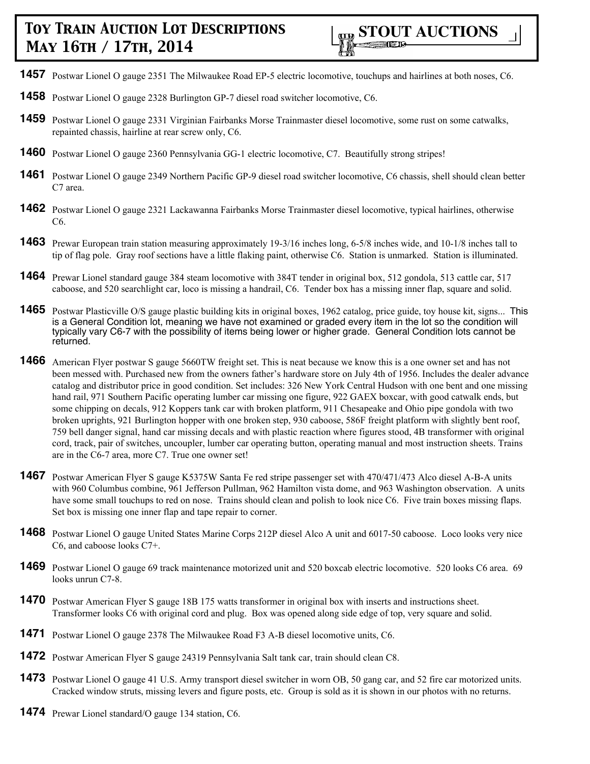# Toy Train Auction Lot Descriptions May 16th / 17th, 2014

**STOUT AUCTIONS**

**1457** Postwar Lionel O gauge 2351 The Milwaukee Road EP-5 electric locomotive, touchups and hairlines at both noses, C6.

**1458** Postwar Lionel O gauge 2328 Burlington GP-7 diesel road switcher locomotive, C6.

**1459** Postwar Lionel O gauge 2331 Virginian Fairbanks Morse Trainmaster diesel locomotive, some rust on some catwalks, repainted chassis, hairline at rear screw only, C6.

**1460** Postwar Lionel O gauge 2360 Pennsylvania GG-1 electric locomotive, C7. Beautifully strong stripes!

**1461** Postwar Lionel O gauge 2349 Northern Pacific GP-9 diesel road switcher locomotive, C6 chassis, shell should clean better C7 area.

**1462** Postwar Lionel O gauge 2321 Lackawanna Fairbanks Morse Trainmaster diesel locomotive, typical hairlines, otherwise C6.

**1463** Prewar European train station measuring approximately 19-3/16 inches long, 6-5/8 inches wide, and 10-1/8 inches tall to tip of flag pole. Gray roof sections have a little flaking paint, otherwise C6. Station is unmarked. Station is illuminated.

**1464** Prewar Lionel standard gauge 384 steam locomotive with 384T tender in original box, 512 gondola, 513 cattle car, 517 caboose, and 520 searchlight car, loco is missing a handrail, C6. Tender box has a missing inner flap, square and solid.

**1465** Postwar Plasticville O/S gauge plastic building kits in original boxes, 1962 catalog, price guide, toy house kit, signs... This is a General Condition lot, meaning we have not examined or graded every item in the lot so the condition will typically vary C6-7 with the possibility of items being lower or higher grade. General Condition lots cannot be returned.

**1466** American Flyer postwar S gauge 5660TW freight set. This is neat because we know this is a one owner set and has not been messed with. Purchased new from the owners father's hardware store on July 4th of 1956. Includes the dealer advance catalog and distributor price in good condition. Set includes: 326 New York Central Hudson with one bent and one missing hand rail, 971 Southern Pacific operating lumber car missing one figure, 922 GAEX boxcar, with good catwalk ends, but some chipping on decals, 912 Koppers tank car with broken platform, 911 Chesapeake and Ohio pipe gondola with two broken uprights, 921 Burlington hopper with one broken step, 930 caboose, 586F freight platform with slightly bent roof, 759 bell danger signal, hand car missing decals and with plastic reaction where figures stood, 4B transformer with original cord, track, pair of switches, uncoupler, lumber car operating button, operating manual and most instruction sheets. Trains are in the C6-7 area, more C7. True one owner set!

**1467** Postwar American Flyer S gauge K5375W Santa Fe red stripe passenger set with 470/471/473 Alco diesel A-B-A units with 960 Columbus combine, 961 Jefferson Pullman, 962 Hamilton vista dome, and 963 Washington observation. A units have some small touchups to red on nose. Trains should clean and polish to look nice C6. Five train boxes missing flaps. Set box is missing one inner flap and tape repair to corner.

**1468** Postwar Lionel O gauge United States Marine Corps 212P diesel Alco A unit and 6017-50 caboose. Loco looks very nice C6, and caboose looks C7+.

**1469** Postwar Lionel O gauge 69 track maintenance motorized unit and 520 boxcab electric locomotive. 520 looks C6 area. 69 looks unrun C7-8.

**1470** Postwar American Flyer S gauge 18B 175 watts transformer in original box with inserts and instructions sheet. Transformer looks C6 with original cord and plug. Box was opened along side edge of top, very square and solid.

**1471** Postwar Lionel O gauge 2378 The Milwaukee Road F3 A-B diesel locomotive units, C6.

**1472** Postwar American Flyer S gauge 24319 Pennsylvania Salt tank car, train should clean C8.

**1473** Postwar Lionel O gauge 41 U.S. Army transport diesel switcher in worn OB, 50 gang car, and 52 fire car motorized units. Cracked window struts, missing levers and figure posts, etc. Group is sold as it is shown in our photos with no returns.

**1474** Prewar Lionel standard/O gauge 134 station, C6.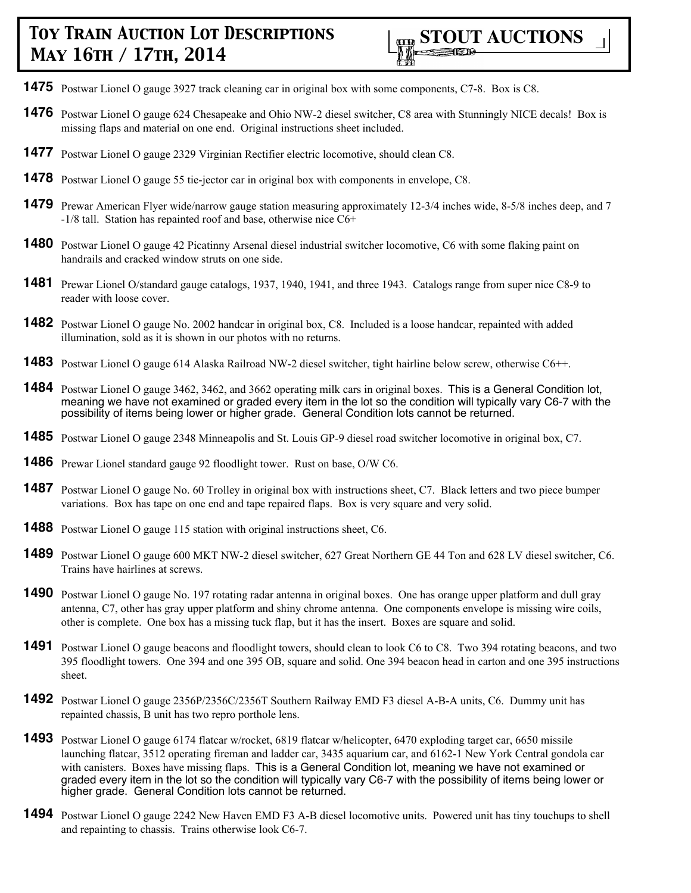**1475** Postwar Lionel O gauge 3927 track cleaning car in original box with some components, C7-8. Box is C8.

**1476** Postwar Lionel O gauge 624 Chesapeake and Ohio NW-2 diesel switcher, C8 area with Stunningly NICE decals! Box is missing flaps and material on one end. Original instructions sheet included.

**1477** Postwar Lionel O gauge 2329 Virginian Rectifier electric locomotive, should clean C8.

**1478** Postwar Lionel O gauge 55 tie-jector car in original box with components in envelope, C8.

**1479** Prewar American Flyer wide/narrow gauge station measuring approximately 12-3/4 inches wide, 8-5/8 inches deep, and 7 -1/8 tall. Station has repainted roof and base, otherwise nice C6+

**1480** Postwar Lionel O gauge 42 Picatinny Arsenal diesel industrial switcher locomotive, C6 with some flaking paint on handrails and cracked window struts on one side.

**1481** Prewar Lionel O/standard gauge catalogs, 1937, 1940, 1941, and three 1943. Catalogs range from super nice C8-9 to reader with loose cover.

**1482** Postwar Lionel O gauge No. 2002 handcar in original box, C8. Included is a loose handcar, repainted with added illumination, sold as it is shown in our photos with no returns.

**1483** Postwar Lionel O gauge 614 Alaska Railroad NW-2 diesel switcher, tight hairline below screw, otherwise C6++.

**1484** Postwar Lionel O gauge 3462, 3462, and 3662 operating milk cars in original boxes. This is a General Condition lot, meaning we have not examined or graded every item in the lot so the condition will typically vary C6-7 with the possibility of items being lower or higher grade. General Condition lots cannot be returned.

**1485** Postwar Lionel O gauge 2348 Minneapolis and St. Louis GP-9 diesel road switcher locomotive in original box, C7.

**1486** Prewar Lionel standard gauge 92 floodlight tower. Rust on base, O/W C6.

**1487** Postwar Lionel O gauge No. 60 Trolley in original box with instructions sheet, C7. Black letters and two piece bumper variations. Box has tape on one end and tape repaired flaps. Box is very square and very solid.

**1488** Postwar Lionel O gauge 115 station with original instructions sheet, C6.

**1489** Postwar Lionel O gauge 600 MKT NW-2 diesel switcher, 627 Great Northern GE 44 Ton and 628 LV diesel switcher, C6. Trains have hairlines at screws.

**1490** Postwar Lionel O gauge No. 197 rotating radar antenna in original boxes. One has orange upper platform and dull gray antenna, C7, other has gray upper platform and shiny chrome antenna. One components envelope is missing wire coils, other is complete. One box has a missing tuck flap, but it has the insert. Boxes are square and solid.

**1491** Postwar Lionel O gauge beacons and floodlight towers, should clean to look C6 to C8. Two 394 rotating beacons, and two 395 floodlight towers. One 394 and one 395 OB, square and solid. One 394 beacon head in carton and one 395 instructions sheet.

**1492** Postwar Lionel O gauge 2356P/2356C/2356T Southern Railway EMD F3 diesel A-B-A units, C6. Dummy unit has repainted chassis, B unit has two repro porthole lens.

**1493** Postwar Lionel O gauge 6174 flatcar w/rocket, 6819 flatcar w/helicopter, 6470 exploding target car, 6650 missile launching flatcar, 3512 operating fireman and ladder car, 3435 aquarium car, and 6162-1 New York Central gondola car with canisters. Boxes have missing flaps. This is a General Condition lot, meaning we have not examined or graded every item in the lot so the condition will typically vary C6-7 with the possibility of items being lower or higher grade. General Condition lots cannot be returned.

**1494** Postwar Lionel O gauge 2242 New Haven EMD F3 A-B diesel locomotive units. Powered unit has tiny touchups to shell and repainting to chassis. Trains otherwise look C6-7.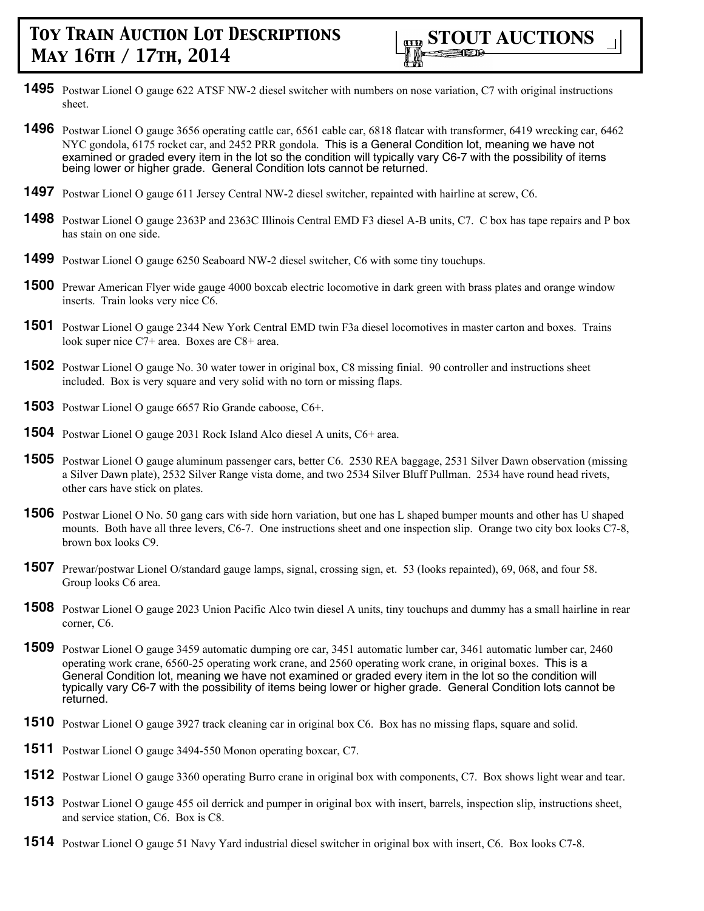**1495** Postwar Lionel O gauge 622 ATSF NW-2 diesel switcher with numbers on nose variation, C7 with original instructions sheet.

**1496** Postwar Lionel O gauge 3656 operating cattle car, 6561 cable car, 6818 flatcar with transformer, 6419 wrecking car, 6462 NYC gondola, 6175 rocket car, and 2452 PRR gondola. This is a General Condition lot, meaning we have not examined or graded every item in the lot so the condition will typically vary C6-7 with the possibility of items being lower or higher grade. General Condition lots cannot be returned.

**1497** Postwar Lionel O gauge 611 Jersey Central NW-2 diesel switcher, repainted with hairline at screw, C6.

**1498** Postwar Lionel O gauge 2363P and 2363C Illinois Central EMD F3 diesel A-B units, C7. C box has tape repairs and P box has stain on one side.

**1499** Postwar Lionel O gauge 6250 Seaboard NW-2 diesel switcher, C6 with some tiny touchups.

**1500** Prewar American Flyer wide gauge 4000 boxcab electric locomotive in dark green with brass plates and orange window inserts. Train looks very nice C6.

**1501** Postwar Lionel O gauge 2344 New York Central EMD twin F3a diesel locomotives in master carton and boxes. Trains look super nice C7+ area. Boxes are C8+ area.

**1502** Postwar Lionel O gauge No. 30 water tower in original box, C8 missing finial. 90 controller and instructions sheet included. Box is very square and very solid with no torn or missing flaps.

**1503** Postwar Lionel O gauge 6657 Rio Grande caboose, C6+.

**1504** Postwar Lionel O gauge 2031 Rock Island Alco diesel A units, C6+ area.

**1505** Postwar Lionel O gauge aluminum passenger cars, better C6. 2530 REA baggage, 2531 Silver Dawn observation (missing a Silver Dawn plate), 2532 Silver Range vista dome, and two 2534 Silver Bluff Pullman. 2534 have round head rivets, other cars have stick on plates.

**1506** Postwar Lionel O No. 50 gang cars with side horn variation, but one has L shaped bumper mounts and other has U shaped mounts. Both have all three levers, C6-7. One instructions sheet and one inspection slip. Orange two city box looks C7-8, brown box looks C9.

**1507** Prewar/postwar Lionel O/standard gauge lamps, signal, crossing sign, et. 53 (looks repainted), 69, 068, and four 58. Group looks C6 area.

**1508** Postwar Lionel O gauge 2023 Union Pacific Alco twin diesel A units, tiny touchups and dummy has a small hairline in rear corner, C6.

**1509** Postwar Lionel O gauge 3459 automatic dumping ore car, 3451 automatic lumber car, 3461 automatic lumber car, 2460 operating work crane, 6560-25 operating work crane, and 2560 operating work crane, in original boxes. This is a General Condition lot, meaning we have not examined or graded every item in the lot so the condition will typically vary C6-7 with the possibility of items being lower or higher grade. General Condition lots cannot be returned.

**1510** Postwar Lionel O gauge 3927 track cleaning car in original box C6. Box has no missing flaps, square and solid.

**1511** Postwar Lionel O gauge 3494-550 Monon operating boxcar, C7.

**1512** Postwar Lionel O gauge 3360 operating Burro crane in original box with components, C7. Box shows light wear and tear.

**1513** Postwar Lionel O gauge 455 oil derrick and pumper in original box with insert, barrels, inspection slip, instructions sheet, and service station, C6. Box is C8.

**1514** Postwar Lionel O gauge 51 Navy Yard industrial diesel switcher in original box with insert, C6. Box looks C7-8.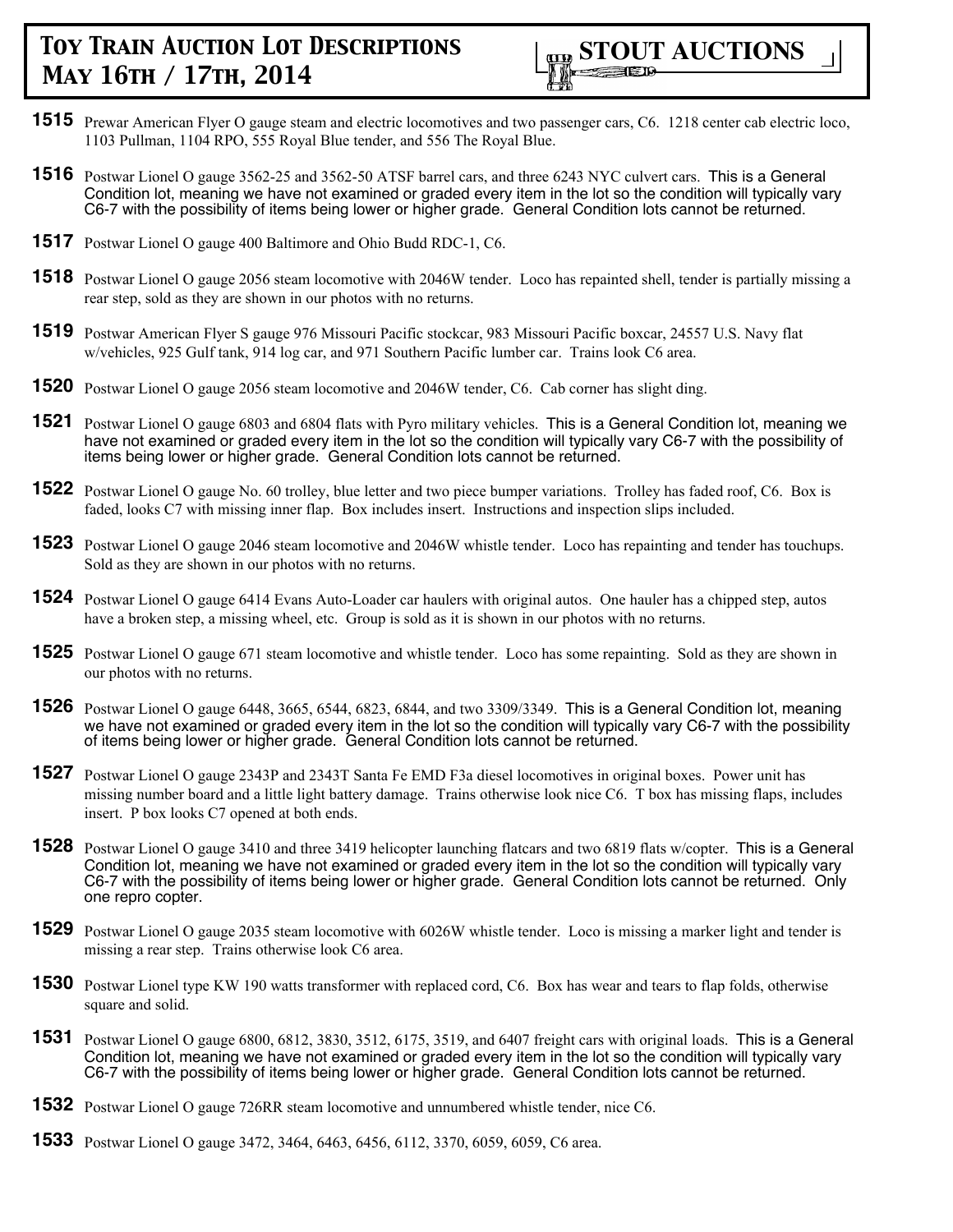**1515** Prewar American Flyer O gauge steam and electric locomotives and two passenger cars, C6. 1218 center cab electric loco, 1103 Pullman, 1104 RPO, 555 Royal Blue tender, and 556 The Royal Blue.

**1516** Postwar Lionel O gauge 3562-25 and 3562-50 ATSF barrel cars, and three 6243 NYC culvert cars. This is a General Condition lot, meaning we have not examined or graded every item in the lot so the condition will typically vary C6-7 with the possibility of items being lower or higher grade. General Condition lots cannot be returned.

**1517** Postwar Lionel O gauge 400 Baltimore and Ohio Budd RDC-1, C6.

**1518** Postwar Lionel O gauge 2056 steam locomotive with 2046W tender. Loco has repainted shell, tender is partially missing a rear step, sold as they are shown in our photos with no returns.

**1519** Postwar American Flyer S gauge 976 Missouri Pacific stockcar, 983 Missouri Pacific boxcar, 24557 U.S. Navy flat w/vehicles, 925 Gulf tank, 914 log car, and 971 Southern Pacific lumber car. Trains look C6 area.

**1520** Postwar Lionel O gauge 2056 steam locomotive and 2046W tender, C6. Cab corner has slight ding.

**1521** Postwar Lionel O gauge 6803 and 6804 flats with Pyro military vehicles. This is a General Condition lot, meaning we have not examined or graded every item in the lot so the condition will typically vary C6-7 with the possibility of items being lower or higher grade. General Condition lots cannot be returned.

**1522** Postwar Lionel O gauge No. 60 trolley, blue letter and two piece bumper variations. Trolley has faded roof, C6. Box is faded, looks C7 with missing inner flap. Box includes insert. Instructions and inspection slips included.

**1523** Postwar Lionel O gauge 2046 steam locomotive and 2046W whistle tender. Loco has repainting and tender has touchups. Sold as they are shown in our photos with no returns.

**1524** Postwar Lionel O gauge 6414 Evans Auto-Loader car haulers with original autos. One hauler has a chipped step, autos have a broken step, a missing wheel, etc. Group is sold as it is shown in our photos with no returns.

**1525** Postwar Lionel O gauge 671 steam locomotive and whistle tender. Loco has some repainting. Sold as they are shown in our photos with no returns.

**1526** Postwar Lionel O gauge 6448, 3665, 6544, 6823, 6844, and two 3309/3349. This is a General Condition lot, meaning we have not examined or graded every item in the lot so the condition will typically vary C6-7 with the possibility of items being lower or higher grade. General Condition lots cannot be returned.

**1527** Postwar Lionel O gauge 2343P and 2343T Santa Fe EMD F3a diesel locomotives in original boxes. Power unit has missing number board and a little light battery damage. Trains otherwise look nice C6. T box has missing flaps, includes insert. P box looks C7 opened at both ends.

**1528** Postwar Lionel O gauge 3410 and three 3419 helicopter launching flatcars and two 6819 flats w/copter. This is a General Condition lot, meaning we have not examined or graded every item in the lot so the condition will typically vary C6-7 with the possibility of items being lower or higher grade. General Condition lots cannot be returned. Only one repro copter.

**1529** Postwar Lionel O gauge 2035 steam locomotive with 6026W whistle tender. Loco is missing a marker light and tender is missing a rear step. Trains otherwise look C6 area.

**1530** Postwar Lionel type KW 190 watts transformer with replaced cord, C6. Box has wear and tears to flap folds, otherwise square and solid.

**1531** Postwar Lionel O gauge 6800, 6812, 3830, 3512, 6175, 3519, and 6407 freight cars with original loads. This is a General Condition lot, meaning we have not examined or graded every item in the lot so the condition will typically vary C6-7 with the possibility of items being lower or higher grade. General Condition lots cannot be returned.

**1532** Postwar Lionel O gauge 726RR steam locomotive and unnumbered whistle tender, nice C6.

**1533** Postwar Lionel O gauge 3472, 3464, 6463, 6456, 6112, 3370, 6059, 6059, C6 area.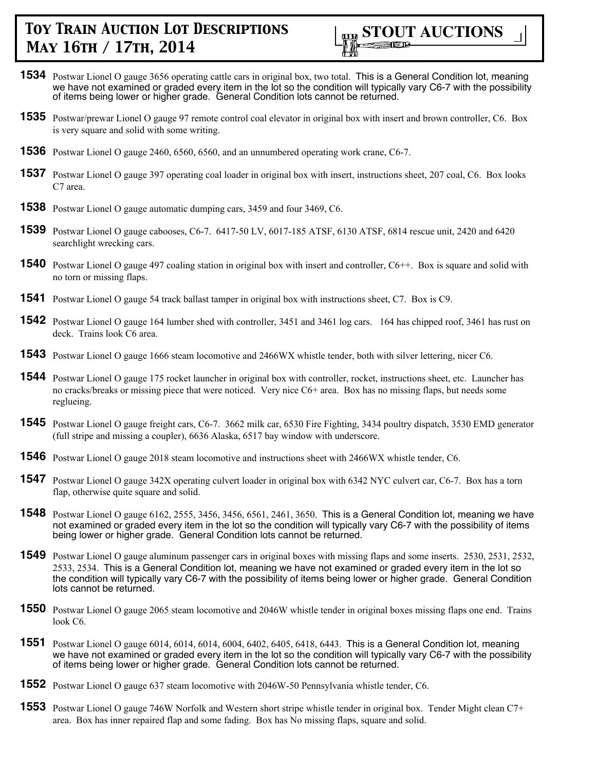**1534** Postwar Lionel O gauge 3656 operating cattle cars in original box, two total. This is a General Condition lot, meaning we have not examined or graded every item in the lot so the condition will typically vary C6-7 with the possibility of items being lower or higher grade. General Condition lots cannot be returned.

**1535** Postwar/prewar Lionel O gauge 97 remote control coal elevator in original box with insert and brown controller, C6. Box is very square and solid with some writing.

**1536** Postwar Lionel O gauge 2460, 6560, 6560, and an unnumbered operating work crane, C6-7.

**1537** Postwar Lionel O gauge 397 operating coal loader in original box with insert, instructions sheet, 207 coal, C6. Box looks C7 area.

**1538** Postwar Lionel O gauge automatic dumping cars, 3459 and four 3469, C6.

**1539** Postwar Lionel O gauge cabooses, C6-7. 6417-50 LV, 6017-185 ATSF, 6130 ATSF, 6814 rescue unit, 2420 and 6420 searchlight wrecking cars.

**1540** Postwar Lionel O gauge 497 coaling station in original box with insert and controller, C6++. Box is square and solid with no torn or missing flaps.

**1541** Postwar Lionel O gauge 54 track ballast tamper in original box with instructions sheet, C7. Box is C9.

**1542** Postwar Lionel O gauge 164 lumber shed with controller, 3451 and 3461 log cars. 164 has chipped roof, 3461 has rust on deck. Trains look C6 area.

**1543** Postwar Lionel O gauge 1666 steam locomotive and 2466WX whistle tender, both with silver lettering, nicer C6.

**1544** Postwar Lionel O gauge 175 rocket launcher in original box with controller, rocket, instructions sheet, etc. Launcher has no cracks/breaks or missing piece that were noticed. Very nice C6+ area. Box has no missing flaps, but needs some regluеing.

**1545** Postwar Lionel O gauge freight cars, C6-7. 3662 milk car, 6530 Fire Fighting, 3434 poultry dispatch, 3530 EMD generator (full stripe and missing a coupler), 6636 Alaska, 6517 bay window with underscore.

**1546** Postwar Lionel O gauge 2018 steam locomotive and instructions sheet with 2466WX whistle tender, C6.

**1547** Postwar Lionel O gauge 342X operating culvert loader in original box with 6342 NYC culvert car, C6-7. Box has a torn flap, otherwise quite square and solid.

**1548** Postwar Lionel O gauge 6162, 2555, 3456, 3456, 6561, 2461, 3650. This is a General Condition lot, meaning we have not examined or graded every item in the lot so the condition will typically vary C6-7 with the possibility of items being lower or higher grade. General Condition lots cannot be returned.

**1549** Postwar Lionel O gauge aluminum passenger cars in original boxes with missing flaps and some inserts. 2530, 2531, 2532, 2533, 2534. This is a General Condition lot, meaning we have not examined or graded every item in the lot so the condition will typically vary C6-7 with the possibility of items being lower or higher grade. General Condition lots cannot be returned.

**1550** Postwar Lionel O gauge 2065 steam locomotive and 2046W whistle tender in original boxes missing flaps one end. Trains look C6.

**1551** Postwar Lionel O gauge 6014, 6014, 6014, 6004, 6402, 6405, 6418, 6443. This is a General Condition lot, meaning we have not examined or graded every item in the lot so the condition will typically vary C6-7 with the possibility of items being lower or higher grade. General Condition lots cannot be returned.

**1552** Postwar Lionel O gauge 637 steam locomotive with 2046W-50 Pennsylvania whistle tender, C6.

**1553** Postwar Lionel O gauge 746W Norfolk and Western short stripe whistle tender in original box. Tender Might clean C7+ area. Box has inner repaired flap and some fading. Box has No missing flaps, square and solid.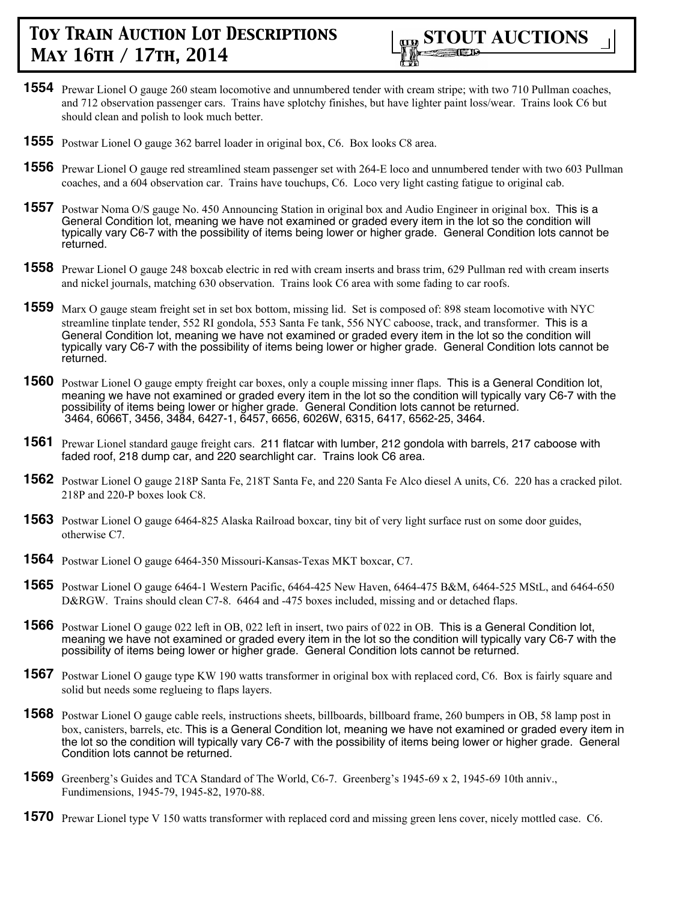# Toy Train Auction Lot Descriptions May 16th / 17th, 2014

**STOUT AUCTIONS**

**1554** Prewar Lionel O gauge 260 steam locomotive and unnumbered tender with cream stripe; with two 710 Pullman coaches, and 712 observation passenger cars. Trains have splotchy finishes, but have lighter paint loss/wear. Trains look C6 but should clean and polish to look much better.

**1555** Postwar Lionel O gauge 362 barrel loader in original box, C6. Box looks C8 area.

**1556** Prewar Lionel O gauge red streamlined steam passenger set with 264-E loco and unnumbered tender with two 603 Pullman coaches, and a 604 observation car. Trains have touchups, C6. Loco very light casting fatigue to original cab.

**1557** Postwar Noma O/S gauge No. 450 Announcing Station in original box and Audio Engineer in original box. This is a General Condition lot, meaning we have not examined or graded every item in the lot so the condition will typically vary C6-7 with the possibility of items being lower or higher grade. General Condition lots cannot be returned.

**1558** Prewar Lionel O gauge 248 boxcab electric in red with cream inserts and brass trim, 629 Pullman red with cream inserts and nickel journals, matching 630 observation. Trains look C6 area with some fading to car roofs.

**1559** Marx O gauge steam freight set in set box bottom, missing lid. Set is composed of: 898 steam locomotive with NYC streamline tinplate tender, 552 RI gondola, 553 Santa Fe tank, 556 NYC caboose, track, and transformer. This is a General Condition lot, meaning we have not examined or graded every item in the lot so the condition will typically vary C6-7 with the possibility of items being lower or higher grade. General Condition lots cannot be returned.

**1560** Postwar Lionel O gauge empty freight car boxes, only a couple missing inner flaps. This is a General Condition lot, meaning we have not examined or graded every item in the lot so the condition will typically vary C6-7 with the possibility of items being lower or higher grade. General Condition lots cannot be returned. 3464, 6066T, 3456, 3484, 6427-1, 6457, 6656, 6026W, 6315, 6417, 6562-25, 3464.

**1561** Prewar Lionel standard gauge freight cars. 211 flatcar with lumber, 212 gondola with barrels, 217 caboose with faded roof, 218 dump car, and 220 searchlight car. Trains look C6 area.

**1562** Postwar Lionel O gauge 218P Santa Fe, 218T Santa Fe, and 220 Santa Fe Alco diesel A units, C6. 220 has a cracked pilot. 218P and 220-P boxes look C8.

**1563** Postwar Lionel O gauge 6464-825 Alaska Railroad boxcar, tiny bit of very light surface rust on some door guides, otherwise C7.

**1564** Postwar Lionel O gauge 6464-350 Missouri-Kansas-Texas MKT boxcar, C7.

**1565** Postwar Lionel O gauge 6464-1 Western Pacific, 6464-425 New Haven, 6464-475 B&M, 6464-525 MStL, and 6464-650 D&RGW. Trains should clean C7-8. 6464 and -475 boxes included, missing and or detached flaps.

**1566** Postwar Lionel O gauge 022 left in OB, 022 left in insert, two pairs of 022 in OB. This is a General Condition lot, meaning we have not examined or graded every item in the lot so the condition will typically vary C6-7 with the possibility of items being lower or higher grade. General Condition lots cannot be returned.

**1567** Postwar Lionel O gauge type KW 190 watts transformer in original box with replaced cord, C6. Box is fairly square and solid but needs some reglueing to flaps layers.

**1568** Postwar Lionel O gauge cable reels, instructions sheets, billboards, billboard frame, 260 bumpers in OB, 58 lamp post in box, canisters, barrels, etc. This is a General Condition lot, meaning we have not examined or graded every item in the lot so the condition will typically vary C6-7 with the possibility of items being lower or higher grade. General Condition lots cannot be returned.

**1569** Greenberg's Guides and TCA Standard of The World, C6-7. Greenberg's 1945-69 x 2, 1945-69 10th anniv., Fundimensions, 1945-79, 1945-82, 1970-88.

**1570** Prewar Lionel type V 150 watts transformer with replaced cord and missing green lens cover, nicely mottled case. C6.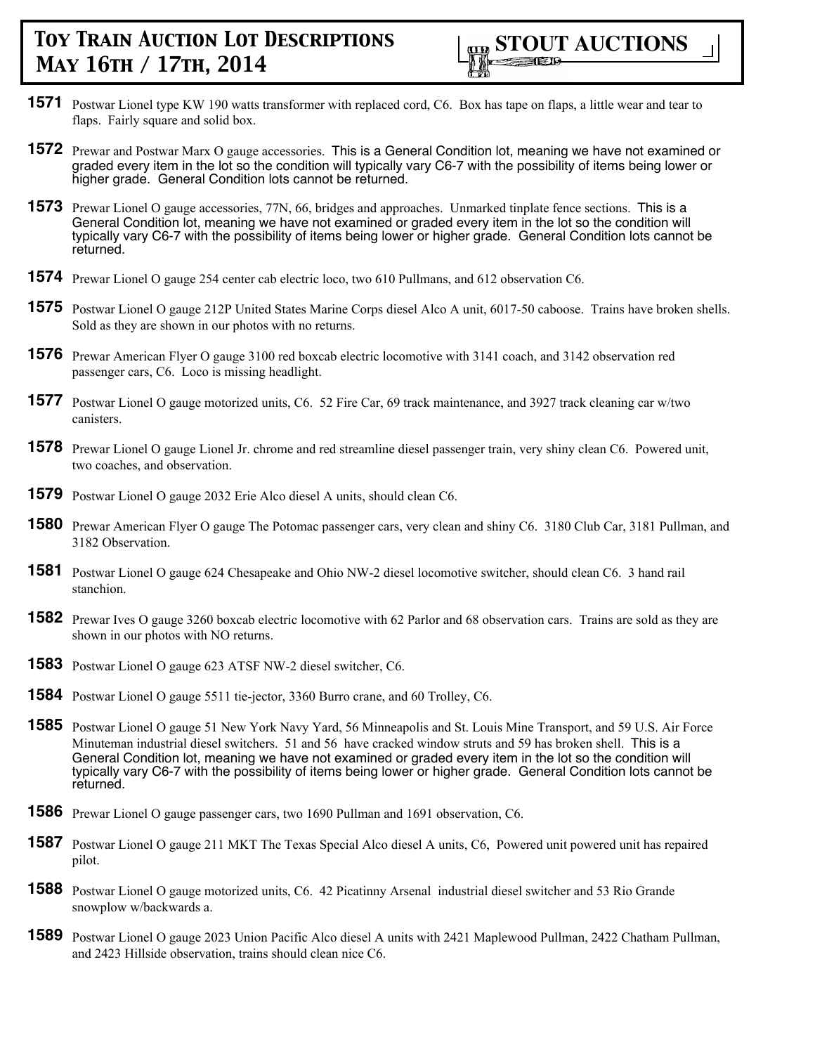# Toy Train Auction Lot Descriptions May 16th / 17th, 2014

**STOUT AUCTIONS**

**1571** Postwar Lionel type KW 190 watts transformer with replaced cord, C6. Box has tape on flaps, a little wear and tear to flaps. Fairly square and solid box.

**1572** Prewar and Postwar Marx O gauge accessories. This is a General Condition lot, meaning we have not examined or graded every item in the lot so the condition will typically vary C6-7 with the possibility of items being lower or higher grade. General Condition lots cannot be returned.

**1573** Prewar Lionel O gauge accessories, 77N, 66, bridges and approaches. Unmarked tinplate fence sections. This is a General Condition lot, meaning we have not examined or graded every item in the lot so the condition will typically vary C6-7 with the possibility of items being lower or higher grade. General Condition lots cannot be returned.

**1574** Prewar Lionel O gauge 254 center cab electric loco, two 610 Pullmans, and 612 observation C6.

**1575** Postwar Lionel O gauge 212P United States Marine Corps diesel Alco A unit, 6017-50 caboose. Trains have broken shells. Sold as they are shown in our photos with no returns.

**1576** Prewar American Flyer O gauge 3100 red boxcab electric locomotive with 3141 coach, and 3142 observation red passenger cars, C6. Loco is missing headlight.

**1577** Postwar Lionel O gauge motorized units, C6. 52 Fire Car, 69 track maintenance, and 3927 track cleaning car w/two canisters.

**1578** Prewar Lionel O gauge Lionel Jr. chrome and red streamline diesel passenger train, very shiny clean C6. Powered unit, two coaches, and observation.

**1579** Postwar Lionel O gauge 2032 Erie Alco diesel A units, should clean C6.

**1580** Prewar American Flyer O gauge The Potomac passenger cars, very clean and shiny C6. 3180 Club Car, 3181 Pullman, and 3182 Observation.

**1581** Postwar Lionel O gauge 624 Chesapeake and Ohio NW-2 diesel locomotive switcher, should clean C6. 3 hand rail stanchion.

**1582** Prewar Ives O gauge 3260 boxcab electric locomotive with 62 Parlor and 68 observation cars. Trains are sold as they are shown in our photos with NO returns.

**1583** Postwar Lionel O gauge 623 ATSF NW-2 diesel switcher, C6.

**1584** Postwar Lionel O gauge 5511 tie-jector, 3360 Burro crane, and 60 Trolley, C6.

**1585** Postwar Lionel O gauge 51 New York Navy Yard, 56 Minneapolis and St. Louis Mine Transport, and 59 U.S. Air Force Minuteman industrial diesel switchers. 51 and 56 have cracked window struts and 59 has broken shell. This is a General Condition lot, meaning we have not examined or graded every item in the lot so the condition will typically vary C6-7 with the possibility of items being lower or higher grade. General Condition lots cannot be returned.

**1586** Prewar Lionel O gauge passenger cars, two 1690 Pullman and 1691 observation, C6.

**1587** Postwar Lionel O gauge 211 MKT The Texas Special Alco diesel A units, C6, Powered unit powered unit has repaired pilot.

**1588** Postwar Lionel O gauge motorized units, C6. 42 Picatinny Arsenal industrial diesel switcher and 53 Rio Grande snowplow w/backwards a.

**1589** Postwar Lionel O gauge 2023 Union Pacific Alco diesel A units with 2421 Maplewood Pullman, 2422 Chatham Pullman, and 2423 Hillside observation, trains should clean nice C6.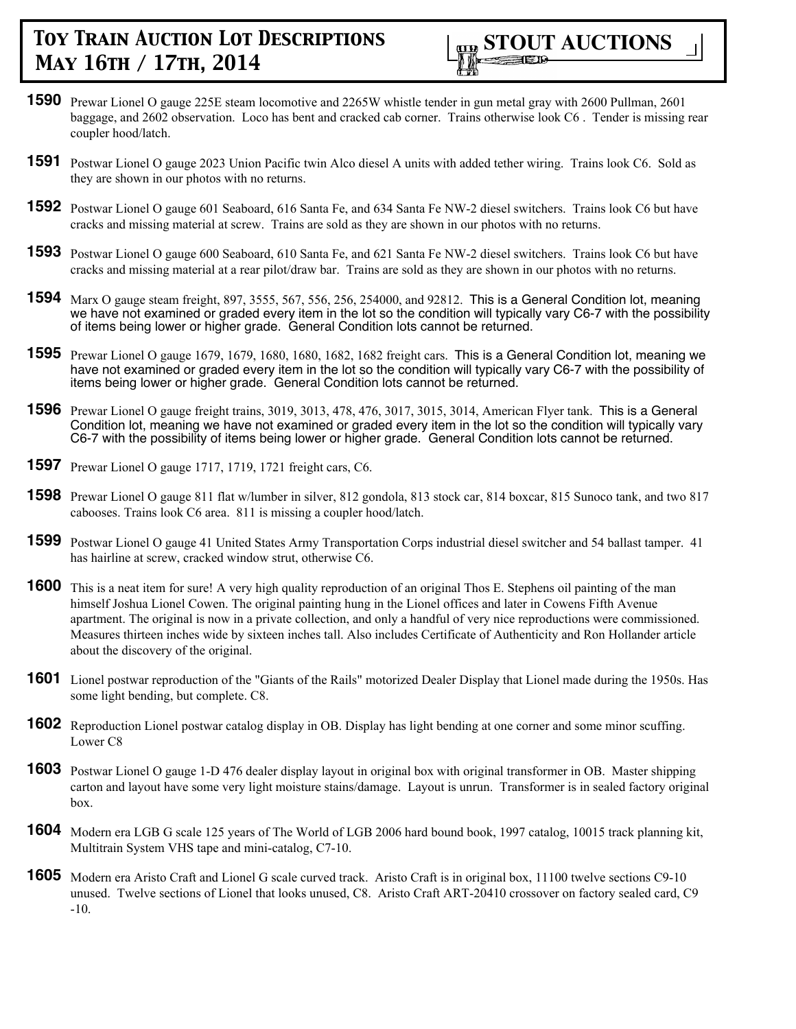**1590** Prewar Lionel O gauge 225E steam locomotive and 2265W whistle tender in gun metal gray with 2600 Pullman, 2601 baggage, and 2602 observation. Loco has bent and cracked cab corner. Trains otherwise look C6 . Tender is missing rear coupler hood/latch.

**1591** Postwar Lionel O gauge 2023 Union Pacific twin Alco diesel A units with added tether wiring. Trains look C6. Sold as they are shown in our photos with no returns.

**1592** Postwar Lionel O gauge 601 Seaboard, 616 Santa Fe, and 634 Santa Fe NW-2 diesel switchers. Trains look C6 but have cracks and missing material at screw. Trains are sold as they are shown in our photos with no returns.

**1593** Postwar Lionel O gauge 600 Seaboard, 610 Santa Fe, and 621 Santa Fe NW-2 diesel switchers. Trains look C6 but have cracks and missing material at a rear pilot/draw bar. Trains are sold as they are shown in our photos with no returns.

**1594** Marx O gauge steam freight, 897, 3555, 567, 556, 256, 254000, and 92812. This is a General Condition lot, meaning we have not examined or graded every item in the lot so the condition will typically vary C6-7 with the possibility of items being lower or higher grade. General Condition lots cannot be returned.

**1595** Prewar Lionel O gauge 1679, 1679, 1680, 1680, 1682, 1682 freight cars. This is a General Condition lot, meaning we have not examined or graded every item in the lot so the condition will typically vary C6-7 with the possibility of items being lower or higher grade. General Condition lots cannot be returned.

**1596** Prewar Lionel O gauge freight trains, 3019, 3013, 478, 476, 3017, 3015, 3014, American Flyer tank. This is a General Condition lot, meaning we have not examined or graded every item in the lot so the condition will typically vary C6-7 with the possibility of items being lower or higher grade. General Condition lots cannot be returned.

**1597** Prewar Lionel O gauge 1717, 1719, 1721 freight cars, C6.

**1598** Prewar Lionel O gauge 811 flat w/lumber in silver, 812 gondola, 813 stock car, 814 boxcar, 815 Sunoco tank, and two 817 cabooses. Trains look C6 area. 811 is missing a coupler hood/latch.

**1599** Postwar Lionel O gauge 41 United States Army Transportation Corps industrial diesel switcher and 54 ballast tamper. 41 has hairline at screw, cracked window strut, otherwise C6.

**1600** This is a neat item for sure! A very high quality reproduction of an original Thos E. Stephens oil painting of the man himself Joshua Lionel Cowen. The original painting hung in the Lionel offices and later in Cowens Fifth Avenue apartment. The original is now in a private collection, and only a handful of very nice reproductions were commissioned. Measures thirteen inches wide by sixteen inches tall. Also includes Certificate of Authenticity and Ron Hollander article about the discovery of the original.

**1601** Lionel postwar reproduction of the "Giants of the Rails" motorized Dealer Display that Lionel made during the 1950s. Has some light bending, but complete. C8.

**1602** Reproduction Lionel postwar catalog display in OB. Display has light bending at one corner and some minor scuffing. Lower C8

**1603** Postwar Lionel O gauge 1-D 476 dealer display layout in original box with original transformer in OB. Master shipping carton and layout have some very light moisture stains/damage. Layout is unrun. Transformer is in sealed factory original box.

**1604** Modern era LGB G scale 125 years of The World of LGB 2006 hard bound book, 1997 catalog, 10015 track planning kit, Multitrain System VHS tape and mini-catalog, C7-10.

**1605** Modern era Aristo Craft and Lionel G scale curved track. Aristo Craft is in original box, 11100 twelve sections C9-10 unused. Twelve sections of Lionel that looks unused, C8. Aristo Craft ART-20410 crossover on factory sealed card, C9 -10.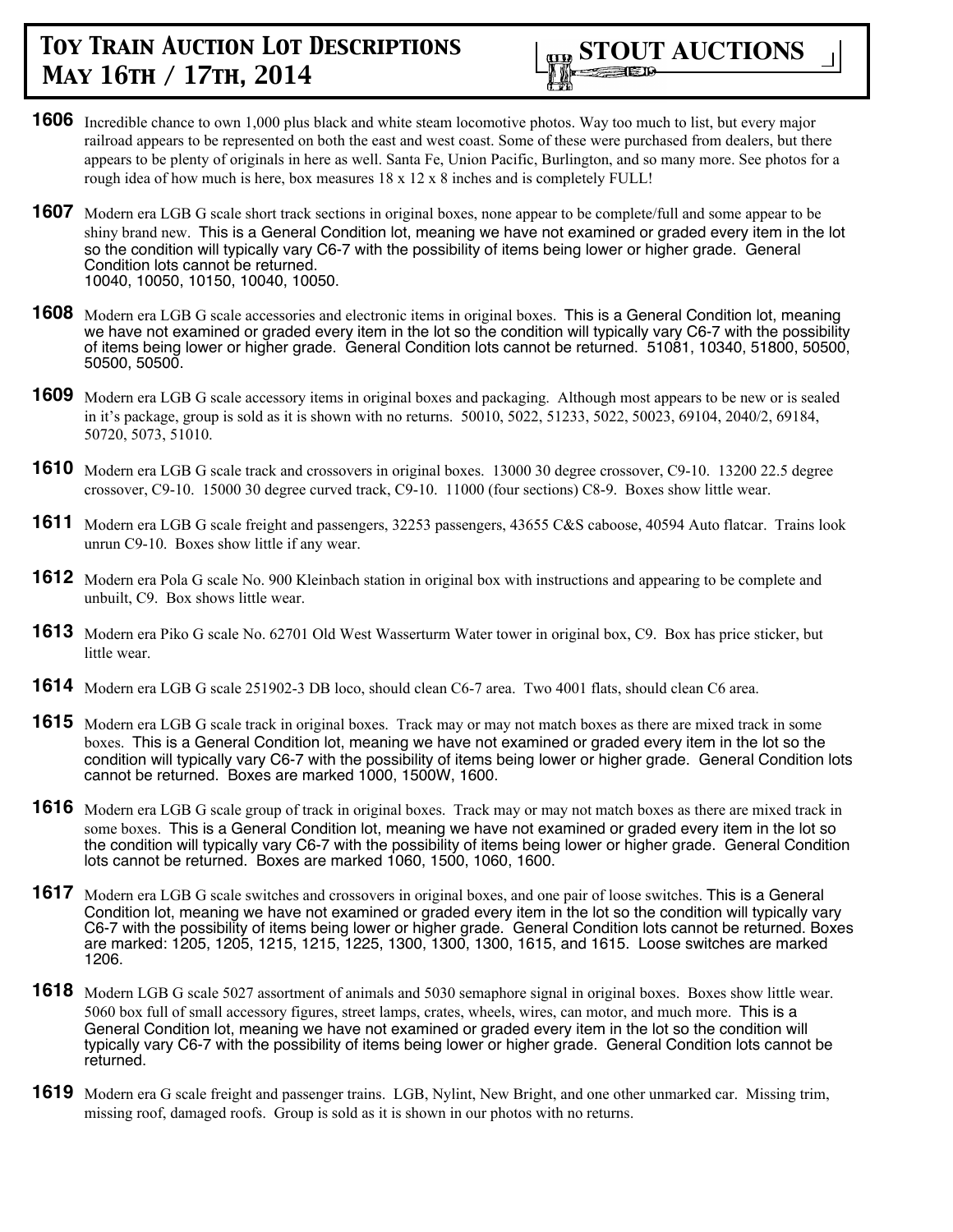# Toy Train Auction Lot Descriptions May 16th / 17th, 2014

**STOUT AUCTIONS**

**1606** Incredible chance to own 1,000 plus black and white steam locomotive photos. Way too much to list, but every major railroad appears to be represented on both the east and west coast. Some of these were purchased from dealers, but there appears to be plenty of originals in here as well. Santa Fe, Union Pacific, Burlington, and so many more. See photos for a rough idea of how much is here, box measures 18 x 12 x 8 inches and is completely FULL!

**1607** Modern era LGB G scale short track sections in original boxes, none appear to be complete/full and some appear to be shiny brand new. This is a General Condition lot, meaning we have not examined or graded every item in the lot so the condition will typically vary C6-7 with the possibility of items being lower or higher grade. General Condition lots cannot be returned. 10040, 10050, 10150, 10040, 10050.

**1608** Modern era LGB G scale accessories and electronic items in original boxes. This is a General Condition lot, meaning we have not examined or graded every item in the lot so the condition will typically vary C6-7 with the possibility of items being lower or higher grade. General Condition lots cannot be returned. 51081, 10340, 51800, 50500, 50500, 50500.

**1609** Modern era LGB G scale accessory items in original boxes and packaging. Although most appears to be new or is sealed in it's package, group is sold as it is shown with no returns. 50010, 5022, 51233, 5022, 50023, 69104, 2040/2, 69184, 50720, 5073, 51010.

**1610** Modern era LGB G scale track and crossovers in original boxes. 13000 30 degree crossover, C9-10. 13200 22.5 degree crossover, C9-10. 15000 30 degree curved track, C9-10. 11000 (four sections) C8-9. Boxes show little wear.

**1611** Modern era LGB G scale freight and passengers, 32253 passengers, 43655 C&S caboose, 40594 Auto flatcar. Trains look unrun C9-10. Boxes show little if any wear.

**1612** Modern era Pola G scale No. 900 Kleinbach station in original box with instructions and appearing to be complete and unbuilt, C9. Box shows little wear.

**1613** Modern era Piko G scale No. 62701 Old West Wasserturm Water tower in original box, C9. Box has price sticker, but little wear.

**1614** Modern era LGB G scale 251902-3 DB loco, should clean C6-7 area. Two 4001 flats, should clean C6 area.

**1615** Modern era LGB G scale track in original boxes. Track may or may not match boxes as there are mixed track in some boxes. This is a General Condition lot, meaning we have not examined or graded every item in the lot so the condition will typically vary C6-7 with the possibility of items being lower or higher grade. General Condition lots cannot be returned. Boxes are marked 1000, 1500W, 1600.

**1616** Modern era LGB G scale group of track in original boxes. Track may or may not match boxes as there are mixed track in some boxes. This is a General Condition lot, meaning we have not examined or graded every item in the lot so the condition will typically vary C6-7 with the possibility of items being lower or higher grade. General Condition lots cannot be returned. Boxes are marked 1060, 1500, 1060, 1600.

**1617** Modern era LGB G scale switches and crossovers in original boxes, and one pair of loose switches. This is a General Condition lot, meaning we have not examined or graded every item in the lot so the condition will typically vary C6-7 with the possibility of items being lower or higher grade. General Condition lots cannot be returned. Boxes are marked: 1205, 1205, 1215, 1215, 1225, 1300, 1300, 1300, 1615, and 1615. Loose switches are marked 1206.

**1618** Modern LGB G scale 5027 assortment of animals and 5030 semaphore signal in original boxes. Boxes show little wear. 5060 box full of small accessory figures, street lamps, crates, wheels, wires, can motor, and much more. This is a General Condition lot, meaning we have not examined or graded every item in the lot so the condition will typically vary C6-7 with the possibility of items being lower or higher grade. General Condition lots cannot be returned.

**1619** Modern era G scale freight and passenger trains. LGB, Nylint, New Bright, and one other unmarked car. Missing trim, missing roof, damaged roofs. Group is sold as it is shown in our photos with no returns.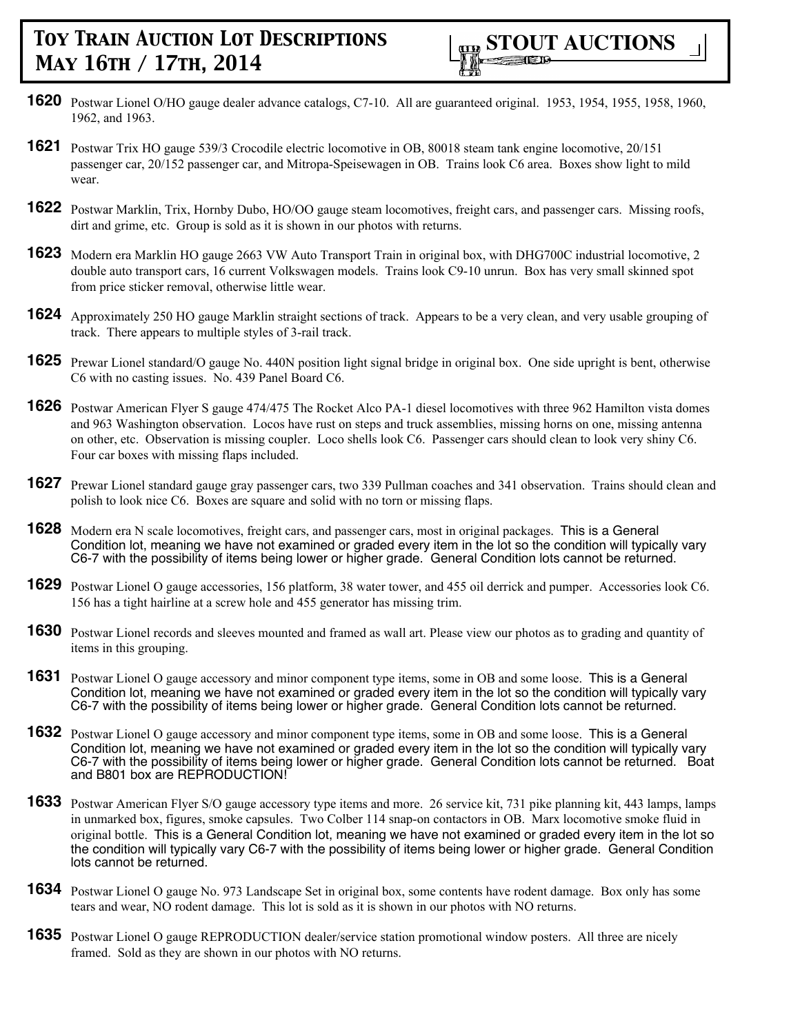**1620** Postwar Lionel O/HO gauge dealer advance catalogs, C7-10. All are guaranteed original. 1953, 1954, 1955, 1958, 1960, 1962, and 1963.

**1621** Postwar Trix HO gauge 539/3 Crocodile electric locomotive in OB, 80018 steam tank engine locomotive, 20/151 passenger car, 20/152 passenger car, and Mitropa-Speisewagen in OB. Trains look C6 area. Boxes show light to mild wear.

**1622** Postwar Marklin, Trix, Hornby Dubo, HO/OO gauge steam locomotives, freight cars, and passenger cars. Missing roofs, dirt and grime, etc. Group is sold as it is shown in our photos with returns.

**1623** Modern era Marklin HO gauge 2663 VW Auto Transport Train in original box, with DHG700C industrial locomotive, 2 double auto transport cars, 16 current Volkswagen models. Trains look C9-10 unrun. Box has very small skinned spot from price sticker removal, otherwise little wear.

**1624** Approximately 250 HO gauge Marklin straight sections of track. Appears to be a very clean, and very usable grouping of track. There appears to multiple styles of 3-rail track.

**1625** Prewar Lionel standard/O gauge No. 440N position light signal bridge in original box. One side upright is bent, otherwise C6 with no casting issues. No. 439 Panel Board C6.

**1626** Postwar American Flyer S gauge 474/475 The Rocket Alco PA-1 diesel locomotives with three 962 Hamilton vista domes and 963 Washington observation. Locos have rust on steps and truck assemblies, missing horns on one, missing antenna on other, etc. Observation is missing coupler. Loco shells look C6. Passenger cars should clean to look very shiny C6. Four car boxes with missing flaps included.

**1627** Prewar Lionel standard gauge gray passenger cars, two 339 Pullman coaches and 341 observation. Trains should clean and polish to look nice C6. Boxes are square and solid with no torn or missing flaps.

**1628** Modern era N scale locomotives, freight cars, and passenger cars, most in original packages. This is a General Condition lot, meaning we have not examined or graded every item in the lot so the condition will typically vary C6-7 with the possibility of items being lower or higher grade. General Condition lots cannot be returned.

**1629** Postwar Lionel O gauge accessories, 156 platform, 38 water tower, and 455 oil derrick and pumper. Accessories look C6. 156 has a tight hairline at a screw hole and 455 generator has missing trim.

**1630** Postwar Lionel records and sleeves mounted and framed as wall art. Please view our photos as to grading and quantity of items in this grouping.

**1631** Postwar Lionel O gauge accessory and minor component type items, some in OB and some loose. This is a General Condition lot, meaning we have not examined or graded every item in the lot so the condition will typically vary C6-7 with the possibility of items being lower or higher grade. General Condition lots cannot be returned.

**1632** Postwar Lionel O gauge accessory and minor component type items, some in OB and some loose. This is a General Condition lot, meaning we have not examined or graded every item in the lot so the condition will typically vary C6-7 with the possibility of items being lower or higher grade. General Condition lots cannot be returned. Boat and B801 box are REPRODUCTION!

**1633** Postwar American Flyer S/O gauge accessory type items and more. 26 service kit, 731 pike planning kit, 443 lamps, lamps in unmarked box, figures, smoke capsules. Two Colber 114 snap-on contactors in OB. Marx locomotive smoke fluid in original bottle. This is a General Condition lot, meaning we have not examined or graded every item in the lot so the condition will typically vary C6-7 with the possibility of items being lower or higher grade. General Condition lots cannot be returned.

**1634** Postwar Lionel O gauge No. 973 Landscape Set in original box, some contents have rodent damage. Box only has some tears and wear, NO rodent damage. This lot is sold as it is shown in our photos with NO returns.

**1635** Postwar Lionel O gauge REPRODUCTION dealer/service station promotional window posters. All three are nicely framed. Sold as they are shown in our photos with NO returns.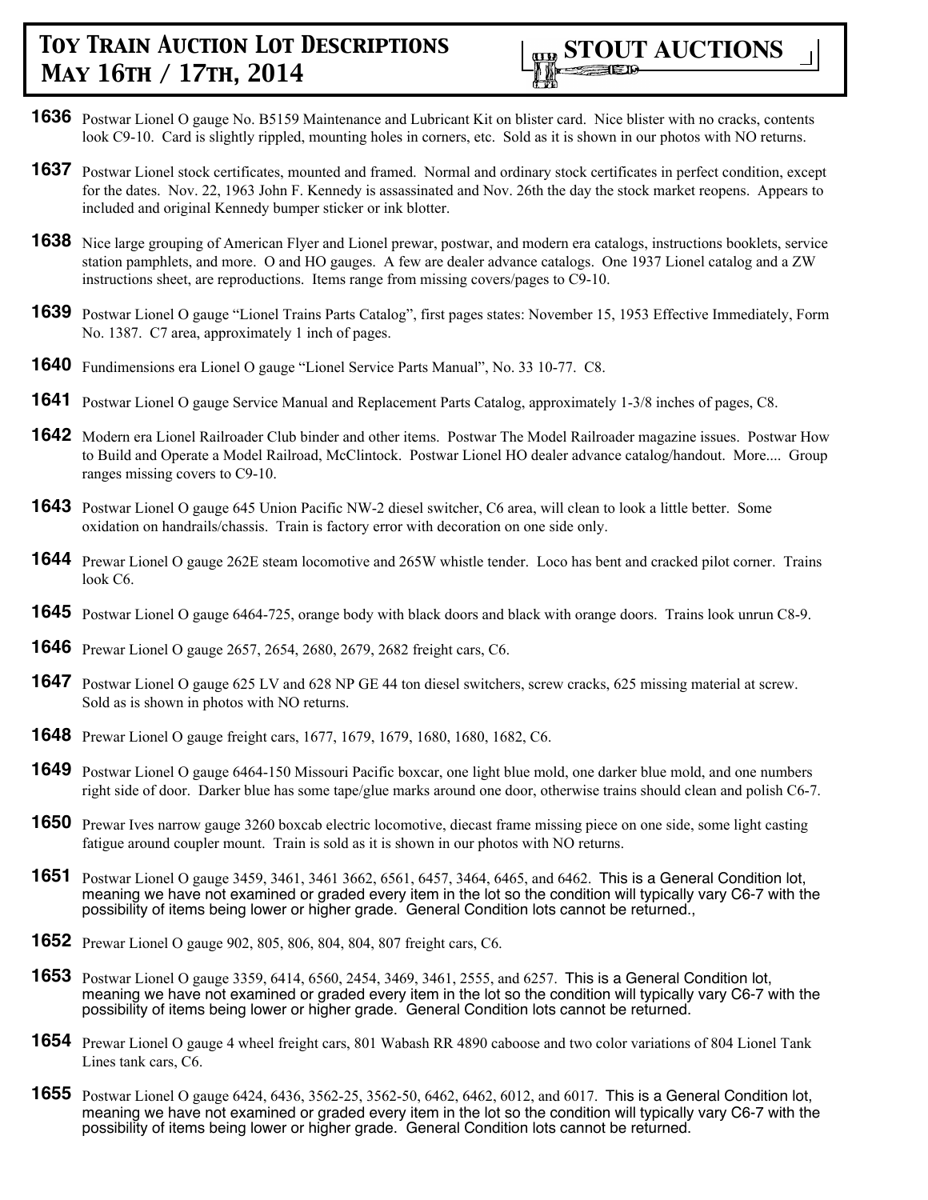**1636** Postwar Lionel O gauge No. B5159 Maintenance and Lubricant Kit on blister card. Nice blister with no cracks, contents look C9-10. Card is slightly rippled, mounting holes in corners, etc. Sold as it is shown in our photos with NO returns.

**1637** Postwar Lionel stock certificates, mounted and framed. Normal and ordinary stock certificates in perfect condition, except for the dates. Nov. 22, 1963 John F. Kennedy is assassinated and Nov. 26th the day the stock market reopens. Appears to included and original Kennedy bumper sticker or ink blotter.

**1638** Nice large grouping of American Flyer and Lionel prewar, postwar, and modern era catalogs, instructions booklets, service station pamphlets, and more. O and HO gauges. A few are dealer advance catalogs. One 1937 Lionel catalog and a ZW instructions sheet, are reproductions. Items range from missing covers/pages to C9-10.

**1639** Postwar Lionel O gauge "Lionel Trains Parts Catalog", first pages states: November 15, 1953 Effective Immediately, Form No. 1387. C7 area, approximately 1 inch of pages.

**1640** Fundimensions era Lionel O gauge "Lionel Service Parts Manual", No. 33 10-77. C8.

**1641** Postwar Lionel O gauge Service Manual and Replacement Parts Catalog, approximately 1-3/8 inches of pages, C8.

**1642** Modern era Lionel Railroader Club binder and other items. Postwar The Model Railroader magazine issues. Postwar How to Build and Operate a Model Railroad, McClintock. Postwar Lionel HO dealer advance catalog/handout. More.... Group ranges missing covers to C9-10.

**1643** Postwar Lionel O gauge 645 Union Pacific NW-2 diesel switcher, C6 area, will clean to look a little better. Some oxidation on handrails/chassis. Train is factory error with decoration on one side only.

**1644** Prewar Lionel O gauge 262E steam locomotive and 265W whistle tender. Loco has bent and cracked pilot corner. Trains look C6.

**1645** Postwar Lionel O gauge 6464-725, orange body with black doors and black with orange doors. Trains look unrun C8-9.

**1646** Prewar Lionel O gauge 2657, 2654, 2680, 2679, 2682 freight cars, C6.

**1647** Postwar Lionel O gauge 625 LV and 628 NP GE 44 ton diesel switchers, screw cracks, 625 missing material at screw. Sold as is shown in photos with NO returns.

**1648** Prewar Lionel O gauge freight cars, 1677, 1679, 1679, 1680, 1680, 1682, C6.

**1649** Postwar Lionel O gauge 6464-150 Missouri Pacific boxcar, one light blue mold, one darker blue mold, and one numbers right side of door. Darker blue has some tape/glue marks around one door, otherwise trains should clean and polish C6-7.

**1650** Prewar Ives narrow gauge 3260 boxcab electric locomotive, diecast frame missing piece on one side, some light casting fatigue around coupler mount. Train is sold as it is shown in our photos with NO returns.

**1651** Postwar Lionel O gauge 3459, 3461, 3461 3662, 6561, 6457, 3464, 6465, and 6462. This is a General Condition lot, meaning we have not examined or graded every item in the lot so the condition will typically vary C6-7 with the possibility of items being lower or higher grade. General Condition lots cannot be returned.,

**1652** Prewar Lionel O gauge 902, 805, 806, 804, 804, 807 freight cars, C6.

**1653** Postwar Lionel O gauge 3359, 6414, 6560, 2454, 3469, 3461, 2555, and 6257. This is a General Condition lot, meaning we have not examined or graded every item in the lot so the condition will typically vary C6-7 with the possibility of items being lower or higher grade. General Condition lots cannot be returned.

**1654** Prewar Lionel O gauge 4 wheel freight cars, 801 Wabash RR 4890 caboose and two color variations of 804 Lionel Tank Lines tank cars, C6.

**1655** Postwar Lionel O gauge 6424, 6436, 3562-25, 3562-50, 6462, 6462, 6012, and 6017. This is a General Condition lot, meaning we have not examined or graded every item in the lot so the condition will typically vary C6-7 with the possibility of items being lower or higher grade. General Condition lots cannot be returned.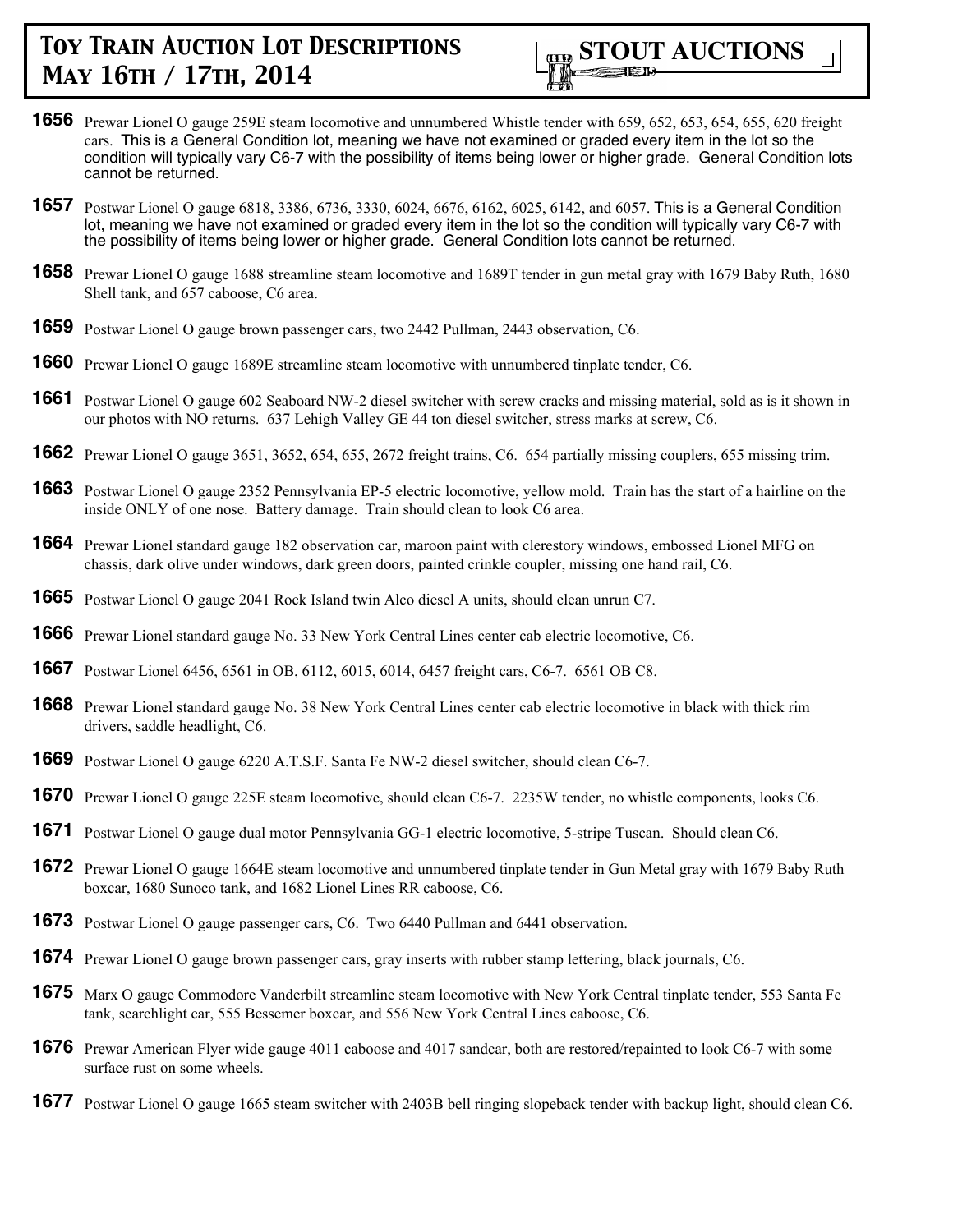**1656** Prewar Lionel O gauge 259E steam locomotive and unnumbered Whistle tender with 659, 652, 653, 654, 655, 620 freight cars. This is a General Condition lot, meaning we have not examined or graded every item in the lot so the condition will typically vary C6-7 with the possibility of items being lower or higher grade. General Condition lots cannot be returned.

**1657** Postwar Lionel O gauge 6818, 3386, 6736, 3330, 6024, 6676, 6162, 6025, 6142, and 6057. This is a General Condition lot, meaning we have not examined or graded every item in the lot so the condition will typically vary C6-7 with the possibility of items being lower or higher grade. General Condition lots cannot be returned.

**1658** Prewar Lionel O gauge 1688 streamline steam locomotive and 1689T tender in gun metal gray with 1679 Baby Ruth, 1680 Shell tank, and 657 caboose, C6 area.

**1659** Postwar Lionel O gauge brown passenger cars, two 2442 Pullman, 2443 observation, C6.

**1660** Prewar Lionel O gauge 1689E streamline steam locomotive with unnumbered tinplate tender, C6.

**1661** Postwar Lionel O gauge 602 Seaboard NW-2 diesel switcher with screw cracks and missing material, sold as is it shown in our photos with NO returns. 637 Lehigh Valley GE 44 ton diesel switcher, stress marks at screw, C6.

**1662** Prewar Lionel O gauge 3651, 3652, 654, 655, 2672 freight trains, C6. 654 partially missing couplers, 655 missing trim.

**1663** Postwar Lionel O gauge 2352 Pennsylvania EP-5 electric locomotive, yellow mold. Train has the start of a hairline on the inside ONLY of one nose. Battery damage. Train should clean to look C6 area.

**1664** Prewar Lionel standard gauge 182 observation car, maroon paint with clerestory windows, embossed Lionel MFG on chassis, dark olive under windows, dark green doors, painted crinkle coupler, missing one hand rail, C6.

**1665** Postwar Lionel O gauge 2041 Rock Island twin Alco diesel A units, should clean unrun C7.

**1666** Prewar Lionel standard gauge No. 33 New York Central Lines center cab electric locomotive, C6.

**1667** Postwar Lionel 6456, 6561 in OB, 6112, 6015, 6014, 6457 freight cars, C6-7. 6561 OB C8.

**1668** Prewar Lionel standard gauge No. 38 New York Central Lines center cab electric locomotive in black with thick rim drivers, saddle headlight, C6.

**1669** Postwar Lionel O gauge 6220 A.T.S.F. Santa Fe NW-2 diesel switcher, should clean C6-7.

**1670** Prewar Lionel O gauge 225E steam locomotive, should clean C6-7. 2235W tender, no whistle components, looks C6.

**1671** Postwar Lionel O gauge dual motor Pennsylvania GG-1 electric locomotive, 5-stripe Tuscan. Should clean C6.

**1672** Prewar Lionel O gauge 1664E steam locomotive and unnumbered tinplate tender in Gun Metal gray with 1679 Baby Ruth boxcar, 1680 Sunoco tank, and 1682 Lionel Lines RR caboose, C6.

**1673** Postwar Lionel O gauge passenger cars, C6. Two 6440 Pullman and 6441 observation.

**1674** Prewar Lionel O gauge brown passenger cars, gray inserts with rubber stamp lettering, black journals, C6.

**1675** Marx O gauge Commodore Vanderbilt streamline steam locomotive with New York Central tinplate tender, 553 Santa Fe tank, searchlight car, 555 Bessemer boxcar, and 556 New York Central Lines caboose, C6.

**1676** Prewar American Flyer wide gauge 4011 caboose and 4017 sandcar, both are restored/repainted to look C6-7 with some surface rust on some wheels.

**1677** Postwar Lionel O gauge 1665 steam switcher with 2403B bell ringing slopeback tender with backup light, should clean C6.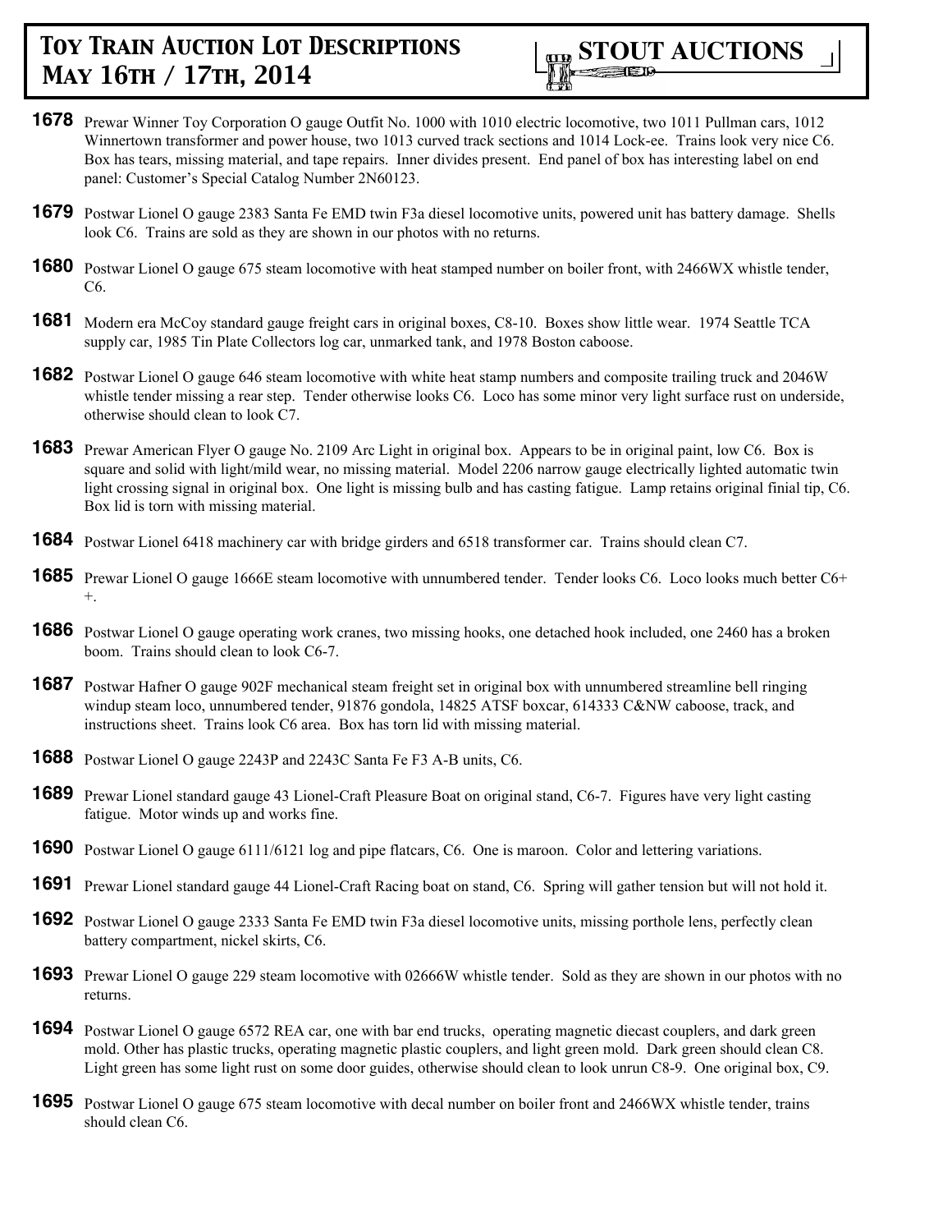**1678** Prewar Winner Toy Corporation O gauge Outfit No. 1000 with 1010 electric locomotive, two 1011 Pullman cars, 1012 Winnertown transformer and power house, two 1013 curved track sections and 1014 Lock-ee. Trains look very nice C6. Box has tears, missing material, and tape repairs. Inner divides present. End panel of box has interesting label on end panel: Customer's Special Catalog Number 2N60123.

**1679** Postwar Lionel O gauge 2383 Santa Fe EMD twin F3a diesel locomotive units, powered unit has battery damage. Shells look C6. Trains are sold as they are shown in our photos with no returns.

**1680** Postwar Lionel O gauge 675 steam locomotive with heat stamped number on boiler front, with 2466WX whistle tender, C6.

**1681** Modern era McCoy standard gauge freight cars in original boxes, C8-10. Boxes show little wear. 1974 Seattle TCA supply car, 1985 Tin Plate Collectors log car, unmarked tank, and 1978 Boston caboose.

**1682** Postwar Lionel O gauge 646 steam locomotive with white heat stamp numbers and composite trailing truck and 2046W whistle tender missing a rear step. Tender otherwise looks C6. Loco has some minor very light surface rust on underside, otherwise should clean to look C7.

**1683** Prewar American Flyer O gauge No. 2109 Arc Light in original box. Appears to be in original paint, low C6. Box is square and solid with light/mild wear, no missing material. Model 2206 narrow gauge electrically lighted automatic twin light crossing signal in original box. One light is missing bulb and has casting fatigue. Lamp retains original finial tip, C6. Box lid is torn with missing material.

**1684** Postwar Lionel 6418 machinery car with bridge girders and 6518 transformer car. Trains should clean C7.

**1685** Prewar Lionel O gauge 1666E steam locomotive with unnumbered tender. Tender looks C6. Loco looks much better C6++.

**1686** Postwar Lionel O gauge operating work cranes, two missing hooks, one detached hook included, one 2460 has a broken boom. Trains should clean to look C6-7.

**1687** Postwar Hafner O gauge 902F mechanical steam freight set in original box with unnumbered streamline bell ringing windup steam loco, unnumbered tender, 91876 gondola, 14825 ATSF boxcar, 614333 C&NW caboose, track, and instructions sheet. Trains look C6 area. Box has torn lid with missing material.

**1688** Postwar Lionel O gauge 2243P and 2243C Santa Fe F3 A-B units, C6.

**1689** Prewar Lionel standard gauge 43 Lionel-Craft Pleasure Boat on original stand, C6-7. Figures have very light casting fatigue. Motor winds up and works fine.

**1690** Postwar Lionel O gauge 6111/6121 log and pipe flatcars, C6. One is maroon. Color and lettering variations.

**1691** Prewar Lionel standard gauge 44 Lionel-Craft Racing boat on stand, C6. Spring will gather tension but will not hold it.

**1692** Postwar Lionel O gauge 2333 Santa Fe EMD twin F3a diesel locomotive units, missing porthole lens, perfectly clean battery compartment, nickel skirts, C6.

**1693** Prewar Lionel O gauge 229 steam locomotive with 02666W whistle tender. Sold as they are shown in our photos with no returns.

**1694** Postwar Lionel O gauge 6572 REA car, one with bar end trucks, operating magnetic diecast couplers, and dark green mold. Other has plastic trucks, operating magnetic plastic couplers, and light green mold. Dark green should clean C8. Light green has some light rust on some door guides, otherwise should clean to look unrun C8-9. One original box, C9.

**1695** Postwar Lionel O gauge 675 steam locomotive with decal number on boiler front and 2466WX whistle tender, trains should clean C6.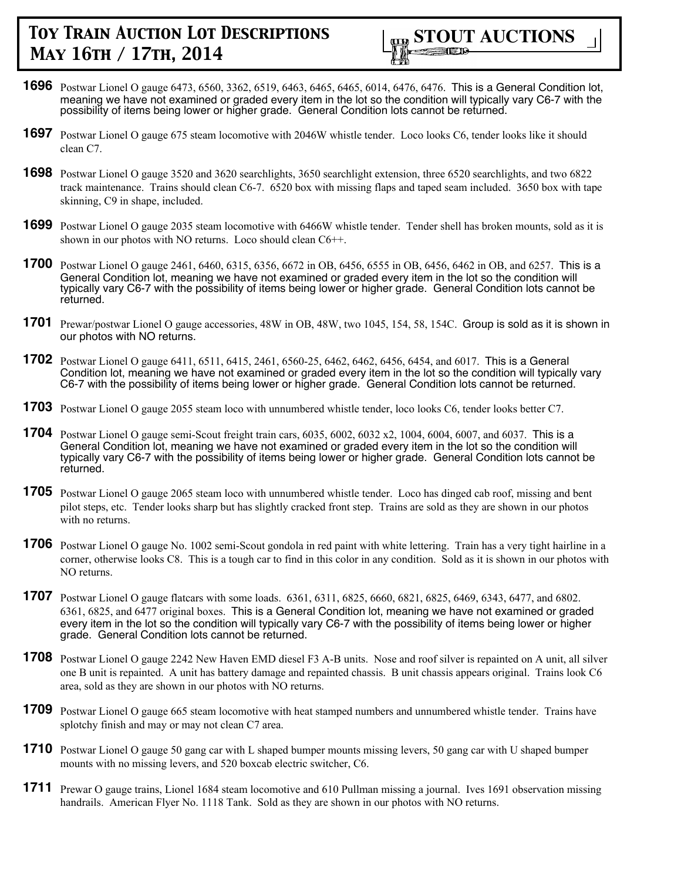**1696** Postwar Lionel O gauge 6473, 6560, 3362, 6519, 6463, 6465, 6465, 6014, 6476, 6476. This is a General Condition lot, meaning we have not examined or graded every item in the lot so the condition will typically vary C6-7 with the possibility of items being lower or higher grade. General Condition lots cannot be returned.

**1697** Postwar Lionel O gauge 675 steam locomotive with 2046W whistle tender. Loco looks C6, tender looks like it should clean C7.

**1698** Postwar Lionel O gauge 3520 and 3620 searchlights, 3650 searchlight extension, three 6520 searchlights, and two 6822 track maintenance. Trains should clean C6-7. 6520 box with missing flaps and taped seam included. 3650 box with tape skinning, C9 in shape, included.

**1699** Postwar Lionel O gauge 2035 steam locomotive with 6466W whistle tender. Tender shell has broken mounts, sold as it is shown in our photos with NO returns. Loco should clean C6++.

**1700** Postwar Lionel O gauge 2461, 6460, 6315, 6356, 6672 in OB, 6456, 6555 in OB, 6456, 6462 in OB, and 6257. This is a General Condition lot, meaning we have not examined or graded every item in the lot so the condition will typically vary C6-7 with the possibility of items being lower or higher grade. General Condition lots cannot be returned.

**1701** Prewar/postwar Lionel O gauge accessories, 48W in OB, 48W, two 1045, 154, 58, 154C. Group is sold as it is shown in our photos with NO returns.

**1702** Postwar Lionel O gauge 6411, 6511, 6415, 2461, 6560-25, 6462, 6462, 6456, 6454, and 6017. This is a General Condition lot, meaning we have not examined or graded every item in the lot so the condition will typically vary C6-7 with the possibility of items being lower or higher grade. General Condition lots cannot be returned.

**1703** Postwar Lionel O gauge 2055 steam loco with unnumbered whistle tender, loco looks C6, tender looks better C7.

**1704** Postwar Lionel O gauge semi-Scout freight train cars, 6035, 6002, 6032 x2, 1004, 6004, 6007, and 6037. This is a General Condition lot, meaning we have not examined or graded every item in the lot so the condition will typically vary C6-7 with the possibility of items being lower or higher grade. General Condition lots cannot be returned.

**1705** Postwar Lionel O gauge 2065 steam loco with unnumbered whistle tender. Loco has dinged cab roof, missing and bent pilot steps, etc. Tender looks sharp but has slightly cracked front step. Trains are sold as they are shown in our photos with no returns.

**1706** Postwar Lionel O gauge No. 1002 semi-Scout gondola in red paint with white lettering. Train has a very tight hairline in a corner, otherwise looks C8. This is a tough car to find in this color in any condition. Sold as it is shown in our photos with NO returns.

**1707** Postwar Lionel O gauge flatcars with some loads. 6361, 6311, 6825, 6660, 6821, 6825, 6469, 6343, 6477, and 6802. 6361, 6825, and 6477 original boxes. This is a General Condition lot, meaning we have not examined or graded every item in the lot so the condition will typically vary C6-7 with the possibility of items being lower or higher grade. General Condition lots cannot be returned.

**1708** Postwar Lionel O gauge 2242 New Haven EMD diesel F3 A-B units. Nose and roof silver is repainted on A unit, all silver one B unit is repainted. A unit has battery damage and repainted chassis. B unit chassis appears original. Trains look C6 area, sold as they are shown in our photos with NO returns.

**1709** Postwar Lionel O gauge 665 steam locomotive with heat stamped numbers and unnumbered whistle tender. Trains have splotchy finish and may or may not clean C7 area.

**1710** Postwar Lionel O gauge 50 gang car with L shaped bumper mounts missing levers, 50 gang car with U shaped bumper mounts with no missing levers, and 520 boxcab electric switcher, C6.

**1711** Prewar O gauge trains, Lionel 1684 steam locomotive and 610 Pullman missing a journal. Ives 1691 observation missing handrails. American Flyer No. 1118 Tank. Sold as they are shown in our photos with NO returns.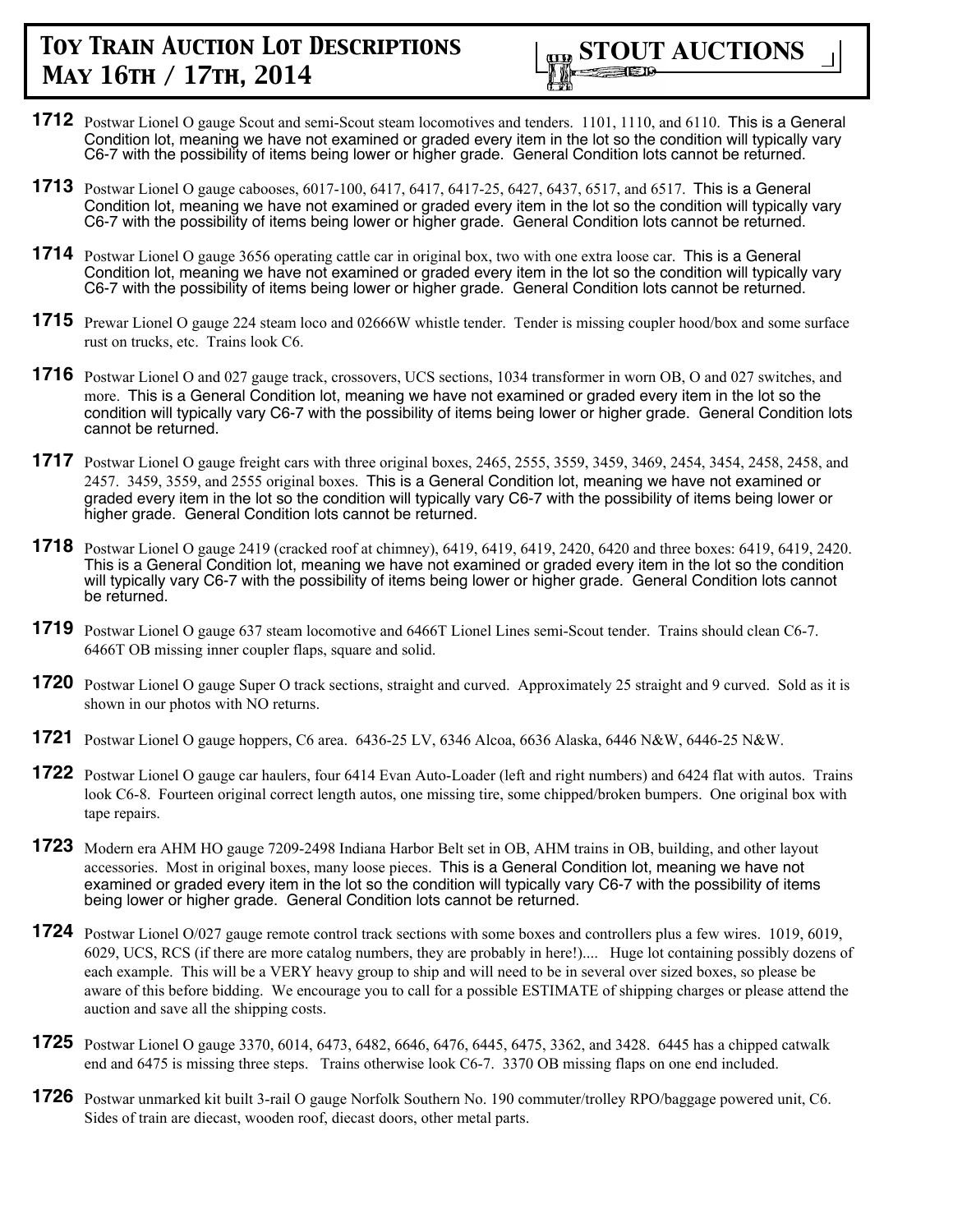# Toy Train Auction Lot Descriptions May 16th / 17th, 2014

STOUT AUCTIONS

**1712** Postwar Lionel O gauge Scout and semi-Scout steam locomotives and tenders. 1101, 1110, and 6110. This is a General Condition lot, meaning we have not examined or graded every item in the lot so the condition will typically vary C6-7 with the possibility of items being lower or higher grade. General Condition lots cannot be returned.

**1713** Postwar Lionel O gauge cabooses, 6017-100, 6417, 6417, 6417-25, 6427, 6437, 6517, and 6517. This is a General Condition lot, meaning we have not examined or graded every item in the lot so the condition will typically vary C6-7 with the possibility of items being lower or higher grade. General Condition lots cannot be returned.

**1714** Postwar Lionel O gauge 3656 operating cattle car in original box, two with one extra loose car. This is a General Condition lot, meaning we have not examined or graded every item in the lot so the condition will typically vary C6-7 with the possibility of items being lower or higher grade. General Condition lots cannot be returned.

**1715** Prewar Lionel O gauge 224 steam loco and 02666W whistle tender. Tender is missing coupler hood/box and some surface rust on trucks, etc. Trains look C6.

**1716** Postwar Lionel O and 027 gauge track, crossovers, UCS sections, 1034 transformer in worn OB, O and 027 switches, and more. This is a General Condition lot, meaning we have not examined or graded every item in the lot so the condition will typically vary C6-7 with the possibility of items being lower or higher grade. General Condition lots cannot be returned.

**1717** Postwar Lionel O gauge freight cars with three original boxes, 2465, 2555, 3559, 3459, 3469, 2454, 3454, 2458, 2458, and 2457. 3459, 3559, and 2555 original boxes. This is a General Condition lot, meaning we have not examined or graded every item in the lot so the condition will typically vary C6-7 with the possibility of items being lower or higher grade. General Condition lots cannot be returned.

**1718** Postwar Lionel O gauge 2419 (cracked roof at chimney), 6419, 6419, 6419, 2420, 6420 and three boxes: 6419, 6419, 2420. This is a General Condition lot, meaning we have not examined or graded every item in the lot so the condition will typically vary C6-7 with the possibility of items being lower or higher grade. General Condition lots cannot be returned.

**1719** Postwar Lionel O gauge 637 steam locomotive and 6466T Lionel Lines semi-Scout tender. Trains should clean C6-7. 6466T OB missing inner coupler flaps, square and solid.

**1720** Postwar Lionel O gauge Super O track sections, straight and curved. Approximately 25 straight and 9 curved. Sold as it is shown in our photos with NO returns.

**1721** Postwar Lionel O gauge hoppers, C6 area. 6436-25 LV, 6346 Alcoa, 6636 Alaska, 6446 N&W, 6446-25 N&W.

**1722** Postwar Lionel O gauge car haulers, four 6414 Evan Auto-Loader (left and right numbers) and 6424 flat with autos. Trains look C6-8. Fourteen original correct length autos, one missing tire, some chipped/broken bumpers. One original box with tape repairs.

**1723** Modern era AHM HO gauge 7209-2498 Indiana Harbor Belt set in OB, AHM trains in OB, building, and other layout accessories. Most in original boxes, many loose pieces. This is a General Condition lot, meaning we have not examined or graded every item in the lot so the condition will typically vary C6-7 with the possibility of items being lower or higher grade. General Condition lots cannot be returned.

**1724** Postwar Lionel O/027 gauge remote control track sections with some boxes and controllers plus a few wires. 1019, 6019, 6029, UCS, RCS (if there are more catalog numbers, they are probably in here!).... Huge lot containing possibly dozens of each example. This will be a VERY heavy group to ship and will need to be in several over sized boxes, so please be aware of this before bidding. We encourage you to call for a possible ESTIMATE of shipping charges or please attend the auction and save all the shipping costs.

**1725** Postwar Lionel O gauge 3370, 6014, 6473, 6482, 6646, 6476, 6445, 6475, 3362, and 3428. 6445 has a chipped catwalk end and 6475 is missing three steps. Trains otherwise look C6-7. 3370 OB missing flaps on one end included.

**1726** Postwar unmarked kit built 3-rail O gauge Norfolk Southern No. 190 commuter/trolley RPO/baggage powered unit, C6. Sides of train are diecast, wooden roof, diecast doors, other metal parts.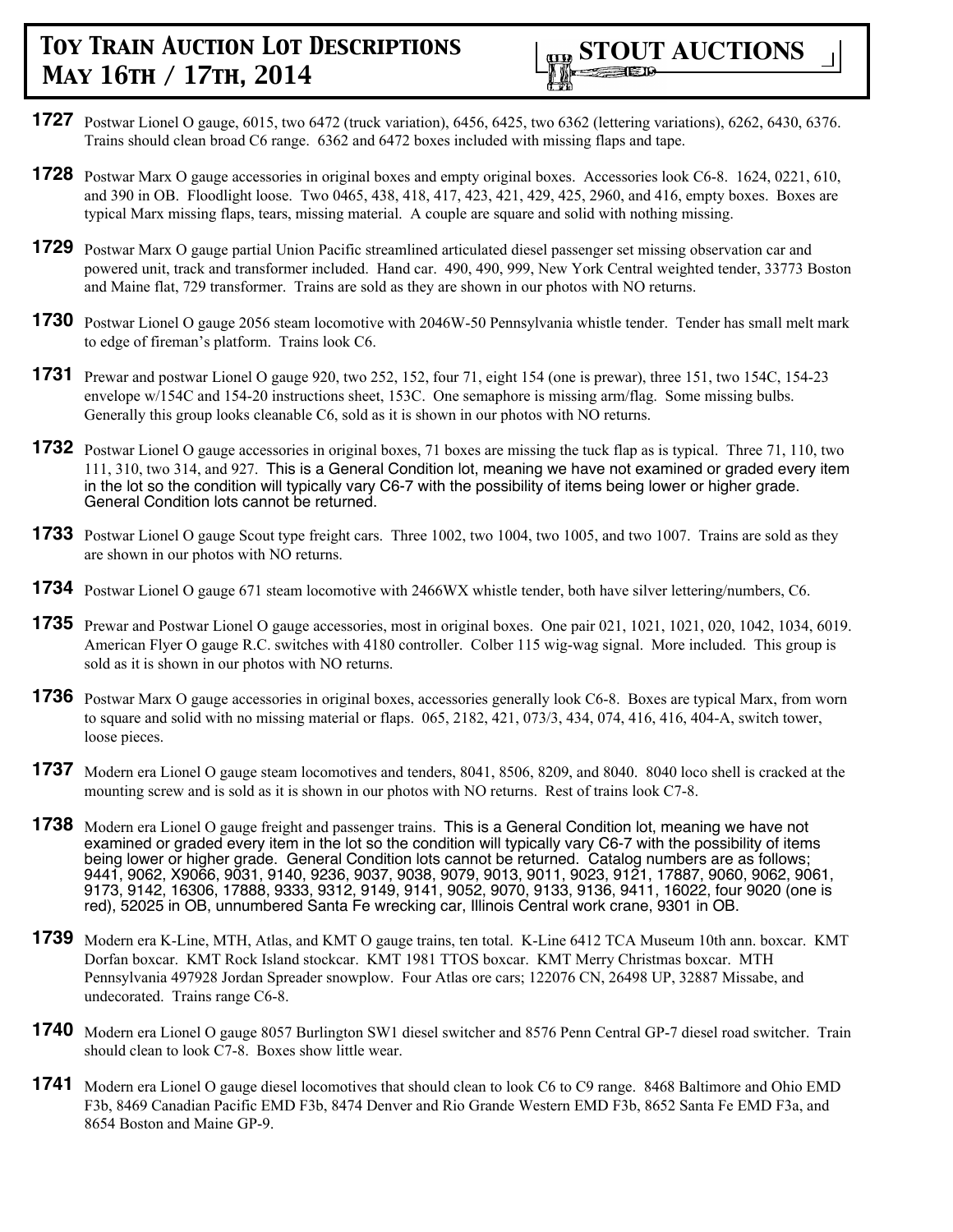**1727** Postwar Lionel O gauge, 6015, two 6472 (truck variation), 6456, 6425, two 6362 (lettering variations), 6262, 6430, 6376. Trains should clean broad C6 range. 6362 and 6472 boxes included with missing flaps and tape.

**1728** Postwar Marx O gauge accessories in original boxes and empty original boxes. Accessories look C6-8. 1624, 0221, 610, and 390 in OB. Floodlight loose. Two 0465, 438, 418, 417, 423, 421, 429, 425, 2960, and 416, empty boxes. Boxes are typical Marx missing flaps, tears, missing material. A couple are square and solid with nothing missing.

**1729** Postwar Marx O gauge partial Union Pacific streamlined articulated diesel passenger set missing observation car and powered unit, track and transformer included. Hand car. 490, 490, 999, New York Central weighted tender, 33773 Boston and Maine flat, 729 transformer. Trains are sold as they are shown in our photos with NO returns.

**1730** Postwar Lionel O gauge 2056 steam locomotive with 2046W-50 Pennsylvania whistle tender. Tender has small melt mark to edge of fireman's platform. Trains look C6.

**1731** Prewar and postwar Lionel O gauge 920, two 252, 152, four 71, eight 154 (one is prewar), three 151, two 154C, 154-23 envelope w/154C and 154-20 instructions sheet, 153C. One semaphore is missing arm/flag. Some missing bulbs. Generally this group looks cleanable C6, sold as it is shown in our photos with NO returns.

**1732** Postwar Lionel O gauge accessories in original boxes, 71 boxes are missing the tuck flap as is typical. Three 71, 110, two 111, 310, two 314, and 927. This is a General Condition lot, meaning we have not examined or graded every item in the lot so the condition will typically vary C6-7 with the possibility of items being lower or higher grade. General Condition lots cannot be returned.

**1733** Postwar Lionel O gauge Scout type freight cars. Three 1002, two 1004, two 1005, and two 1007. Trains are sold as they are shown in our photos with NO returns.

**1734** Postwar Lionel O gauge 671 steam locomotive with 2466WX whistle tender, both have silver lettering/numbers, C6.

**1735** Prewar and Postwar Lionel O gauge accessories, most in original boxes. One pair 021, 1021, 1021, 020, 1042, 1034, 6019. American Flyer O gauge R.C. switches with 4180 controller. Colber 115 wig-wag signal. More included. This group is sold as it is shown in our photos with NO returns.

**1736** Postwar Marx O gauge accessories in original boxes, accessories generally look C6-8. Boxes are typical Marx, from worn to square and solid with no missing material or flaps. 065, 2182, 421, 073/3, 434, 074, 416, 416, 404-A, switch tower, loose pieces.

**1737** Modern era Lionel O gauge steam locomotives and tenders, 8041, 8506, 8209, and 8040. 8040 loco shell is cracked at the mounting screw and is sold as it is shown in our photos with NO returns. Rest of trains look C7-8.

**1738** Modern era Lionel O gauge freight and passenger trains. This is a General Condition lot, meaning we have not examined or graded every item in the lot so the condition will typically vary C6-7 with the possibility of items being lower or higher grade. General Condition lots cannot be returned. Catalog numbers are as follows; 9441, 9062, X9066, 9031, 9140, 9236, 9037, 9038, 9079, 9013, 9011, 9023, 9121, 17887, 9060, 9062, 9061, 9173, 9142, 16306, 17888, 9333, 9312, 9149, 9141, 9052, 9070, 9133, 9136, 9411, 16022, four 9020 (one is red), 52025 in OB, unnumbered Santa Fe wrecking car, Illinois Central work crane, 9301 in OB.

**1739** Modern era K-Line, MTH, Atlas, and KMT O gauge trains, ten total. K-Line 6412 TCA Museum 10th ann. boxcar. KMT Dorfan boxcar. KMT Rock Island stockcar. KMT 1981 TTOS boxcar. KMT Merry Christmas boxcar. MTH Pennsylvania 497928 Jordan Spreader snowplow. Four Atlas ore cars; 122076 CN, 26498 UP, 32887 Missabe, and undecorated. Trains range C6-8.

**1740** Modern era Lionel O gauge 8057 Burlington SW1 diesel switcher and 8576 Penn Central GP-7 diesel road switcher. Train should clean to look C7-8. Boxes show little wear.

**1741** Modern era Lionel O gauge diesel locomotives that should clean to look C6 to C9 range. 8468 Baltimore and Ohio EMD F3b, 8469 Canadian Pacific EMD F3b, 8474 Denver and Rio Grande Western EMD F3b, 8652 Santa Fe EMD F3a, and 8654 Boston and Maine GP-9.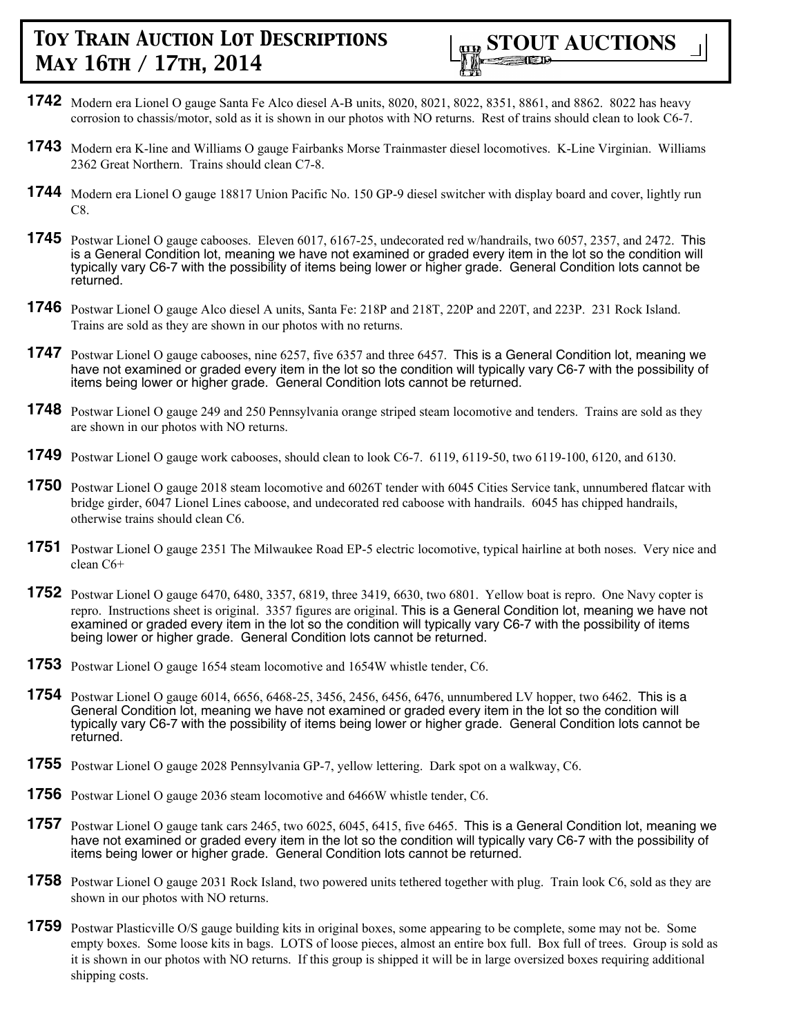# Toy Train Auction Lot Descriptions May 16th / 17th, 2014

**STOUT AUCTIONS**

**1742** Modern era Lionel O gauge Santa Fe Alco diesel A-B units, 8020, 8021, 8022, 8351, 8861, and 8862. 8022 has heavy corrosion to chassis/motor, sold as it is shown in our photos with NO returns. Rest of trains should clean to look C6-7.

**1743** Modern era K-line and Williams O gauge Fairbanks Morse Trainmaster diesel locomotives. K-Line Virginian. Williams 2362 Great Northern. Trains should clean C7-8.

**1744** Modern era Lionel O gauge 18817 Union Pacific No. 150 GP-9 diesel switcher with display board and cover, lightly run C8.

**1745** Postwar Lionel O gauge cabooses. Eleven 6017, 6167-25, undecorated red w/handrails, two 6057, 2357, and 2472. This is a General Condition lot, meaning we have not examined or graded every item in the lot so the condition will typically vary C6-7 with the possibility of items being lower or higher grade. General Condition lots cannot be returned.

**1746** Postwar Lionel O gauge Alco diesel A units, Santa Fe: 218P and 218T, 220P and 220T, and 223P. 231 Rock Island. Trains are sold as they are shown in our photos with no returns.

**1747** Postwar Lionel O gauge cabooses, nine 6257, five 6357 and three 6457. This is a General Condition lot, meaning we have not examined or graded every item in the lot so the condition will typically vary C6-7 with the possibility of items being lower or higher grade. General Condition lots cannot be returned.

**1748** Postwar Lionel O gauge 249 and 250 Pennsylvania orange striped steam locomotive and tenders. Trains are sold as they are shown in our photos with NO returns.

**1749** Postwar Lionel O gauge work cabooses, should clean to look C6-7. 6119, 6119-50, two 6119-100, 6120, and 6130.

**1750** Postwar Lionel O gauge 2018 steam locomotive and 6026T tender with 6045 Cities Service tank, unnumbered flatcar with bridge girder, 6047 Lionel Lines caboose, and undecorated red caboose with handrails. 6045 has chipped handrails, otherwise trains should clean C6.

**1751** Postwar Lionel O gauge 2351 The Milwaukee Road EP-5 electric locomotive, typical hairline at both noses. Very nice and clean C6+

**1752** Postwar Lionel O gauge 6470, 6480, 3357, 6819, three 3419, 6630, two 6801. Yellow boat is repro. One Navy copter is repro. Instructions sheet is original. 3357 figures are original. This is a General Condition lot, meaning we have not examined or graded every item in the lot so the condition will typically vary C6-7 with the possibility of items being lower or higher grade. General Condition lots cannot be returned.

**1753** Postwar Lionel O gauge 1654 steam locomotive and 1654W whistle tender, C6.

**1754** Postwar Lionel O gauge 6014, 6656, 6468-25, 3456, 2456, 6456, 6476, unnumbered LV hopper, two 6462. This is a General Condition lot, meaning we have not examined or graded every item in the lot so the condition will typically vary C6-7 with the possibility of items being lower or higher grade. General Condition lots cannot be returned.

**1755** Postwar Lionel O gauge 2028 Pennsylvania GP-7, yellow lettering. Dark spot on a walkway, C6.

**1756** Postwar Lionel O gauge 2036 steam locomotive and 6466W whistle tender, C6.

**1757** Postwar Lionel O gauge tank cars 2465, two 6025, 6045, 6415, five 6465. This is a General Condition lot, meaning we have not examined or graded every item in the lot so the condition will typically vary C6-7 with the possibility of items being lower or higher grade. General Condition lots cannot be returned.

**1758** Postwar Lionel O gauge 2031 Rock Island, two powered units tethered together with plug. Train look C6, sold as they are shown in our photos with NO returns.

**1759** Postwar Plasticville O/S gauge building kits in original boxes, some appearing to be complete, some may not be. Some empty boxes. Some loose kits in bags. LOTS of loose pieces, almost an entire box full. Box full of trees. Group is sold as it is shown in our photos with NO returns. If this group is shipped it will be in large oversized boxes requiring additional shipping costs.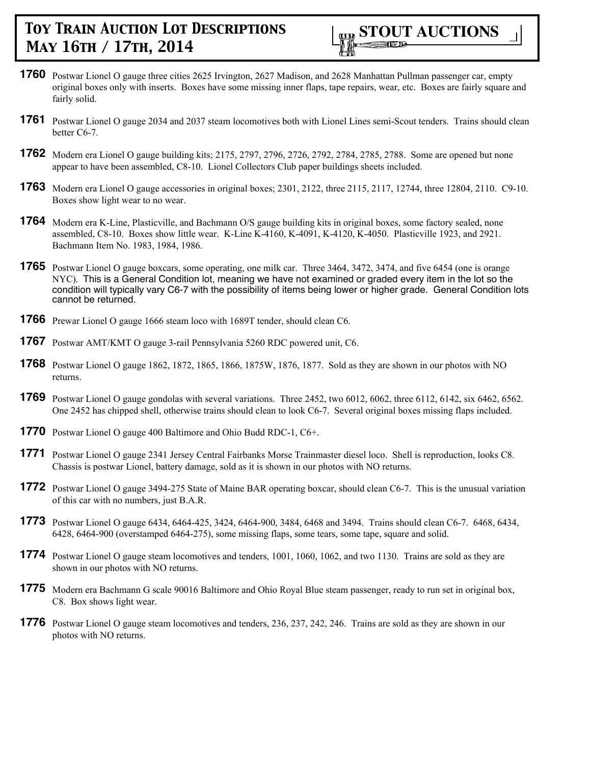# Toy Train Auction Lot Descriptions May 16th / 17th, 2014

**STOUT AUCTIONS**

**1760** Postwar Lionel O gauge three cities 2625 Irvington, 2627 Madison, and 2628 Manhattan Pullman passenger car, empty original boxes only with inserts. Boxes have some missing inner flaps, tape repairs, wear, etc. Boxes are fairly square and fairly solid.

**1761** Postwar Lionel O gauge 2034 and 2037 steam locomotives both with Lionel Lines semi-Scout tenders. Trains should clean better C6-7.

**1762** Modern era Lionel O gauge building kits; 2175, 2797, 2796, 2726, 2792, 2784, 2785, 2788. Some are opened but none appear to have been assembled, C8-10. Lionel Collectors Club paper buildings sheets included.

**1763** Modern era Lionel O gauge accessories in original boxes; 2301, 2122, three 2115, 2117, 12744, three 12804, 2110. C9-10. Boxes show light wear to no wear.

**1764** Modern era K-Line, Plasticville, and Bachmann O/S gauge building kits in original boxes, some factory sealed, none assembled, C8-10. Boxes show little wear. K-Line K-4160, K-4091, K-4120, K-4050. Plasticville 1923, and 2921. Bachmann Item No. 1983, 1984, 1986.

**1765** Postwar Lionel O gauge boxcars, some operating, one milk car. Three 3464, 3472, 3474, and five 6454 (one is orange NYC). This is a General Condition lot, meaning we have not examined or graded every item in the lot so the condition will typically vary C6-7 with the possibility of items being lower or higher grade. General Condition lots cannot be returned.

**1766** Prewar Lionel O gauge 1666 steam loco with 1689T tender, should clean C6.

**1767** Postwar AMT/KMT O gauge 3-rail Pennsylvania 5260 RDC powered unit, C6.

**1768** Postwar Lionel O gauge 1862, 1872, 1865, 1866, 1875W, 1876, 1877. Sold as they are shown in our photos with NO returns.

**1769** Postwar Lionel O gauge gondolas with several variations. Three 2452, two 6012, 6062, three 6112, 6142, six 6462, 6562. One 2452 has chipped shell, otherwise trains should clean to look C6-7. Several original boxes missing flaps included.

**1770** Postwar Lionel O gauge 400 Baltimore and Ohio Budd RDC-1, C6+.

**1771** Postwar Lionel O gauge 2341 Jersey Central Fairbanks Morse Trainmaster diesel loco. Shell is reproduction, looks C8. Chassis is postwar Lionel, battery damage, sold as it is shown in our photos with NO returns.

**1772** Postwar Lionel O gauge 3494-275 State of Maine BAR operating boxcar, should clean C6-7. This is the unusual variation of this car with no numbers, just B.A.R.

**1773** Postwar Lionel O gauge 6434, 6464-425, 3424, 6464-900, 3484, 6468 and 3494. Trains should clean C6-7. 6468, 6434, 6428, 6464-900 (overstamped 6464-275), some missing flaps, some tears, some tape, square and solid.

**1774** Postwar Lionel O gauge steam locomotives and tenders, 1001, 1060, 1062, and two 1130. Trains are sold as they are shown in our photos with NO returns.

**1775** Modern era Bachmann G scale 90016 Baltimore and Ohio Royal Blue steam passenger, ready to run set in original box, C8. Box shows light wear.

**1776** Postwar Lionel O gauge steam locomotives and tenders, 236, 237, 242, 246. Trains are sold as they are shown in our photos with NO returns.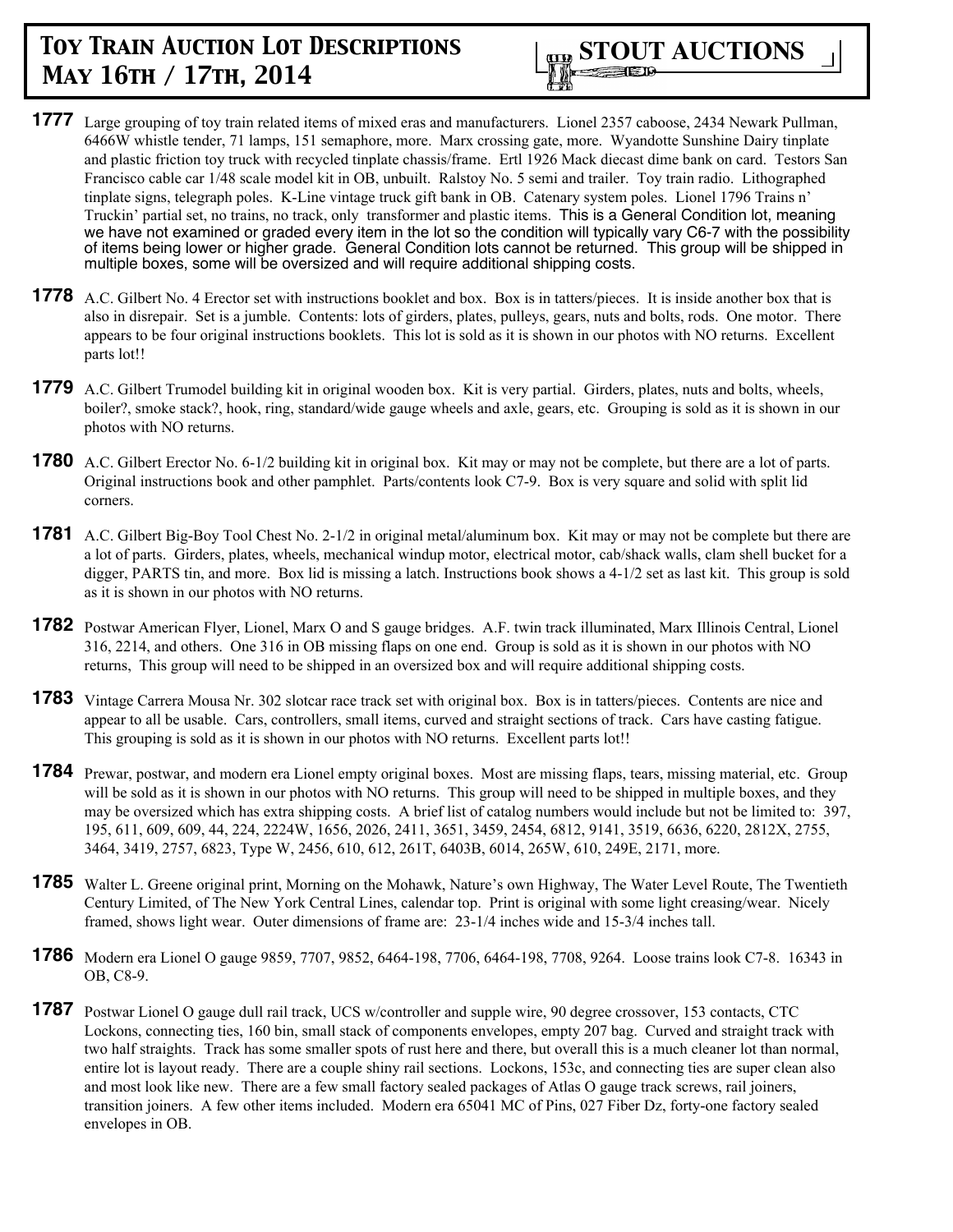**1777** Large grouping of toy train related items of mixed eras and manufacturers. Lionel 2357 caboose, 2434 Newark Pullman, 6466W whistle tender, 71 lamps, 151 semaphore, more. Marx crossing gate, more. Wyandotte Sunshine Dairy tinplate and plastic friction toy truck with recycled tinplate chassis/frame. Ertl 1926 Mack diecast dime bank on card. Testors San Francisco cable car 1/48 scale model kit in OB, unbuilt. Ralstoy No. 5 semi and trailer. Toy train radio. Lithographed tinplate signs, telegraph poles. K-Line vintage truck gift bank in OB. Catenary system poles. Lionel 1796 Trains n' Truckin' partial set, no trains, no track, only transformer and plastic items. This is a General Condition lot, meaning we have not examined or graded every item in the lot so the condition will typically vary C6-7 with the possibility of items being lower or higher grade. General Condition lots cannot be returned. This group will be shipped in multiple boxes, some will be oversized and will require additional shipping costs.

**1778** A.C. Gilbert No. 4 Erector set with instructions booklet and box. Box is in tatters/pieces. It is inside another box that is also in disrepair. Set is a jumble. Contents: lots of girders, plates, pulleys, gears, nuts and bolts, rods. One motor. There appears to be four original instructions booklets. This lot is sold as it is shown in our photos with NO returns. Excellent parts lot!!

**1779** A.C. Gilbert Trumodel building kit in original wooden box. Kit is very partial. Girders, plates, nuts and bolts, wheels, boiler?, smoke stack?, hook, ring, standard/wide gauge wheels and axle, gears, etc. Grouping is sold as it is shown in our photos with NO returns.

**1780** A.C. Gilbert Erector No. 6-1/2 building kit in original box. Kit may or may not be complete, but there are a lot of parts. Original instructions book and other pamphlet. Parts/contents look C7-9. Box is very square and solid with split lid corners.

**1781** A.C. Gilbert Big-Boy Tool Chest No. 2-1/2 in original metal/aluminum box. Kit may or may not be complete but there are a lot of parts. Girders, plates, wheels, mechanical windup motor, electrical motor, cab/shack walls, clam shell bucket for a digger, PARTS tin, and more. Box lid is missing a latch. Instructions book shows a 4-1/2 set as last kit. This group is sold as it is shown in our photos with NO returns.

**1782** Postwar American Flyer, Lionel, Marx O and S gauge bridges. A.F. twin track illuminated, Marx Illinois Central, Lionel 316, 2214, and others. One 316 in OB missing flaps on one end. Group is sold as it is shown in our photos with NO returns, This group will need to be shipped in an oversized box and will require additional shipping costs.

**1783** Vintage Carrera Mousa Nr. 302 slotcar race track set with original box. Box is in tatters/pieces. Contents are nice and appear to all be usable. Cars, controllers, small items, curved and straight sections of track. Cars have casting fatigue. This grouping is sold as it is shown in our photos with NO returns. Excellent parts lot!!

**1784** Prewar, postwar, and modern era Lionel empty original boxes. Most are missing flaps, tears, missing material, etc. Group will be sold as it is shown in our photos with NO returns. This group will need to be shipped in multiple boxes, and they may be oversized which has extra shipping costs. A brief list of catalog numbers would include but not be limited to: 397, 195, 611, 609, 609, 44, 224, 2224W, 1656, 2026, 2411, 3651, 3459, 2454, 6812, 9141, 3519, 6636, 6220, 2812X, 2755, 3464, 3419, 2757, 6823, Type W, 2456, 610, 612, 261T, 6403B, 6014, 265W, 610, 249E, 2171, more.

**1785** Walter L. Greene original print, Morning on the Mohawk, Nature's own Highway, The Water Level Route, The Twentieth Century Limited, of The New York Central Lines, calendar top. Print is original with some light creasing/wear. Nicely framed, shows light wear. Outer dimensions of frame are: 23-1/4 inches wide and 15-3/4 inches tall.

**1786** Modern era Lionel O gauge 9859, 7707, 9852, 6464-198, 7706, 6464-198, 7708, 9264. Loose trains look C7-8. 16343 in OB, C8-9.

**1787** Postwar Lionel O gauge dull rail track, UCS w/controller and supple wire, 90 degree crossover, 153 contacts, CTC Lockons, connecting ties, 160 bin, small stack of components envelopes, empty 207 bag. Curved and straight track with two half straights. Track has some smaller spots of rust here and there, but overall this is a much cleaner lot than normal, entire lot is layout ready. There are a couple shiny rail sections. Lockons, 153c, and connecting ties are super clean also and most look like new. There are a few small factory sealed packages of Atlas O gauge track screws, rail joiners, transition joiners. A few other items included. Modern era 65041 MC of Pins, 027 Fiber Dz, forty-one factory sealed envelopes in OB.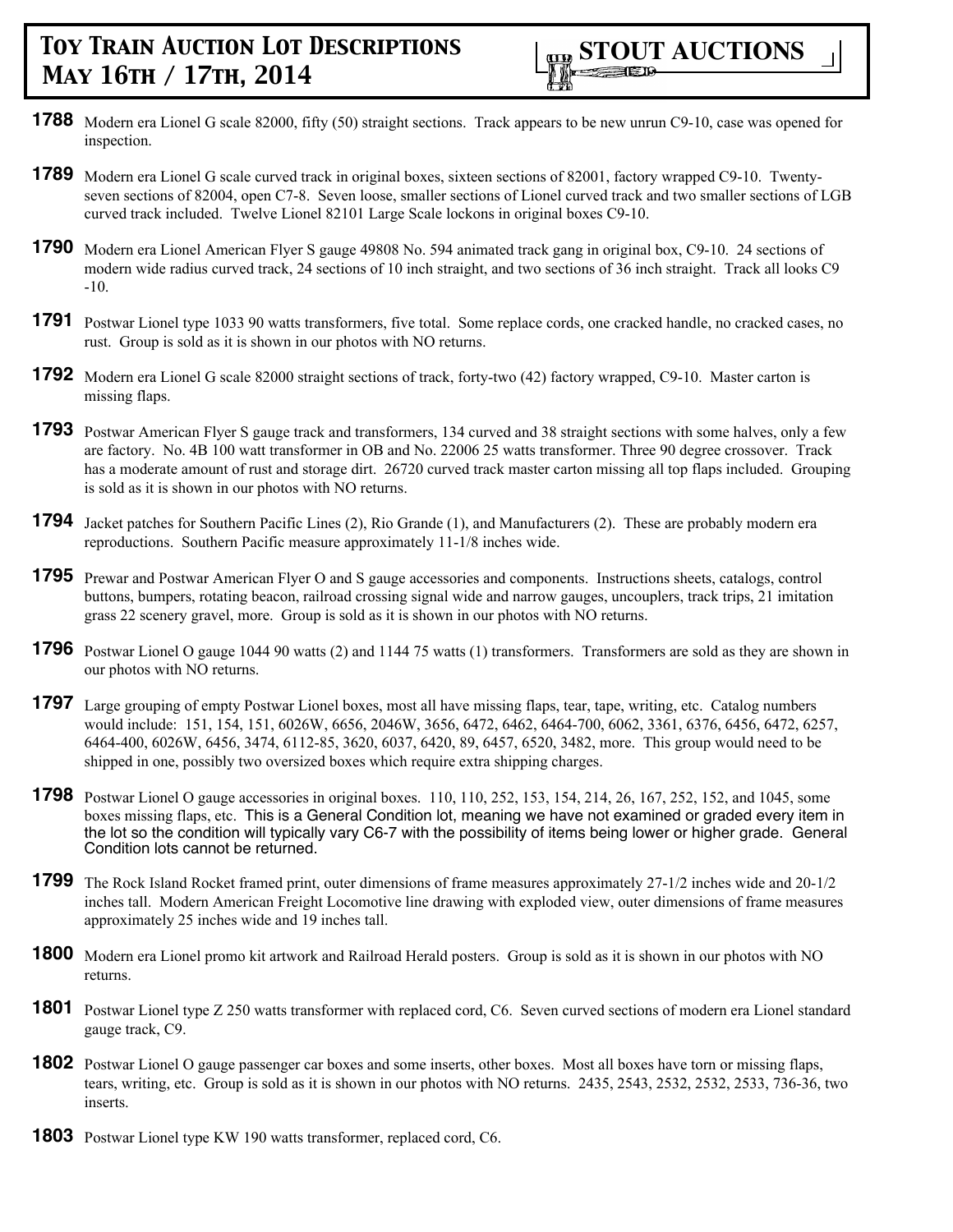**1788** Modern era Lionel G scale 82000, fifty (50) straight sections. Track appears to be new unrun C9-10, case was opened for inspection.

**1789** Modern era Lionel G scale curved track in original boxes, sixteen sections of 82001, factory wrapped C9-10. Twenty-seven sections of 82004, open C7-8. Seven loose, smaller sections of Lionel curved track and two smaller sections of LGB curved track included. Twelve Lionel 82101 Large Scale lockons in original boxes C9-10.

**1790** Modern era Lionel American Flyer S gauge 49808 No. 594 animated track gang in original box, C9-10. 24 sections of modern wide radius curved track, 24 sections of 10 inch straight, and two sections of 36 inch straight. Track all looks C9-10.

**1791** Postwar Lionel type 1033 90 watts transformers, five total. Some replace cords, one cracked handle, no cracked cases, no rust. Group is sold as it is shown in our photos with NO returns.

**1792** Modern era Lionel G scale 82000 straight sections of track, forty-two (42) factory wrapped, C9-10. Master carton is missing flaps.

**1793** Postwar American Flyer S gauge track and transformers, 134 curved and 38 straight sections with some halves, only a few are factory. No. 4B 100 watt transformer in OB and No. 22006 25 watts transformer. Three 90 degree crossover. Track has a moderate amount of rust and storage dirt. 26720 curved track master carton missing all top flaps included. Grouping is sold as it is shown in our photos with NO returns.

**1794** Jacket patches for Southern Pacific Lines (2), Rio Grande (1), and Manufacturers (2). These are probably modern era reproductions. Southern Pacific measure approximately 11-1/8 inches wide.

**1795** Prewar and Postwar American Flyer O and S gauge accessories and components. Instructions sheets, catalogs, control buttons, bumpers, rotating beacon, railroad crossing signal wide and narrow gauges, uncouplers, track trips, 21 imitation grass 22 scenery gravel, more. Group is sold as it is shown in our photos with NO returns.

**1796** Postwar Lionel O gauge 1044 90 watts (2) and 1144 75 watts (1) transformers. Transformers are sold as they are shown in our photos with NO returns.

**1797** Large grouping of empty Postwar Lionel boxes, most all have missing flaps, tear, tape, writing, etc. Catalog numbers would include: 151, 154, 151, 6026W, 6656, 2046W, 3656, 6472, 6462, 6464-700, 6062, 3361, 6376, 6456, 6472, 6257, 6464-400, 6026W, 6456, 3474, 6112-85, 3620, 6037, 6420, 89, 6457, 6520, 3482, more. This group would need to be shipped in one, possibly two oversized boxes which require extra shipping charges.

**1798** Postwar Lionel O gauge accessories in original boxes. 110, 110, 252, 153, 154, 214, 26, 167, 252, 152, and 1045, some boxes missing flaps, etc. This is a General Condition lot, meaning we have not examined or graded every item in the lot so the condition will typically vary C6-7 with the possibility of items being lower or higher grade. General Condition lots cannot be returned.

**1799** The Rock Island Rocket framed print, outer dimensions of frame measures approximately 27-1/2 inches wide and 20-1/2 inches tall. Modern American Freight Locomotive line drawing with exploded view, outer dimensions of frame measures approximately 25 inches wide and 19 inches tall.

**1800** Modern era Lionel promo kit artwork and Railroad Herald posters. Group is sold as it is shown in our photos with NO returns.

**1801** Postwar Lionel type Z 250 watts transformer with replaced cord, C6. Seven curved sections of modern era Lionel standard gauge track, C9.

**1802** Postwar Lionel O gauge passenger car boxes and some inserts, other boxes. Most all boxes have torn or missing flaps, tears, writing, etc. Group is sold as it is shown in our photos with NO returns. 2435, 2543, 2532, 2532, 2533, 736-36, two inserts.

**1803** Postwar Lionel type KW 190 watts transformer, replaced cord, C6.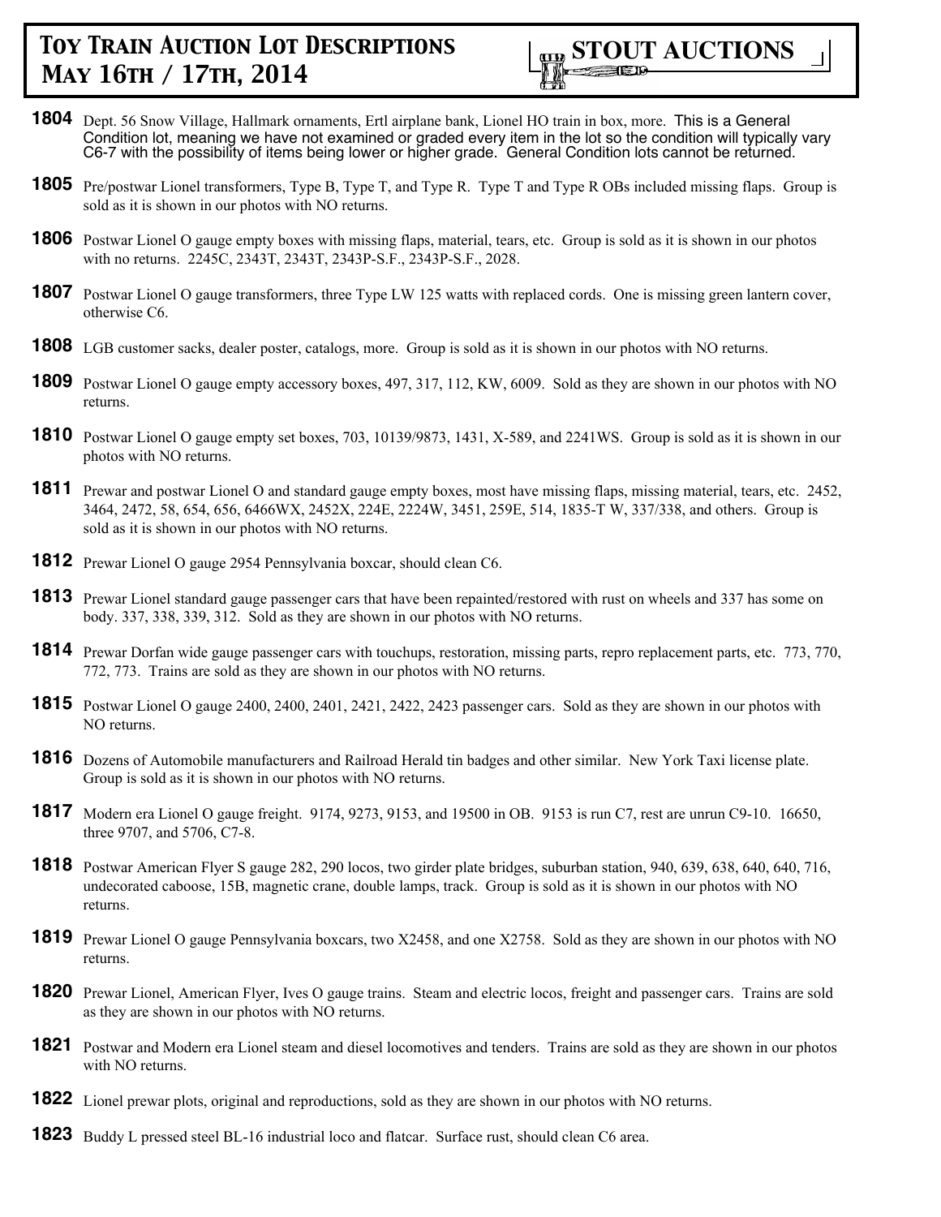# Toy Train Auction Lot Descriptions May 16th / 17th, 2014

**STOUT AUCTIONS**

**1804** Dept. 56 Snow Village, Hallmark ornaments, Ertl airplane bank, Lionel HO train in box, more. This is a General Condition lot, meaning we have not examined or graded every item in the lot so the condition will typically vary C6-7 with the possibility of items being lower or higher grade. General Condition lots cannot be returned.

**1805** Pre/postwar Lionel transformers, Type B, Type T, and Type R. Type T and Type R OBs included missing flaps. Group is sold as it is shown in our photos with NO returns.

**1806** Postwar Lionel O gauge empty boxes with missing flaps, material, tears, etc. Group is sold as it is shown in our photos with no returns. 2245C, 2343T, 2343T, 2343P-S.F., 2343P-S.F., 2028.

**1807** Postwar Lionel O gauge transformers, three Type LW 125 watts with replaced cords. One is missing green lantern cover, otherwise C6.

**1808** LGB customer sacks, dealer poster, catalogs, more. Group is sold as it is shown in our photos with NO returns.

**1809** Postwar Lionel O gauge empty accessory boxes, 497, 317, 112, KW, 6009. Sold as they are shown in our photos with NO returns.

**1810** Postwar Lionel O gauge empty set boxes, 703, 10139/9873, 1431, X-589, and 2241WS. Group is sold as it is shown in our photos with NO returns.

**1811** Prewar and postwar Lionel O and standard gauge empty boxes, most have missing flaps, missing material, tears, etc. 2452, 3464, 2472, 58, 654, 656, 6466WX, 2452X, 224E, 2224W, 3451, 259E, 514, 1835-T W, 337/338, and others. Group is sold as it is shown in our photos with NO returns.

**1812** Prewar Lionel O gauge 2954 Pennsylvania boxcar, should clean C6.

**1813** Prewar Lionel standard gauge passenger cars that have been repainted/restored with rust on wheels and 337 has some on body. 337, 338, 339, 312. Sold as they are shown in our photos with NO returns.

**1814** Prewar Dorfan wide gauge passenger cars with touchups, restoration, missing parts, repro replacement parts, etc. 773, 770, 772, 773. Trains are sold as they are shown in our photos with NO returns.

**1815** Postwar Lionel O gauge 2400, 2400, 2401, 2421, 2422, 2423 passenger cars. Sold as they are shown in our photos with NO returns.

**1816** Dozens of Automobile manufacturers and Railroad Herald tin badges and other similar. New York Taxi license plate. Group is sold as it is shown in our photos with NO returns.

**1817** Modern era Lionel O gauge freight. 9174, 9273, 9153, and 19500 in OB. 9153 is run C7, rest are unrun C9-10. 16650, three 9707, and 5706, C7-8.

**1818** Postwar American Flyer S gauge 282, 290 locos, two girder plate bridges, suburban station, 940, 639, 638, 640, 640, 716, undecorated caboose, 15B, magnetic crane, double lamps, track. Group is sold as it is shown in our photos with NO returns.

**1819** Prewar Lionel O gauge Pennsylvania boxcars, two X2458, and one X2758. Sold as they are shown in our photos with NO returns.

**1820** Prewar Lionel, American Flyer, Ives O gauge trains. Steam and electric locos, freight and passenger cars. Trains are sold as they are shown in our photos with NO returns.

**1821** Postwar and Modern era Lionel steam and diesel locomotives and tenders. Trains are sold as they are shown in our photos with NO returns.

**1822** Lionel prewar plots, original and reproductions, sold as they are shown in our photos with NO returns.

**1823** Buddy L pressed steel BL-16 industrial loco and flatcar. Surface rust, should clean C6 area.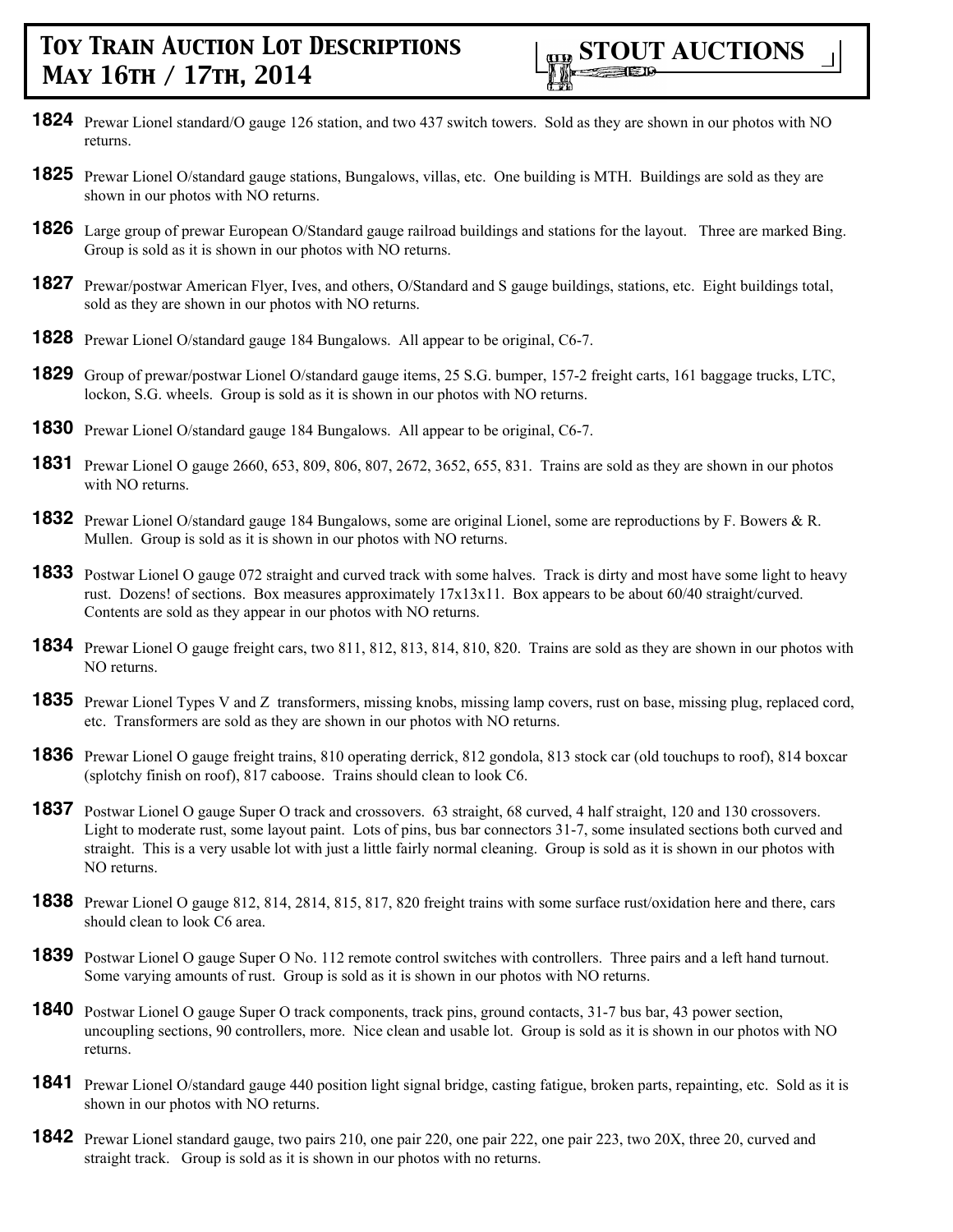**1824** Prewar Lionel standard/O gauge 126 station, and two 437 switch towers. Sold as they are shown in our photos with NO returns.

**1825** Prewar Lionel O/standard gauge stations, Bungalows, villas, etc. One building is MTH. Buildings are sold as they are shown in our photos with NO returns.

**1826** Large group of prewar European O/Standard gauge railroad buildings and stations for the layout. Three are marked Bing. Group is sold as it is shown in our photos with NO returns.

**1827** Prewar/postwar American Flyer, Ives, and others, O/Standard and S gauge buildings, stations, etc. Eight buildings total, sold as they are shown in our photos with NO returns.

**1828** Prewar Lionel O/standard gauge 184 Bungalows. All appear to be original, C6-7.

**1829** Group of prewar/postwar Lionel O/standard gauge items, 25 S.G. bumper, 157-2 freight carts, 161 baggage trucks, LTC, lockon, S.G. wheels. Group is sold as it is shown in our photos with NO returns.

**1830** Prewar Lionel O/standard gauge 184 Bungalows. All appear to be original, C6-7.

**1831** Prewar Lionel O gauge 2660, 653, 809, 806, 807, 2672, 3652, 655, 831. Trains are sold as they are shown in our photos with NO returns.

**1832** Prewar Lionel O/standard gauge 184 Bungalows, some are original Lionel, some are reproductions by F. Bowers & R. Mullen. Group is sold as it is shown in our photos with NO returns.

**1833** Postwar Lionel O gauge 072 straight and curved track with some halves. Track is dirty and most have some light to heavy rust. Dozens! of sections. Box measures approximately 17x13x11. Box appears to be about 60/40 straight/curved. Contents are sold as they appear in our photos with NO returns.

**1834** Prewar Lionel O gauge freight cars, two 811, 812, 813, 814, 810, 820. Trains are sold as they are shown in our photos with NO returns.

**1835** Prewar Lionel Types V and Z transformers, missing knobs, missing lamp covers, rust on base, missing plug, replaced cord, etc. Transformers are sold as they are shown in our photos with NO returns.

**1836** Prewar Lionel O gauge freight trains, 810 operating derrick, 812 gondola, 813 stock car (old touchups to roof), 814 boxcar (splotchy finish on roof), 817 caboose. Trains should clean to look C6.

**1837** Postwar Lionel O gauge Super O track and crossovers. 63 straight, 68 curved, 4 half straight, 120 and 130 crossovers. Light to moderate rust, some layout paint. Lots of pins, bus bar connectors 31-7, some insulated sections both curved and straight. This is a very usable lot with just a little fairly normal cleaning. Group is sold as it is shown in our photos with NO returns.

**1838** Prewar Lionel O gauge 812, 814, 2814, 815, 817, 820 freight trains with some surface rust/oxidation here and there, cars should clean to look C6 area.

**1839** Postwar Lionel O gauge Super O No. 112 remote control switches with controllers. Three pairs and a left hand turnout. Some varying amounts of rust. Group is sold as it is shown in our photos with NO returns.

**1840** Postwar Lionel O gauge Super O track components, track pins, ground contacts, 31-7 bus bar, 43 power section, uncoupling sections, 90 controllers, more. Nice clean and usable lot. Group is sold as it is shown in our photos with NO returns.

**1841** Prewar Lionel O/standard gauge 440 position light signal bridge, casting fatigue, broken parts, repainting, etc. Sold as it is shown in our photos with NO returns.

**1842** Prewar Lionel standard gauge, two pairs 210, one pair 220, one pair 222, one pair 223, two 20X, three 20, curved and straight track. Group is sold as it is shown in our photos with no returns.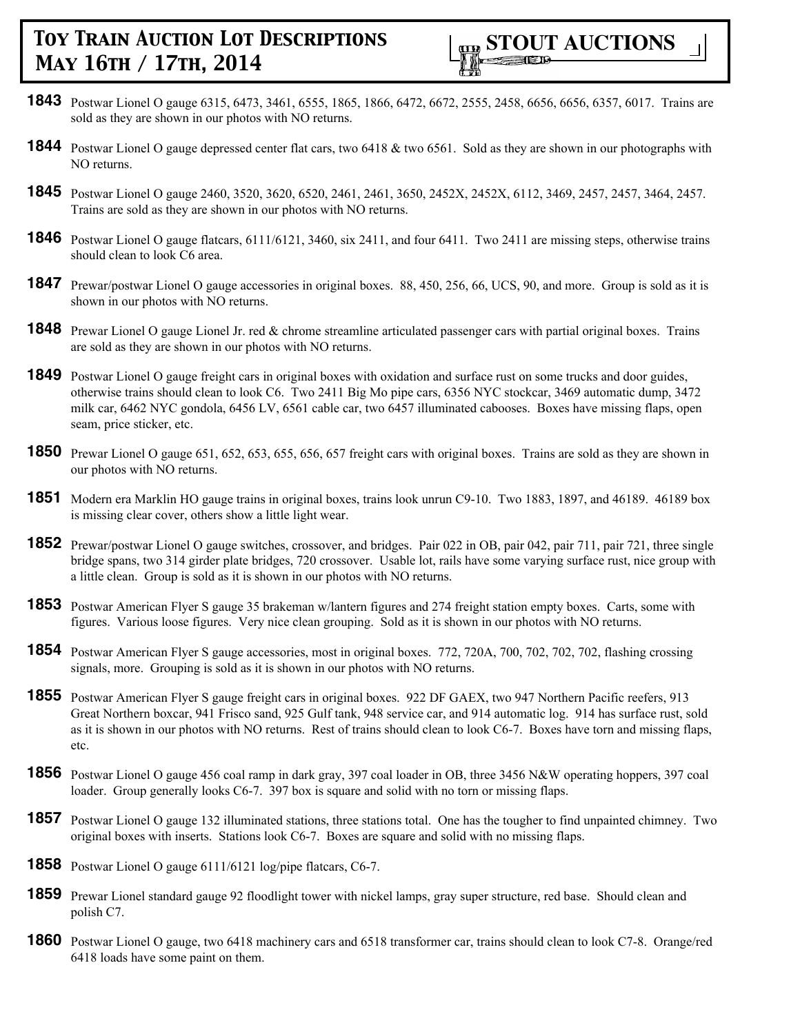**1843** Postwar Lionel O gauge 6315, 6473, 3461, 6555, 1865, 1866, 6472, 6672, 2555, 2458, 6656, 6656, 6357, 6017. Trains are sold as they are shown in our photos with NO returns.

**1844** Postwar Lionel O gauge depressed center flat cars, two 6418 & two 6561. Sold as they are shown in our photographs with NO returns.

**1845** Postwar Lionel O gauge 2460, 3520, 3620, 6520, 2461, 2461, 3650, 2452X, 2452X, 6112, 3469, 2457, 2457, 3464, 2457. Trains are sold as they are shown in our photos with NO returns.

**1846** Postwar Lionel O gauge flatcars, 6111/6121, 3460, six 2411, and four 6411. Two 2411 are missing steps, otherwise trains should clean to look C6 area.

**1847** Prewar/postwar Lionel O gauge accessories in original boxes. 88, 450, 256, 66, UCS, 90, and more. Group is sold as it is shown in our photos with NO returns.

**1848** Prewar Lionel O gauge Lionel Jr. red & chrome streamline articulated passenger cars with partial original boxes. Trains are sold as they are shown in our photos with NO returns.

**1849** Postwar Lionel O gauge freight cars in original boxes with oxidation and surface rust on some trucks and door guides, otherwise trains should clean to look C6. Two 2411 Big Mo pipe cars, 6356 NYC stockcar, 3469 automatic dump, 3472 milk car, 6462 NYC gondola, 6456 LV, 6561 cable car, two 6457 illuminated cabooses. Boxes have missing flaps, open seam, price sticker, etc.

**1850** Prewar Lionel O gauge 651, 652, 653, 655, 656, 657 freight cars with original boxes. Trains are sold as they are shown in our photos with NO returns.

**1851** Modern era Marklin HO gauge trains in original boxes, trains look unrun C9-10. Two 1883, 1897, and 46189. 46189 box is missing clear cover, others show a little light wear.

**1852** Prewar/postwar Lionel O gauge switches, crossover, and bridges. Pair 022 in OB, pair 042, pair 711, pair 721, three single bridge spans, two 314 girder plate bridges, 720 crossover. Usable lot, rails have some varying surface rust, nice group with a little clean. Group is sold as it is shown in our photos with NO returns.

**1853** Postwar American Flyer S gauge 35 brakeman w/lantern figures and 274 freight station empty boxes. Carts, some with figures. Various loose figures. Very nice clean grouping. Sold as it is shown in our photos with NO returns.

**1854** Postwar American Flyer S gauge accessories, most in original boxes. 772, 720A, 700, 702, 702, 702, flashing crossing signals, more. Grouping is sold as it is shown in our photos with NO returns.

**1855** Postwar American Flyer S gauge freight cars in original boxes. 922 DF GAEX, two 947 Northern Pacific reefers, 913 Great Northern boxcar, 941 Frisco sand, 925 Gulf tank, 948 service car, and 914 automatic log. 914 has surface rust, sold as it is shown in our photos with NO returns. Rest of trains should clean to look C6-7. Boxes have torn and missing flaps, etc.

**1856** Postwar Lionel O gauge 456 coal ramp in dark gray, 397 coal loader in OB, three 3456 N&W operating hoppers, 397 coal loader. Group generally looks C6-7. 397 box is square and solid with no torn or missing flaps.

**1857** Postwar Lionel O gauge 132 illuminated stations, three stations total. One has the tougher to find unpainted chimney. Two original boxes with inserts. Stations look C6-7. Boxes are square and solid with no missing flaps.

**1858** Postwar Lionel O gauge 6111/6121 log/pipe flatcars, C6-7.

**1859** Prewar Lionel standard gauge 92 floodlight tower with nickel lamps, gray super structure, red base. Should clean and polish C7.

**1860** Postwar Lionel O gauge, two 6418 machinery cars and 6518 transformer car, trains should clean to look C7-8. Orange/red 6418 loads have some paint on them.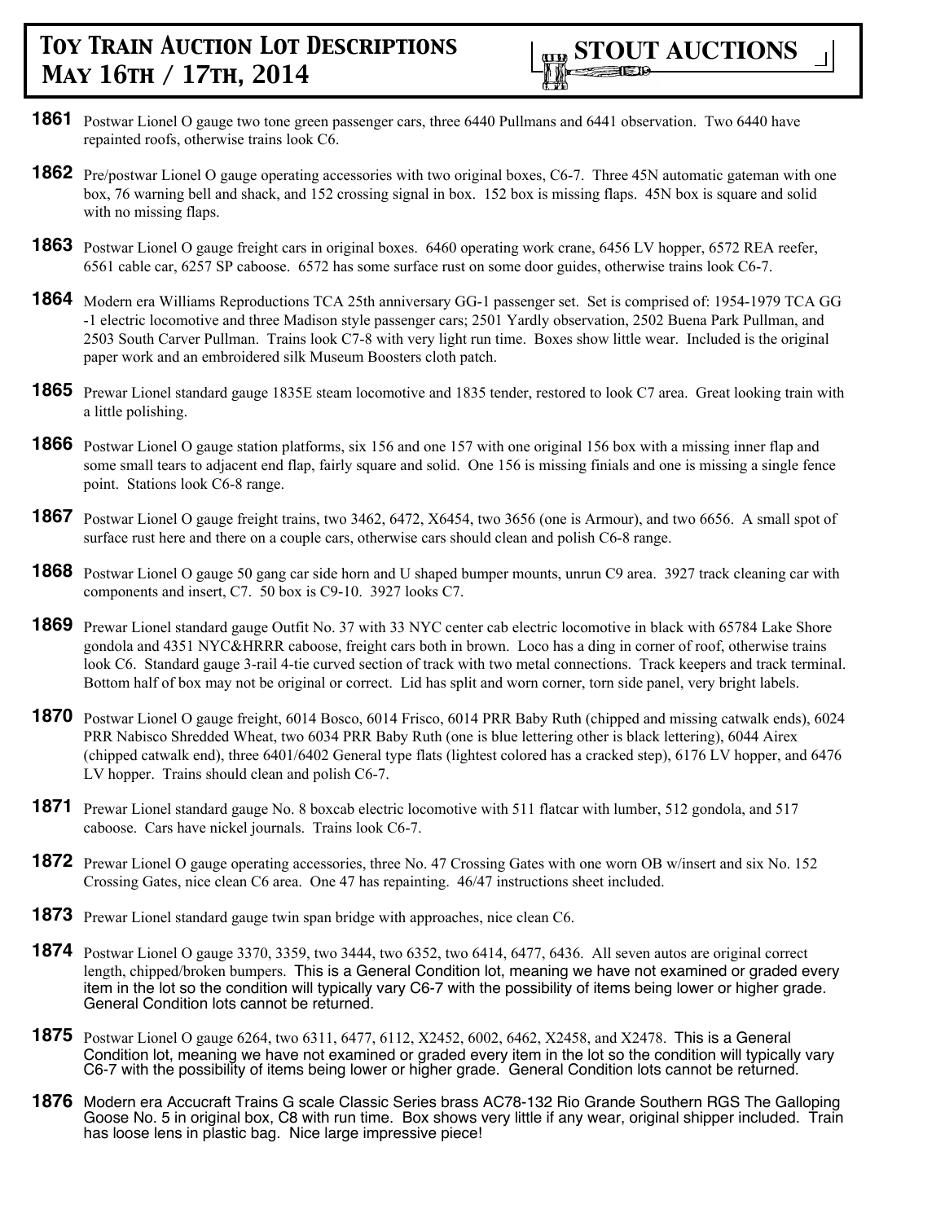**1861** Postwar Lionel O gauge two tone green passenger cars, three 6440 Pullmans and 6441 observation. Two 6440 have repainted roofs, otherwise trains look C6.

**1862** Pre/postwar Lionel O gauge operating accessories with two original boxes, C6-7. Three 45N automatic gateman with one box, 76 warning bell and shack, and 152 crossing signal in box. 152 box is missing flaps. 45N box is square and solid with no missing flaps.

**1863** Postwar Lionel O gauge freight cars in original boxes. 6460 operating work crane, 6456 LV hopper, 6572 REA reefer, 6561 cable car, 6257 SP caboose. 6572 has some surface rust on some door guides, otherwise trains look C6-7.

**1864** Modern era Williams Reproductions TCA 25th anniversary GG-1 passenger set. Set is comprised of: 1954-1979 TCA GG-1 electric locomotive and three Madison style passenger cars; 2501 Yardly observation, 2502 Buena Park Pullman, and 2503 South Carver Pullman. Trains look C7-8 with very light run time. Boxes show little wear. Included is the original paper work and an embroidered silk Museum Boosters cloth patch.

**1865** Prewar Lionel standard gauge 1835E steam locomotive and 1835 tender, restored to look C7 area. Great looking train with a little polishing.

**1866** Postwar Lionel O gauge station platforms, six 156 and one 157 with one original 156 box with a missing inner flap and some small tears to adjacent end flap, fairly square and solid. One 156 is missing finials and one is missing a single fence point. Stations look C6-8 range.

**1867** Postwar Lionel O gauge freight trains, two 3462, 6472, X6454, two 3656 (one is Armour), and two 6656. A small spot of surface rust here and there on a couple cars, otherwise cars should clean and polish C6-8 range.

**1868** Postwar Lionel O gauge 50 gang car side horn and U shaped bumper mounts, unrun C9 area. 3927 track cleaning car with components and insert, C7. 50 box is C9-10. 3927 looks C7.

**1869** Prewar Lionel standard gauge Outfit No. 37 with 33 NYC center cab electric locomotive in black with 65784 Lake Shore gondola and 4351 NYC&HRRR caboose, freight cars both in brown. Loco has a ding in corner of roof, otherwise trains look C6. Standard gauge 3-rail 4-tie curved section of track with two metal connections. Track keepers and track terminal. Bottom half of box may not be original or correct. Lid has split and worn corner, torn side panel, very bright labels.

**1870** Postwar Lionel O gauge freight, 6014 Bosco, 6014 Frisco, 6014 PRR Baby Ruth (chipped and missing catwalk ends), 6024 PRR Nabisco Shredded Wheat, two 6034 PRR Baby Ruth (one is blue lettering other is black lettering), 6044 Airex (chipped catwalk end), three 6401/6402 General type flats (lightest colored has a cracked step), 6176 LV hopper, and 6476 LV hopper. Trains should clean and polish C6-7.

**1871** Prewar Lionel standard gauge No. 8 boxcab electric locomotive with 511 flatcar with lumber, 512 gondola, and 517 caboose. Cars have nickel journals. Trains look C6-7.

**1872** Prewar Lionel O gauge operating accessories, three No. 47 Crossing Gates with one worn OB w/insert and six No. 152 Crossing Gates, nice clean C6 area. One 47 has repainting. 46/47 instructions sheet included.

**1873** Prewar Lionel standard gauge twin span bridge with approaches, nice clean C6.

**1874** Postwar Lionel O gauge 3370, 3359, two 3444, two 6352, two 6414, 6477, 6436. All seven autos are original correct length, chipped/broken bumpers. This is a General Condition lot, meaning we have not examined or graded every item in the lot so the condition will typically vary C6-7 with the possibility of items being lower or higher grade. General Condition lots cannot be returned.

**1875** Postwar Lionel O gauge 6264, two 6311, 6477, 6112, X2452, 6002, 6462, X2458, and X2478. This is a General Condition lot, meaning we have not examined or graded every item in the lot so the condition will typically vary C6-7 with the possibility of items being lower or higher grade. General Condition lots cannot be returned.

**1876** Modern era Accucraft Trains G scale Classic Series brass AC78-132 Rio Grande Southern RGS The Galloping Goose No. 5 in original box, C8 with run time. Box shows very little if any wear, original shipper included. Train has loose lens in plastic bag. Nice large impressive piece!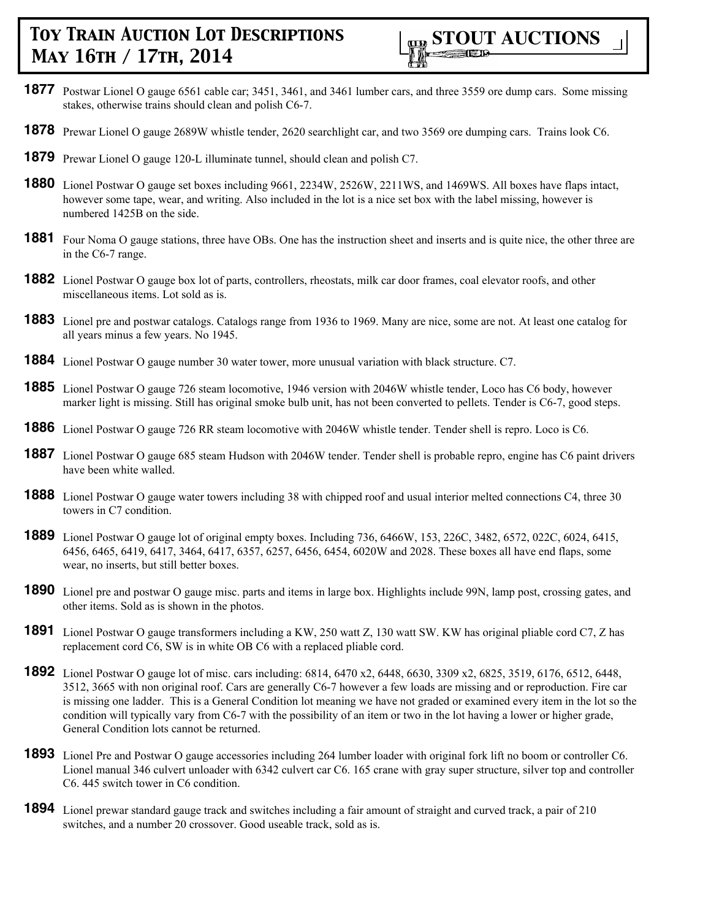**1877** Postwar Lionel O gauge 6561 cable car; 3451, 3461, and 3461 lumber cars, and three 3559 ore dump cars. Some missing stakes, otherwise trains should clean and polish C6-7.

**1878** Prewar Lionel O gauge 2689W whistle tender, 2620 searchlight car, and two 3569 ore dumping cars. Trains look C6.

**1879** Prewar Lionel O gauge 120-L illuminate tunnel, should clean and polish C7.

**1880** Lionel Postwar O gauge set boxes including 9661, 2234W, 2526W, 2211WS, and 1469WS. All boxes have flaps intact, however some tape, wear, and writing. Also included in the lot is a nice set box with the label missing, however is numbered 1425B on the side.

**1881** Four Noma O gauge stations, three have OBs. One has the instruction sheet and inserts and is quite nice, the other three are in the C6-7 range.

**1882** Lionel Postwar O gauge box lot of parts, controllers, rheostats, milk car door frames, coal elevator roofs, and other miscellaneous items. Lot sold as is.

**1883** Lionel pre and postwar catalogs. Catalogs range from 1936 to 1969. Many are nice, some are not. At least one catalog for all years minus a few years. No 1945.

**1884** Lionel Postwar O gauge number 30 water tower, more unusual variation with black structure. C7.

**1885** Lionel Postwar O gauge 726 steam locomotive, 1946 version with 2046W whistle tender, Loco has C6 body, however marker light is missing. Still has original smoke bulb unit, has not been converted to pellets. Tender is C6-7, good steps.

**1886** Lionel Postwar O gauge 726 RR steam locomotive with 2046W whistle tender. Tender shell is repro. Loco is C6.

**1887** Lionel Postwar O gauge 685 steam Hudson with 2046W tender. Tender shell is probable repro, engine has C6 paint drivers have been white walled.

**1888** Lionel Postwar O gauge water towers including 38 with chipped roof and usual interior melted connections C4, three 30 towers in C7 condition.

**1889** Lionel Postwar O gauge lot of original empty boxes. Including 736, 6466W, 153, 226C, 3482, 6572, 022C, 6024, 6415, 6456, 6465, 6419, 6417, 3464, 6417, 6357, 6257, 6456, 6454, 6020W and 2028. These boxes all have end flaps, some wear, no inserts, but still better boxes.

**1890** Lionel pre and postwar O gauge misc. parts and items in large box. Highlights include 99N, lamp post, crossing gates, and other items. Sold as is shown in the photos.

**1891** Lionel Postwar O gauge transformers including a KW, 250 watt Z, 130 watt SW. KW has original pliable cord C7, Z has replacement cord C6, SW is in white OB C6 with a replaced pliable cord.

**1892** Lionel Postwar O gauge lot of misc. cars including: 6814, 6470 x2, 6448, 6630, 3309 x2, 6825, 3519, 6176, 6512, 6448, 3512, 3665 with non original roof. Cars are generally C6-7 however a few loads are missing and or reproduction. Fire car is missing one ladder. This is a General Condition lot meaning we have not graded or examined every item in the lot so the condition will typically vary from C6-7 with the possibility of an item or two in the lot having a lower or higher grade, General Condition lots cannot be returned.

**1893** Lionel Pre and Postwar O gauge accessories including 264 lumber loader with original fork lift no boom or controller C6. Lionel manual 346 culvert unloader with 6342 culvert car C6. 165 crane with gray super structure, silver top and controller C6. 445 switch tower in C6 condition.

**1894** Lionel prewar standard gauge track and switches including a fair amount of straight and curved track, a pair of 210 switches, and a number 20 crossover. Good useable track, sold as is.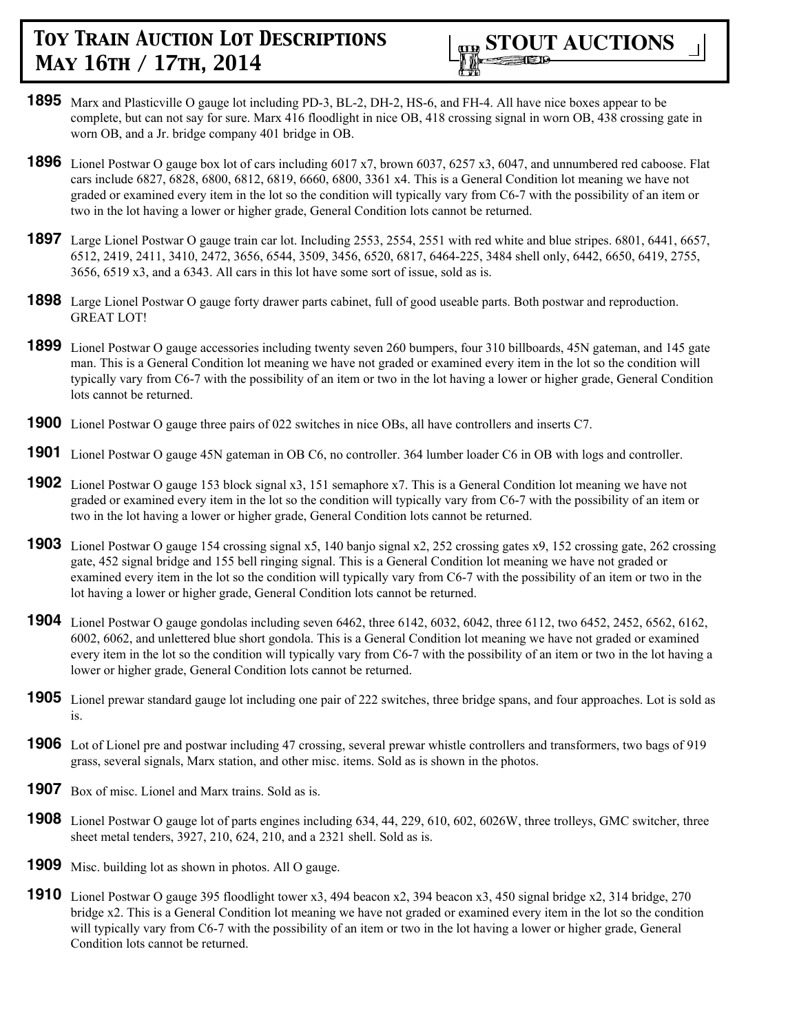**1895** Marx and Plasticville O gauge lot including PD-3, BL-2, DH-2, HS-6, and FH-4. All have nice boxes appear to be complete, but can not say for sure. Marx 416 floodlight in nice OB, 418 crossing signal in worn OB, 438 crossing gate in worn OB, and a Jr. bridge company 401 bridge in OB.

**1896** Lionel Postwar O gauge box lot of cars including 6017 x7, brown 6037, 6257 x3, 6047, and unnumbered red caboose. Flat cars include 6827, 6828, 6800, 6812, 6819, 6660, 6800, 3361 x4. This is a General Condition lot meaning we have not graded or examined every item in the lot so the condition will typically vary from C6-7 with the possibility of an item or two in the lot having a lower or higher grade, General Condition lots cannot be returned.

**1897** Large Lionel Postwar O gauge train car lot. Including 2553, 2554, 2551 with red white and blue stripes. 6801, 6441, 6657, 6512, 2419, 2411, 3410, 2472, 3656, 6544, 3509, 3456, 6520, 6817, 6464-225, 3484 shell only, 6442, 6650, 6419, 2755, 3656, 6519 x3, and a 6343. All cars in this lot have some sort of issue, sold as is.

**1898** Large Lionel Postwar O gauge forty drawer parts cabinet, full of good useable parts. Both postwar and reproduction. GREAT LOT!

**1899** Lionel Postwar O gauge accessories including twenty seven 260 bumpers, four 310 billboards, 45N gateman, and 145 gate man. This is a General Condition lot meaning we have not graded or examined every item in the lot so the condition will typically vary from C6-7 with the possibility of an item or two in the lot having a lower or higher grade, General Condition lots cannot be returned.

**1900** Lionel Postwar O gauge three pairs of 022 switches in nice OBs, all have controllers and inserts C7.

**1901** Lionel Postwar O gauge 45N gateman in OB C6, no controller. 364 lumber loader C6 in OB with logs and controller.

**1902** Lionel Postwar O gauge 153 block signal x3, 151 semaphore x7. This is a General Condition lot meaning we have not graded or examined every item in the lot so the condition will typically vary from C6-7 with the possibility of an item or two in the lot having a lower or higher grade, General Condition lots cannot be returned.

**1903** Lionel Postwar O gauge 154 crossing signal x5, 140 banjo signal x2, 252 crossing gates x9, 152 crossing gate, 262 crossing gate, 452 signal bridge and 155 bell ringing signal. This is a General Condition lot meaning we have not graded or examined every item in the lot so the condition will typically vary from C6-7 with the possibility of an item or two in the lot having a lower or higher grade, General Condition lots cannot be returned.

**1904** Lionel Postwar O gauge gondolas including seven 6462, three 6142, 6032, 6042, three 6112, two 6452, 2452, 6562, 6162, 6002, 6062, and unlettered blue short gondola. This is a General Condition lot meaning we have not graded or examined every item in the lot so the condition will typically vary from C6-7 with the possibility of an item or two in the lot having a lower or higher grade, General Condition lots cannot be returned.

**1905** Lionel prewar standard gauge lot including one pair of 222 switches, three bridge spans, and four approaches. Lot is sold as is.

**1906** Lot of Lionel pre and postwar including 47 crossing, several prewar whistle controllers and transformers, two bags of 919 grass, several signals, Marx station, and other misc. items. Sold as is shown in the photos.

**1907** Box of misc. Lionel and Marx trains. Sold as is.

**1908** Lionel Postwar O gauge lot of parts engines including 634, 44, 229, 610, 602, 6026W, three trolleys, GMC switcher, three sheet metal tenders, 3927, 210, 624, 210, and a 2321 shell. Sold as is.

**1909** Misc. building lot as shown in photos. All O gauge.

**1910** Lionel Postwar O gauge 395 floodlight tower x3, 494 beacon x2, 394 beacon x3, 450 signal bridge x2, 314 bridge, 270 bridge x2. This is a General Condition lot meaning we have not graded or examined every item in the lot so the condition will typically vary from C6-7 with the possibility of an item or two in the lot having a lower or higher grade, General Condition lots cannot be returned.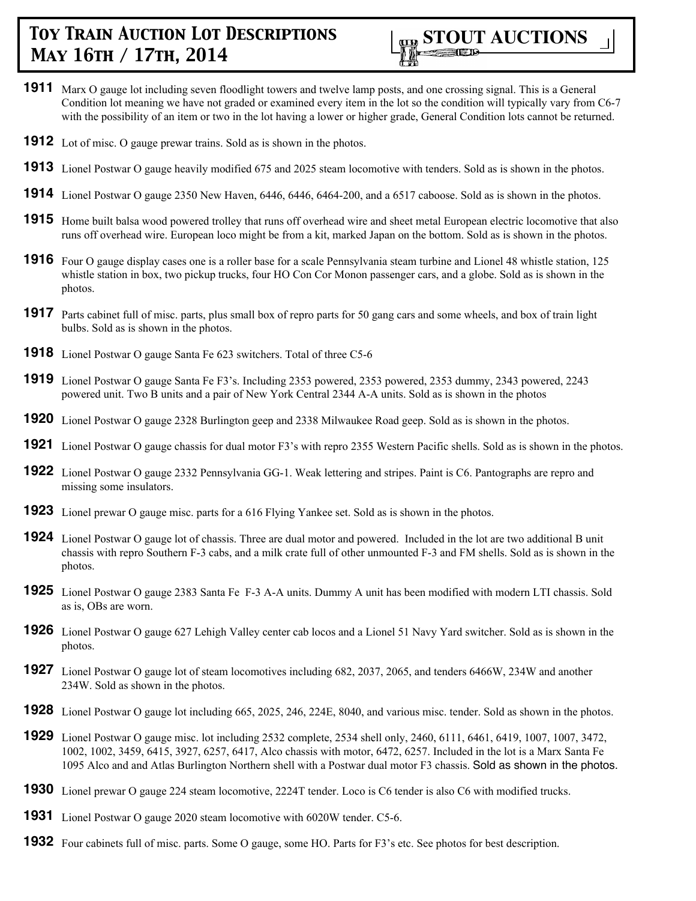# Toy Train Auction Lot Descriptions May 16th / 17th, 2014

**STOUT AUCTIONS**

**1911** Marx O gauge lot including seven floodlight towers and twelve lamp posts, and one crossing signal. This is a General Condition lot meaning we have not graded or examined every item in the lot so the condition will typically vary from C6-7 with the possibility of an item or two in the lot having a lower or higher grade, General Condition lots cannot be returned.

**1912** Lot of misc. O gauge prewar trains. Sold as is shown in the photos.

**1913** Lionel Postwar O gauge heavily modified 675 and 2025 steam locomotive with tenders. Sold as is shown in the photos.

**1914** Lionel Postwar O gauge 2350 New Haven, 6446, 6446, 6464-200, and a 6517 caboose. Sold as is shown in the photos.

**1915** Home built balsa wood powered trolley that runs off overhead wire and sheet metal European electric locomotive that also runs off overhead wire. European loco might be from a kit, marked Japan on the bottom. Sold as is shown in the photos.

**1916** Four O gauge display cases one is a roller base for a scale Pennsylvania steam turbine and Lionel 48 whistle station, 125 whistle station in box, two pickup trucks, four HO Con Cor Monon passenger cars, and a globe. Sold as is shown in the photos.

**1917** Parts cabinet full of misc. parts, plus small box of repro parts for 50 gang cars and some wheels, and box of train light bulbs. Sold as is shown in the photos.

**1918** Lionel Postwar O gauge Santa Fe 623 switchers. Total of three C5-6

**1919** Lionel Postwar O gauge Santa Fe F3's. Including 2353 powered, 2353 powered, 2353 dummy, 2343 powered, 2243 powered unit. Two B units and a pair of New York Central 2344 A-A units. Sold as is shown in the photos

**1920** Lionel Postwar O gauge 2328 Burlington geep and 2338 Milwaukee Road geep. Sold as is shown in the photos.

**1921** Lionel Postwar O gauge chassis for dual motor F3's with repro 2355 Western Pacific shells. Sold as is shown in the photos.

**1922** Lionel Postwar O gauge 2332 Pennsylvania GG-1. Weak lettering and stripes. Paint is C6. Pantographs are repro and missing some insulators.

**1923** Lionel prewar O gauge misc. parts for a 616 Flying Yankee set. Sold as is shown in the photos.

**1924** Lionel Postwar O gauge lot of chassis. Three are dual motor and powered. Included in the lot are two additional B unit chassis with repro Southern F-3 cabs, and a milk crate full of other unmounted F-3 and FM shells. Sold as is shown in the photos.

**1925** Lionel Postwar O gauge 2383 Santa Fe F-3 A-A units. Dummy A unit has been modified with modern LTI chassis. Sold as is, OBs are worn.

**1926** Lionel Postwar O gauge 627 Lehigh Valley center cab locos and a Lionel 51 Navy Yard switcher. Sold as is shown in the photos.

**1927** Lionel Postwar O gauge lot of steam locomotives including 682, 2037, 2065, and tenders 6466W, 234W and another 234W. Sold as shown in the photos.

**1928** Lionel Postwar O gauge lot including 665, 2025, 246, 224E, 8040, and various misc. tender. Sold as shown in the photos.

**1929** Lionel Postwar O gauge misc. lot including 2532 complete, 2534 shell only, 2460, 6111, 6461, 6419, 1007, 1007, 3472, 1002, 1002, 3459, 6415, 3927, 6257, 6417, Alco chassis with motor, 6472, 6257. Included in the lot is a Marx Santa Fe 1095 Alco and and Atlas Burlington Northern shell with a Postwar dual motor F3 chassis. Sold as shown in the photos.

**1930** Lionel prewar O gauge 224 steam locomotive, 2224T tender. Loco is C6 tender is also C6 with modified trucks.

**1931** Lionel Postwar O gauge 2020 steam locomotive with 6020W tender. C5-6.

**1932** Four cabinets full of misc. parts. Some O gauge, some HO. Parts for F3's etc. See photos for best description.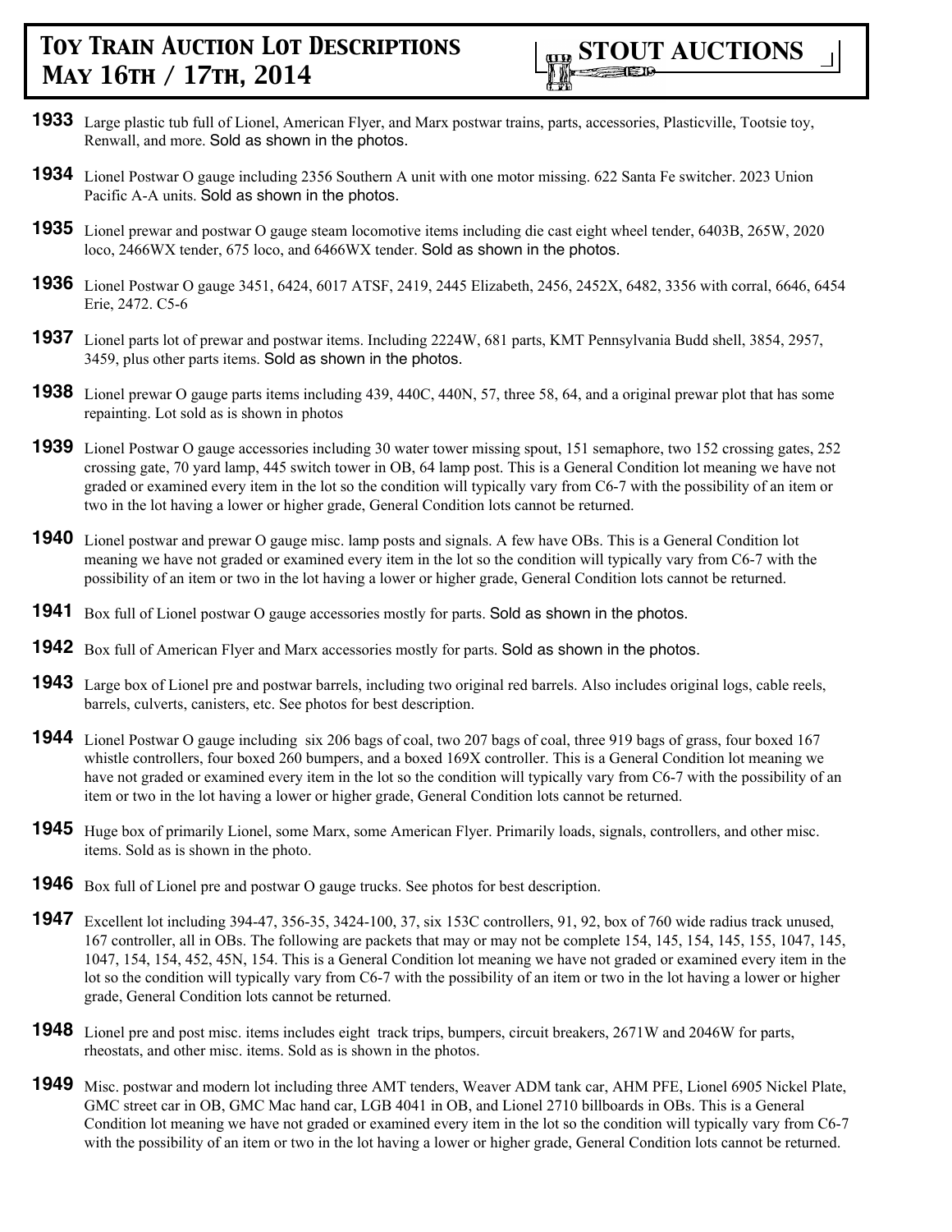**1933** Large plastic tub full of Lionel, American Flyer, and Marx postwar trains, parts, accessories, Plasticville, Tootsie toy, Renwall, and more. Sold as shown in the photos.

**1934** Lionel Postwar O gauge including 2356 Southern A unit with one motor missing. 622 Santa Fe switcher. 2023 Union Pacific A-A units. Sold as shown in the photos.

**1935** Lionel prewar and postwar O gauge steam locomotive items including die cast eight wheel tender, 6403B, 265W, 2020 loco, 2466WX tender, 675 loco, and 6466WX tender. Sold as shown in the photos.

**1936** Lionel Postwar O gauge 3451, 6424, 6017 ATSF, 2419, 2445 Elizabeth, 2456, 2452X, 6482, 3356 with corral, 6646, 6454 Erie, 2472. C5-6

**1937** Lionel parts lot of prewar and postwar items. Including 2224W, 681 parts, KMT Pennsylvania Budd shell, 3854, 2957, 3459, plus other parts items. Sold as shown in the photos.

**1938** Lionel prewar O gauge parts items including 439, 440C, 440N, 57, three 58, 64, and a original prewar plot that has some repainting. Lot sold as is shown in photos

**1939** Lionel Postwar O gauge accessories including 30 water tower missing spout, 151 semaphore, two 152 crossing gates, 252 crossing gate, 70 yard lamp, 445 switch tower in OB, 64 lamp post. This is a General Condition lot meaning we have not graded or examined every item in the lot so the condition will typically vary from C6-7 with the possibility of an item or two in the lot having a lower or higher grade, General Condition lots cannot be returned.

**1940** Lionel postwar and prewar O gauge misc. lamp posts and signals. A few have OBs. This is a General Condition lot meaning we have not graded or examined every item in the lot so the condition will typically vary from C6-7 with the possibility of an item or two in the lot having a lower or higher grade, General Condition lots cannot be returned.

**1941** Box full of Lionel postwar O gauge accessories mostly for parts. Sold as shown in the photos.

**1942** Box full of American Flyer and Marx accessories mostly for parts. Sold as shown in the photos.

**1943** Large box of Lionel pre and postwar barrels, including two original red barrels. Also includes original logs, cable reels, barrels, culverts, canisters, etc. See photos for best description.

**1944** Lionel Postwar O gauge including six 206 bags of coal, two 207 bags of coal, three 919 bags of grass, four boxed 167 whistle controllers, four boxed 260 bumpers, and a boxed 169X controller. This is a General Condition lot meaning we have not graded or examined every item in the lot so the condition will typically vary from C6-7 with the possibility of an item or two in the lot having a lower or higher grade, General Condition lots cannot be returned.

**1945** Huge box of primarily Lionel, some Marx, some American Flyer. Primarily loads, signals, controllers, and other misc. items. Sold as is shown in the photo.

**1946** Box full of Lionel pre and postwar O gauge trucks. See photos for best description.

**1947** Excellent lot including 394-47, 356-35, 3424-100, 37, six 153C controllers, 91, 92, box of 760 wide radius track unused, 167 controller, all in OBs. The following are packets that may or may not be complete 154, 145, 154, 145, 155, 1047, 145, 1047, 154, 154, 452, 45N, 154. This is a General Condition lot meaning we have not graded or examined every item in the lot so the condition will typically vary from C6-7 with the possibility of an item or two in the lot having a lower or higher grade, General Condition lots cannot be returned.

**1948** Lionel pre and post misc. items includes eight track trips, bumpers, circuit breakers, 2671W and 2046W for parts, rheostats, and other misc. items. Sold as is shown in the photos.

**1949** Misc. postwar and modern lot including three AMT tenders, Weaver ADM tank car, AHM PFE, Lionel 6905 Nickel Plate, GMC street car in OB, GMC Mac hand car, LGB 4041 in OB, and Lionel 2710 billboards in OBs. This is a General Condition lot meaning we have not graded or examined every item in the lot so the condition will typically vary from C6-7 with the possibility of an item or two in the lot having a lower or higher grade, General Condition lots cannot be returned.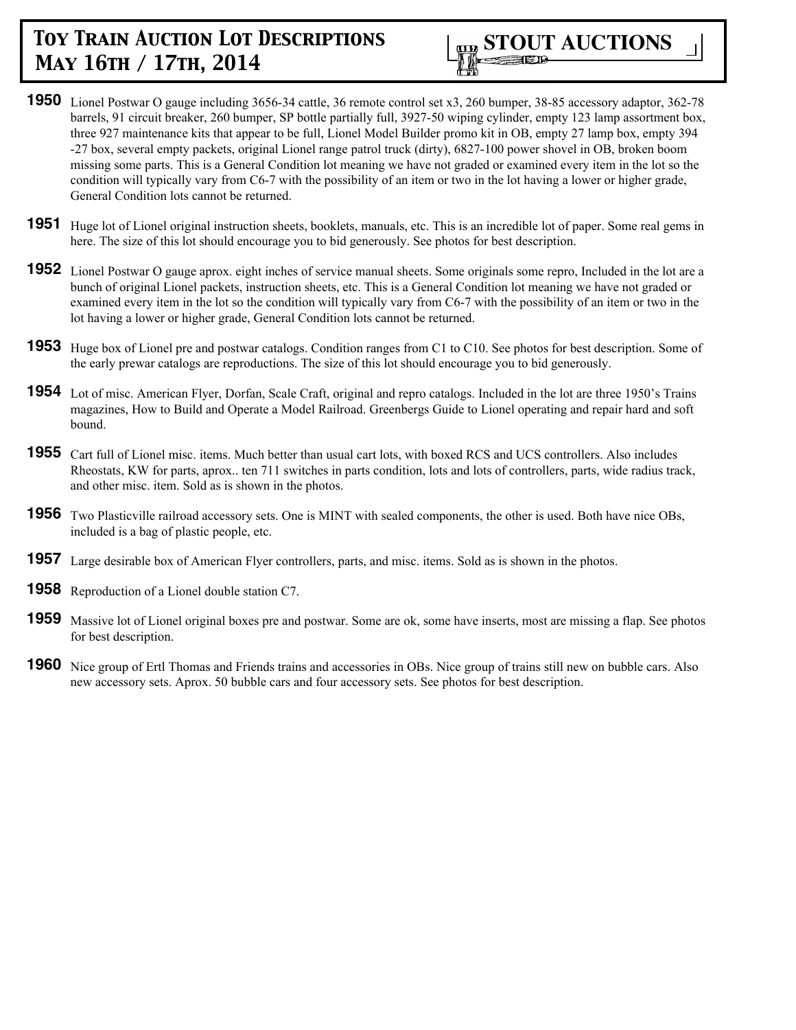**1950** Lionel Postwar O gauge including 3656-34 cattle, 36 remote control set x3, 260 bumper, 38-85 accessory adaptor, 362-78 barrels, 91 circuit breaker, 260 bumper, SP bottle partially full, 3927-50 wiping cylinder, empty 123 lamp assortment box, three 927 maintenance kits that appear to be full, Lionel Model Builder promo kit in OB, empty 27 lamp box, empty 394 -27 box, several empty packets, original Lionel range patrol truck (dirty), 6827-100 power shovel in OB, broken boom missing some parts. This is a General Condition lot meaning we have not graded or examined every item in the lot so the condition will typically vary from C6-7 with the possibility of an item or two in the lot having a lower or higher grade, General Condition lots cannot be returned.

**1951** Huge lot of Lionel original instruction sheets, booklets, manuals, etc. This is an incredible lot of paper. Some real gems in here. The size of this lot should encourage you to bid generously. See photos for best description.

**1952** Lionel Postwar O gauge aprox. eight inches of service manual sheets. Some originals some repro, Included in the lot are a bunch of original Lionel packets, instruction sheets, etc. This is a General Condition lot meaning we have not graded or examined every item in the lot so the condition will typically vary from C6-7 with the possibility of an item or two in the lot having a lower or higher grade, General Condition lots cannot be returned.

**1953** Huge box of Lionel pre and postwar catalogs. Condition ranges from C1 to C10. See photos for best description. Some of the early prewar catalogs are reproductions. The size of this lot should encourage you to bid generously.

**1954** Lot of misc. American Flyer, Dorfan, Scale Craft, original and repro catalogs. Included in the lot are three 1950's Trains magazines, How to Build and Operate a Model Railroad. Greenbergs Guide to Lionel operating and repair hard and soft bound.

**1955** Cart full of Lionel misc. items. Much better than usual cart lots, with boxed RCS and UCS controllers. Also includes Rheostats, KW for parts, aprox.. ten 711 switches in parts condition, lots and lots of controllers, parts, wide radius track, and other misc. item. Sold as is shown in the photos.

**1956** Two Plasticville railroad accessory sets. One is MINT with sealed components, the other is used. Both have nice OBs, included is a bag of plastic people, etc.

**1957** Large desirable box of American Flyer controllers, parts, and misc. items. Sold as is shown in the photos.

**1958** Reproduction of a Lionel double station C7.

**1959** Massive lot of Lionel original boxes pre and postwar. Some are ok, some have inserts, most are missing a flap. See photos for best description.

**1960** Nice group of Ertl Thomas and Friends trains and accessories in OBs. Nice group of trains still new on bubble cars. Also new accessory sets. Aprox. 50 bubble cars and four accessory sets. See photos for best description.